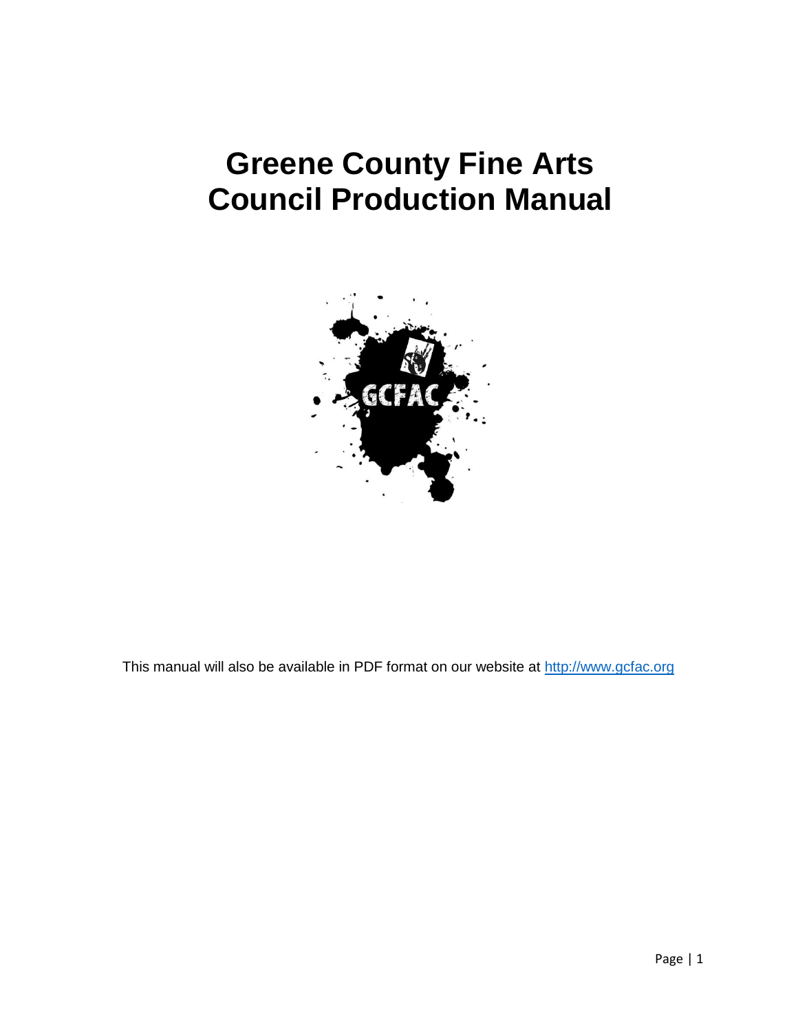# Greene County Fine Arts Council Production Manual

This manual will also be available in PDF format on our website at http://www.gcfac.org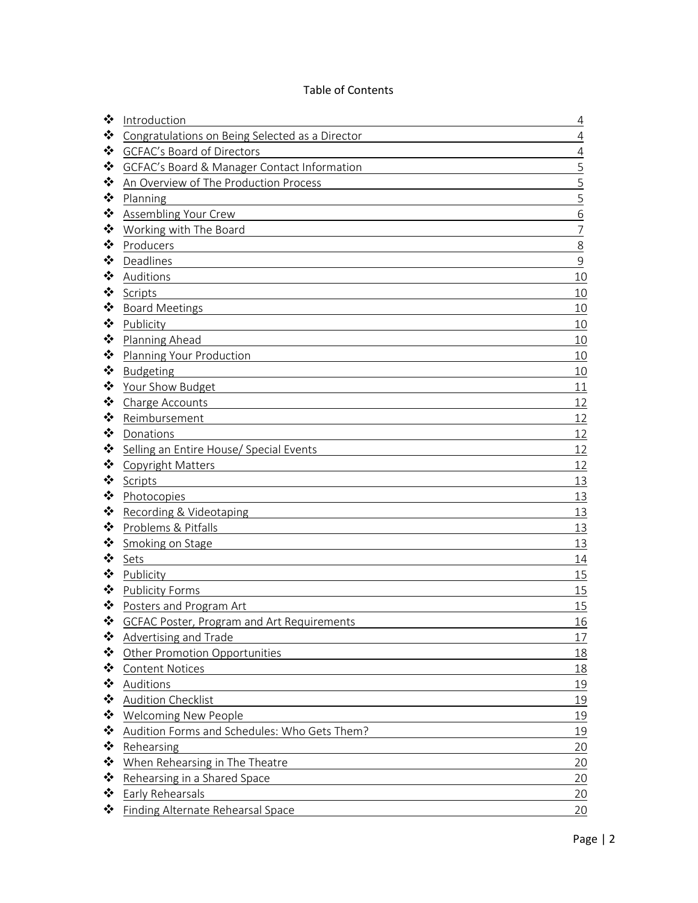# Table of Contents

- Introduction 4
- Congratulations on Being Selected as a Director 4
- GCFAC's Board of Directors 4
- GCFAC's Board & Manager Contact Information 5
- An Overview of The Production Process 5
- Planning 5
- Assembling Your Crew 6
- Working with The Board 7
- Producers 8
- Deadlines 9
- Auditions 10
- Scripts 10
- Board Meetings 10
- Publicity 10
- Planning Ahead 10
- Planning Your Production 10
- Budgeting 10
- Your Show Budget 11
- Charge Accounts 12
- Reimbursement 12
- Donations 12
- Selling an Entire House/ Special Events 12
- Copyright Matters 12
- Scripts 13
- Photocopies 13
- Recording & Videotaping 13
- Problems & Pitfalls 13
- Smoking on Stage 13
- Sets 14
- Publicity 15
- Publicity Forms 15
- Posters and Program Art 15
- GCFAC Poster, Program and Art Requirements 16
- Advertising and Trade 17
- Other Promotion Opportunities 18
- Content Notices 18
- Auditions 19
- Audition Checklist 19
- Welcoming New People 19
- Audition Forms and Schedules: Who Gets Them? 19
- Rehearsing 20
- When Rehearsing in The Theatre 20
- Rehearsing in a Shared Space 20
- Early Rehearsals 20
- Finding Alternate Rehearsal Space 20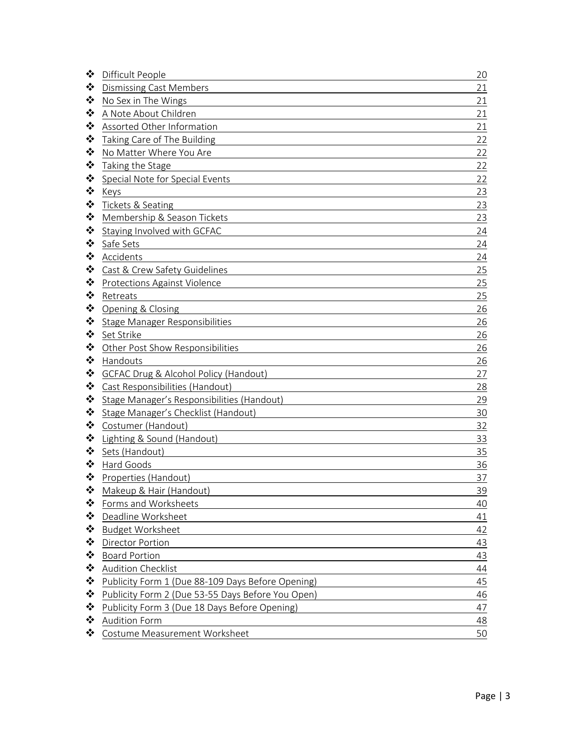- Difficult People 20
- Dismissing Cast Members 21
- No Sex in The Wings 21
- A Note About Children 21
- Assorted Other Information 21
- Taking Care of The Building 22
- No Matter Where You Are 22
- Taking the Stage 22
- Special Note for Special Events 22
- Keys 23
- Tickets & Seating 23
- Membership & Season Tickets 23
- Staying Involved with GCFAC 24
- Safe Sets 24
- Accidents 24
- Cast & Crew Safety Guidelines 25
- Protections Against Violence 25
- Retreats 25
- Opening & Closing 26
- Stage Manager Responsibilities 26
- Set Strike 26
- Other Post Show Responsibilities 26
- Handouts 26
- GCFAC Drug & Alcohol Policy (Handout) 27
- Cast Responsibilities (Handout) 28
- Stage Manager's Responsibilities (Handout) 29
- Stage Manager's Checklist (Handout) 30
- Costumer (Handout) 32
- Lighting & Sound (Handout) 33
- Sets (Handout) 35
- Hard Goods 36
- Properties (Handout) 37
- Makeup & Hair (Handout) 39
- Forms and Worksheets 40
- Deadline Worksheet 41
- Budget Worksheet 42
- Director Portion 43
- Board Portion 43
- Audition Checklist 44
- Publicity Form 1 (Due 88-109 Days Before Opening) 45
- Publicity Form 2 (Due 53-55 Days Before You Open) 46
- Publicity Form 3 (Due 18 Days Before Opening) 47
- Audition Form 48
- Costume Measurement Worksheet 50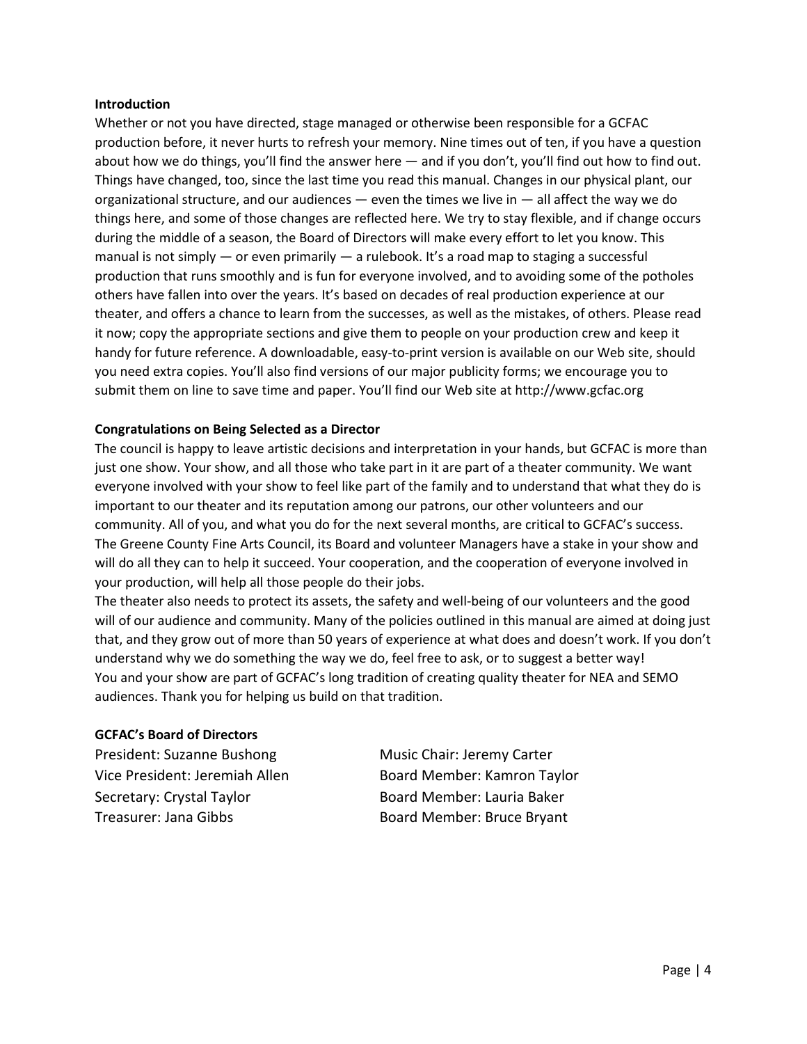**Introduction**

Whether or not you have directed, stage managed or otherwise been responsible for a GCFAC production before, it never hurts to refresh your memory. Nine times out of ten, if you have a question about how we do things, you'll find the answer here — and if you don't, you'll find out how to find out. Things have changed, too, since the last time you read this manual. Changes in our physical plant, our organizational structure, and our audiences — even the times we live in — all affect the way we do things here, and some of those changes are reflected here. We try to stay flexible, and if change occurs during the middle of a season, the Board of Directors will make every effort to let you know. This manual is not simply — or even primarily — a rulebook. It's a road map to staging a successful production that runs smoothly and is fun for everyone involved, and to avoiding some of the potholes others have fallen into over the years. It's based on decades of real production experience at our theater, and offers a chance to learn from the successes, as well as the mistakes, of others. Please read it now; copy the appropriate sections and give them to people on your production crew and keep it handy for future reference. A downloadable, easy-to-print version is available on our Web site, should you need extra copies. You'll also find versions of our major publicity forms; we encourage you to submit them on line to save time and paper. You'll find our Web site at http://www.gcfac.org

**Congratulations on Being Selected as a Director**

The council is happy to leave artistic decisions and interpretation in your hands, but GCFAC is more than just one show. Your show, and all those who take part in it are part of a theater community. We want everyone involved with your show to feel like part of the family and to understand that what they do is important to our theater and its reputation among our patrons, our other volunteers and our community. All of you, and what you do for the next several months, are critical to GCFAC's success. The Greene County Fine Arts Council, its Board and volunteer Managers have a stake in your show and will do all they can to help it succeed. Your cooperation, and the cooperation of everyone involved in your production, will help all those people do their jobs.

The theater also needs to protect its assets, the safety and well-being of our volunteers and the good will of our audience and community. Many of the policies outlined in this manual are aimed at doing just that, and they grow out of more than 50 years of experience at what does and doesn't work. If you don't understand why we do something the way we do, feel free to ask, or to suggest a better way!

You and your show are part of GCFAC's long tradition of creating quality theater for NEA and SEMO audiences. Thank you for helping us build on that tradition.

**GCFAC's Board of Directors**

President: Suzanne Bushong
Vice President: Jeremiah Allen
Secretary: Crystal Taylor
Treasurer: Jana Gibbs
Music Chair: Jeremy Carter
Board Member: Kamron Taylor
Board Member: Lauria Baker
Board Member: Bruce Bryant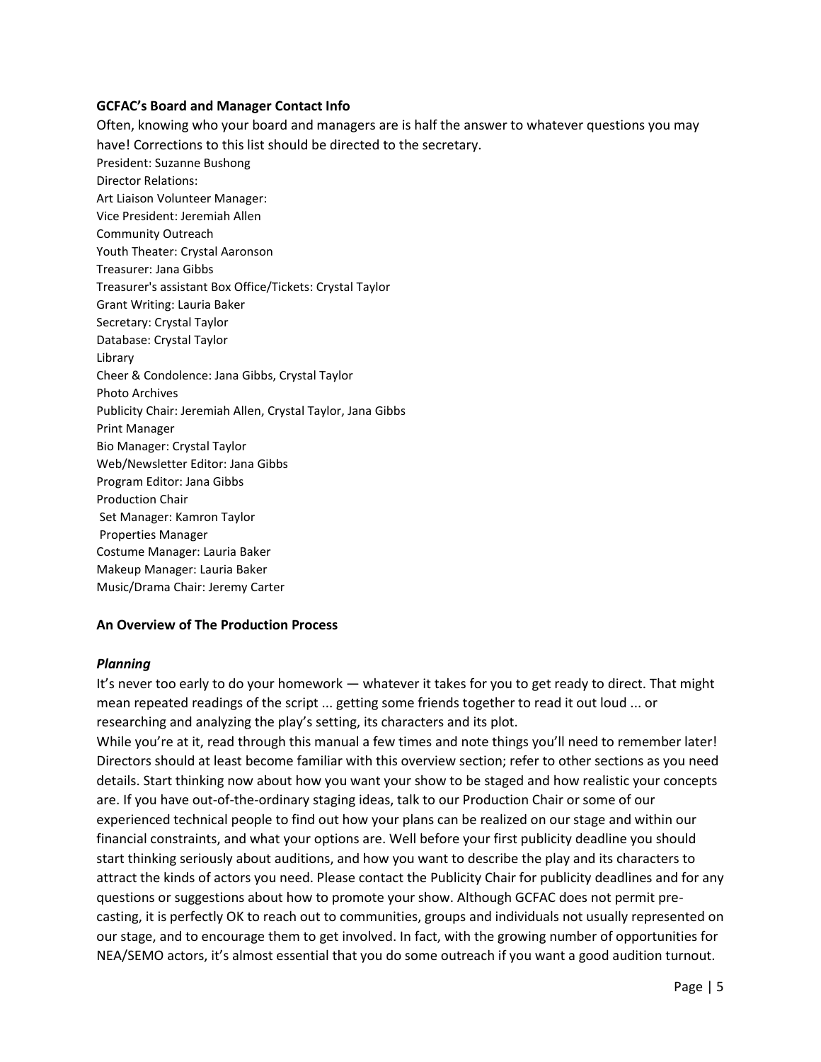**GCFAC's Board and Manager Contact Info**

Often, knowing who your board and managers are is half the answer to whatever questions you may have! Corrections to this list should be directed to the secretary.

President: Suzanne Bushong
Director Relations:
Art Liaison Volunteer Manager:
Vice President: Jeremiah Allen
Community Outreach
Youth Theater: Crystal Aaronson
Treasurer: Jana Gibbs
Treasurer's assistant Box Office/Tickets: Crystal Taylor
Grant Writing: Lauria Baker
Secretary: Crystal Taylor
Database: Crystal Taylor
Library
Cheer & Condolence: Jana Gibbs, Crystal Taylor
Photo Archives
Publicity Chair: Jeremiah Allen, Crystal Taylor, Jana Gibbs
Print Manager
Bio Manager: Crystal Taylor
Web/Newsletter Editor: Jana Gibbs
Program Editor: Jana Gibbs
Production Chair
Set Manager: Kamron Taylor
Properties Manager
Costume Manager: Lauria Baker
Makeup Manager: Lauria Baker
Music/Drama Chair: Jeremy Carter

**An Overview of The Production Process**

***Planning***

It's never too early to do your homework — whatever it takes for you to get ready to direct. That might mean repeated readings of the script ... getting some friends together to read it out loud ... or researching and analyzing the play's setting, its characters and its plot.

While you're at it, read through this manual a few times and note things you'll need to remember later! Directors should at least become familiar with this overview section; refer to other sections as you need details. Start thinking now about how you want your show to be staged and how realistic your concepts are. If you have out-of-the-ordinary staging ideas, talk to our Production Chair or some of our experienced technical people to find out how your plans can be realized on our stage and within our financial constraints, and what your options are. Well before your first publicity deadline you should start thinking seriously about auditions, and how you want to describe the play and its characters to attract the kinds of actors you need. Please contact the Publicity Chair for publicity deadlines and for any questions or suggestions about how to promote your show. Although GCFAC does not permit pre-casting, it is perfectly OK to reach out to communities, groups and individuals not usually represented on our stage, and to encourage them to get involved. In fact, with the growing number of opportunities for NEA/SEMO actors, it's almost essential that you do some outreach if you want a good audition turnout.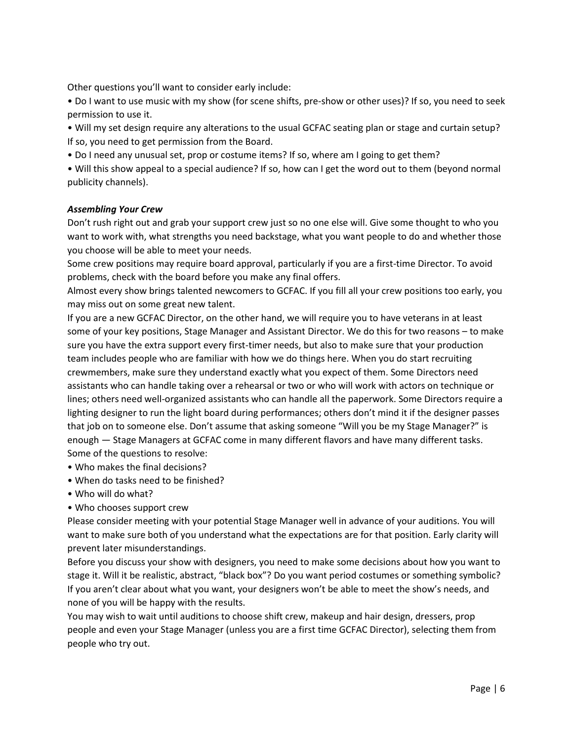Other questions you'll want to consider early include:

• Do I want to use music with my show (for scene shifts, pre-show or other uses)? If so, you need to seek permission to use it.

• Will my set design require any alterations to the usual GCFAC seating plan or stage and curtain setup? If so, you need to get permission from the Board.

• Do I need any unusual set, prop or costume items? If so, where am I going to get them?

• Will this show appeal to a special audience? If so, how can I get the word out to them (beyond normal publicity channels).

***Assembling Your Crew***

Don't rush right out and grab your support crew just so no one else will. Give some thought to who you want to work with, what strengths you need backstage, what you want people to do and whether those you choose will be able to meet your needs.

Some crew positions may require board approval, particularly if you are a first-time Director. To avoid problems, check with the board before you make any final offers.

Almost every show brings talented newcomers to GCFAC. If you fill all your crew positions too early, you may miss out on some great new talent.

If you are a new GCFAC Director, on the other hand, we will require you to have veterans in at least some of your key positions, Stage Manager and Assistant Director. We do this for two reasons – to make sure you have the extra support every first-timer needs, but also to make sure that your production team includes people who are familiar with how we do things here. When you do start recruiting crewmembers, make sure they understand exactly what you expect of them. Some Directors need assistants who can handle taking over a rehearsal or two or who will work with actors on technique or lines; others need well-organized assistants who can handle all the paperwork. Some Directors require a lighting designer to run the light board during performances; others don't mind it if the designer passes that job on to someone else. Don't assume that asking someone "Will you be my Stage Manager?" is enough — Stage Managers at GCFAC come in many different flavors and have many different tasks. Some of the questions to resolve:

• Who makes the final decisions?
• When do tasks need to be finished?
• Who will do what?
• Who chooses support crew

Please consider meeting with your potential Stage Manager well in advance of your auditions. You will want to make sure both of you understand what the expectations are for that position. Early clarity will prevent later misunderstandings.

Before you discuss your show with designers, you need to make some decisions about how you want to stage it. Will it be realistic, abstract, "black box"? Do you want period costumes or something symbolic? If you aren't clear about what you want, your designers won't be able to meet the show's needs, and none of you will be happy with the results.

You may wish to wait until auditions to choose shift crew, makeup and hair design, dressers, prop people and even your Stage Manager (unless you are a first time GCFAC Director), selecting them from people who try out.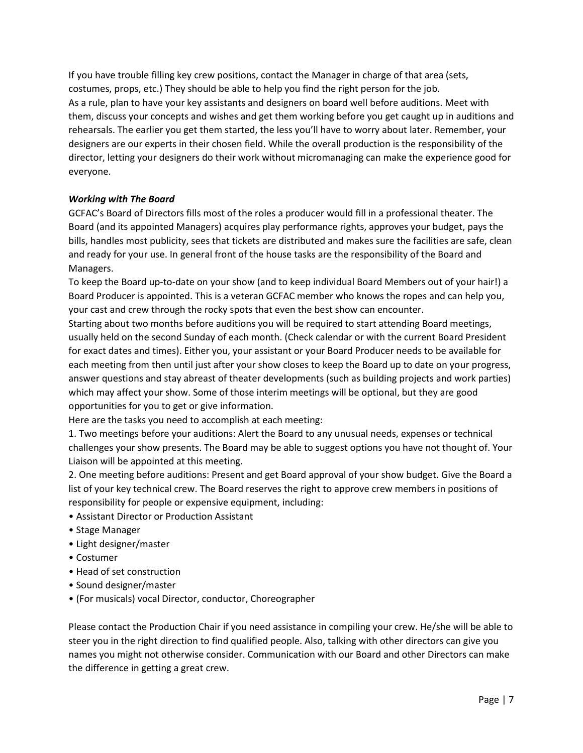If you have trouble filling key crew positions, contact the Manager in charge of that area (sets, costumes, props, etc.) They should be able to help you find the right person for the job.
As a rule, plan to have your key assistants and designers on board well before auditions. Meet with them, discuss your concepts and wishes and get them working before you get caught up in auditions and rehearsals. The earlier you get them started, the less you'll have to worry about later. Remember, your designers are our experts in their chosen field. While the overall production is the responsibility of the director, letting your designers do their work without micromanaging can make the experience good for everyone.

***Working with The Board***

GCFAC's Board of Directors fills most of the roles a producer would fill in a professional theater. The Board (and its appointed Managers) acquires play performance rights, approves your budget, pays the bills, handles most publicity, sees that tickets are distributed and makes sure the facilities are safe, clean and ready for your use. In general front of the house tasks are the responsibility of the Board and Managers.
To keep the Board up-to-date on your show (and to keep individual Board Members out of your hair!) a Board Producer is appointed. This is a veteran GCFAC member who knows the ropes and can help you, your cast and crew through the rocky spots that even the best show can encounter.
Starting about two months before auditions you will be required to start attending Board meetings, usually held on the second Sunday of each month. (Check calendar or with the current Board President for exact dates and times). Either you, your assistant or your Board Producer needs to be available for each meeting from then until just after your show closes to keep the Board up to date on your progress, answer questions and stay abreast of theater developments (such as building projects and work parties) which may affect your show. Some of those interim meetings will be optional, but they are good opportunities for you to get or give information.
Here are the tasks you need to accomplish at each meeting:

1. Two meetings before your auditions: Alert the Board to any unusual needs, expenses or technical challenges your show presents. The Board may be able to suggest options you have not thought of. Your Liaison will be appointed at this meeting.
2. One meeting before auditions: Present and get Board approval of your show budget. Give the Board a list of your key technical crew. The Board reserves the right to approve crew members in positions of responsibility for people or expensive equipment, including:

- Assistant Director or Production Assistant
- Stage Manager
- Light designer/master
- Costumer
- Head of set construction
- Sound designer/master
- (For musicals) vocal Director, conductor, Choreographer

Please contact the Production Chair if you need assistance in compiling your crew. He/she will be able to steer you in the right direction to find qualified people. Also, talking with other directors can give you names you might not otherwise consider. Communication with our Board and other Directors can make the difference in getting a great crew.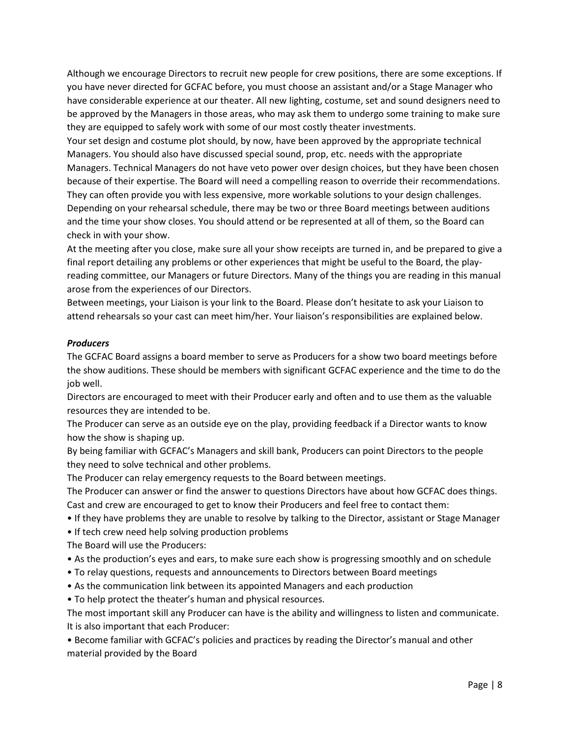Although we encourage Directors to recruit new people for crew positions, there are some exceptions. If you have never directed for GCFAC before, you must choose an assistant and/or a Stage Manager who have considerable experience at our theater. All new lighting, costume, set and sound designers need to be approved by the Managers in those areas, who may ask them to undergo some training to make sure they are equipped to safely work with some of our most costly theater investments.

Your set design and costume plot should, by now, have been approved by the appropriate technical Managers. You should also have discussed special sound, prop, etc. needs with the appropriate Managers. Technical Managers do not have veto power over design choices, but they have been chosen because of their expertise. The Board will need a compelling reason to override their recommendations. They can often provide you with less expensive, more workable solutions to your design challenges.

Depending on your rehearsal schedule, there may be two or three Board meetings between auditions and the time your show closes. You should attend or be represented at all of them, so the Board can check in with your show.

At the meeting after you close, make sure all your show receipts are turned in, and be prepared to give a final report detailing any problems or other experiences that might be useful to the Board, the play-reading committee, our Managers or future Directors. Many of the things you are reading in this manual arose from the experiences of our Directors.

Between meetings, your Liaison is your link to the Board. Please don't hesitate to ask your Liaison to attend rehearsals so your cast can meet him/her. Your liaison's responsibilities are explained below.

### *Producers*

The GCFAC Board assigns a board member to serve as Producers for a show two board meetings before the show auditions. These should be members with significant GCFAC experience and the time to do the job well.

Directors are encouraged to meet with their Producer early and often and to use them as the valuable resources they are intended to be.

The Producer can serve as an outside eye on the play, providing feedback if a Director wants to know how the show is shaping up.

By being familiar with GCFAC's Managers and skill bank, Producers can point Directors to the people they need to solve technical and other problems.

The Producer can relay emergency requests to the Board between meetings.

The Producer can answer or find the answer to questions Directors have about how GCFAC does things.

Cast and crew are encouraged to get to know their Producers and feel free to contact them:

- If they have problems they are unable to resolve by talking to the Director, assistant or Stage Manager
- If tech crew need help solving production problems

The Board will use the Producers:

- As the production's eyes and ears, to make sure each show is progressing smoothly and on schedule
- To relay questions, requests and announcements to Directors between Board meetings
- As the communication link between its appointed Managers and each production
- To help protect the theater's human and physical resources.

The most important skill any Producer can have is the ability and willingness to listen and communicate. It is also important that each Producer:

- Become familiar with GCFAC's policies and practices by reading the Director's manual and other material provided by the Board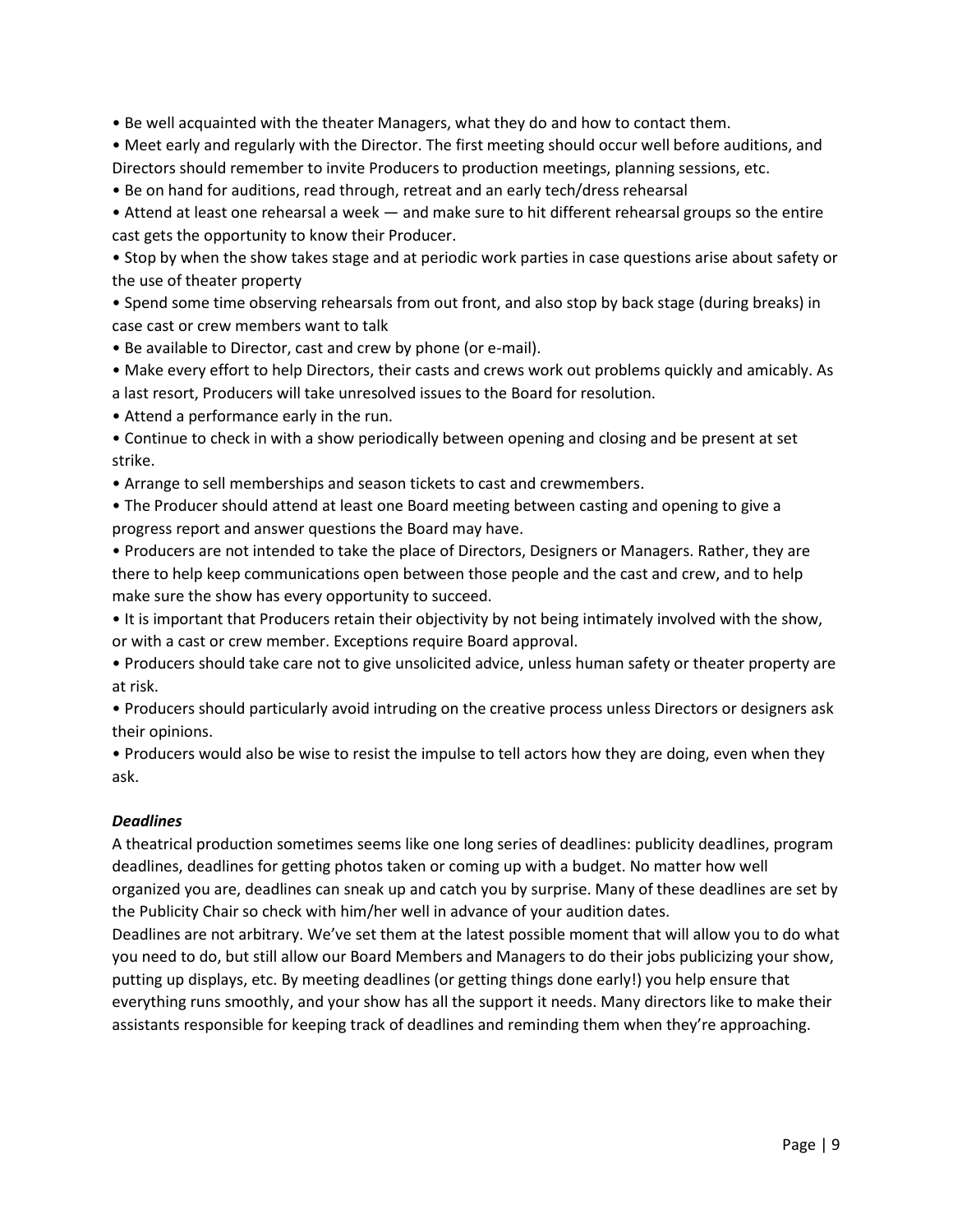- Be well acquainted with the theater Managers, what they do and how to contact them.
- Meet early and regularly with the Director. The first meeting should occur well before auditions, and Directors should remember to invite Producers to production meetings, planning sessions, etc.
- Be on hand for auditions, read through, retreat and an early tech/dress rehearsal
- Attend at least one rehearsal a week — and make sure to hit different rehearsal groups so the entire cast gets the opportunity to know their Producer.
- Stop by when the show takes stage and at periodic work parties in case questions arise about safety or the use of theater property
- Spend some time observing rehearsals from out front, and also stop by back stage (during breaks) in case cast or crew members want to talk
- Be available to Director, cast and crew by phone (or e-mail).
- Make every effort to help Directors, their casts and crews work out problems quickly and amicably. As a last resort, Producers will take unresolved issues to the Board for resolution.
- Attend a performance early in the run.
- Continue to check in with a show periodically between opening and closing and be present at set strike.
- Arrange to sell memberships and season tickets to cast and crewmembers.
- The Producer should attend at least one Board meeting between casting and opening to give a progress report and answer questions the Board may have.
- Producers are not intended to take the place of Directors, Designers or Managers. Rather, they are there to help keep communications open between those people and the cast and crew, and to help make sure the show has every opportunity to succeed.
- It is important that Producers retain their objectivity by not being intimately involved with the show, or with a cast or crew member. Exceptions require Board approval.
- Producers should take care not to give unsolicited advice, unless human safety or theater property are at risk.
- Producers should particularly avoid intruding on the creative process unless Directors or designers ask their opinions.
- Producers would also be wise to resist the impulse to tell actors how they are doing, even when they ask.

### *Deadlines*

A theatrical production sometimes seems like one long series of deadlines: publicity deadlines, program deadlines, deadlines for getting photos taken or coming up with a budget. No matter how well organized you are, deadlines can sneak up and catch you by surprise. Many of these deadlines are set by the Publicity Chair so check with him/her well in advance of your audition dates.

Deadlines are not arbitrary. We've set them at the latest possible moment that will allow you to do what you need to do, but still allow our Board Members and Managers to do their jobs publicizing your show, putting up displays, etc. By meeting deadlines (or getting things done early!) you help ensure that everything runs smoothly, and your show has all the support it needs. Many directors like to make their assistants responsible for keeping track of deadlines and reminding them when they're approaching.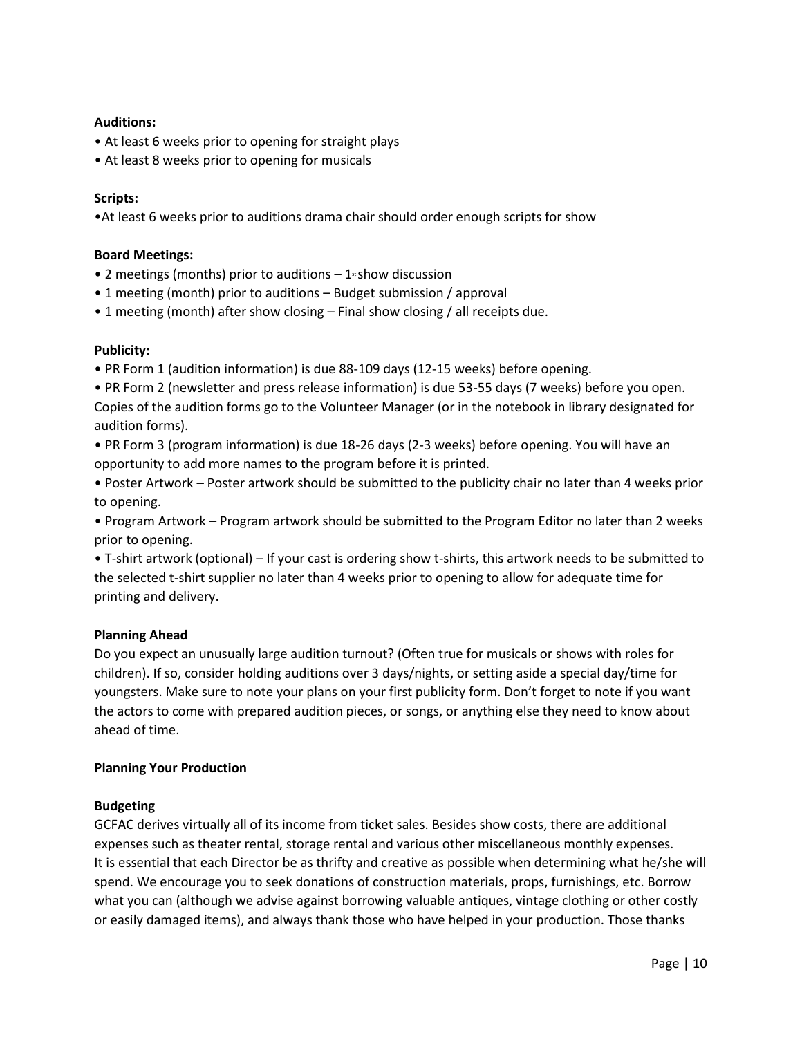**Auditions:**

- At least 6 weeks prior to opening for straight plays
- At least 8 weeks prior to opening for musicals

**Scripts:**

- At least 6 weeks prior to auditions drama chair should order enough scripts for show

**Board Meetings:**

- 2 meetings (months) prior to auditions – 1st show discussion
- 1 meeting (month) prior to auditions – Budget submission / approval
- 1 meeting (month) after show closing – Final show closing / all receipts due.

**Publicity:**

- PR Form 1 (audition information) is due 88-109 days (12-15 weeks) before opening.
- PR Form 2 (newsletter and press release information) is due 53-55 days (7 weeks) before you open. Copies of the audition forms go to the Volunteer Manager (or in the notebook in library designated for audition forms).
- PR Form 3 (program information) is due 18-26 days (2-3 weeks) before opening. You will have an opportunity to add more names to the program before it is printed.
- Poster Artwork – Poster artwork should be submitted to the publicity chair no later than 4 weeks prior to opening.
- Program Artwork – Program artwork should be submitted to the Program Editor no later than 2 weeks prior to opening.
- T-shirt artwork (optional) – If your cast is ordering show t-shirts, this artwork needs to be submitted to the selected t-shirt supplier no later than 4 weeks prior to opening to allow for adequate time for printing and delivery.

**Planning Ahead**

Do you expect an unusually large audition turnout? (Often true for musicals or shows with roles for children). If so, consider holding auditions over 3 days/nights, or setting aside a special day/time for youngsters. Make sure to note your plans on your first publicity form. Don't forget to note if you want the actors to come with prepared audition pieces, or songs, or anything else they need to know about ahead of time.

**Planning Your Production**

**Budgeting**

GCFAC derives virtually all of its income from ticket sales. Besides show costs, there are additional expenses such as theater rental, storage rental and various other miscellaneous monthly expenses. It is essential that each Director be as thrifty and creative as possible when determining what he/she will spend. We encourage you to seek donations of construction materials, props, furnishings, etc. Borrow what you can (although we advise against borrowing valuable antiques, vintage clothing or other costly or easily damaged items), and always thank those who have helped in your production. Those thanks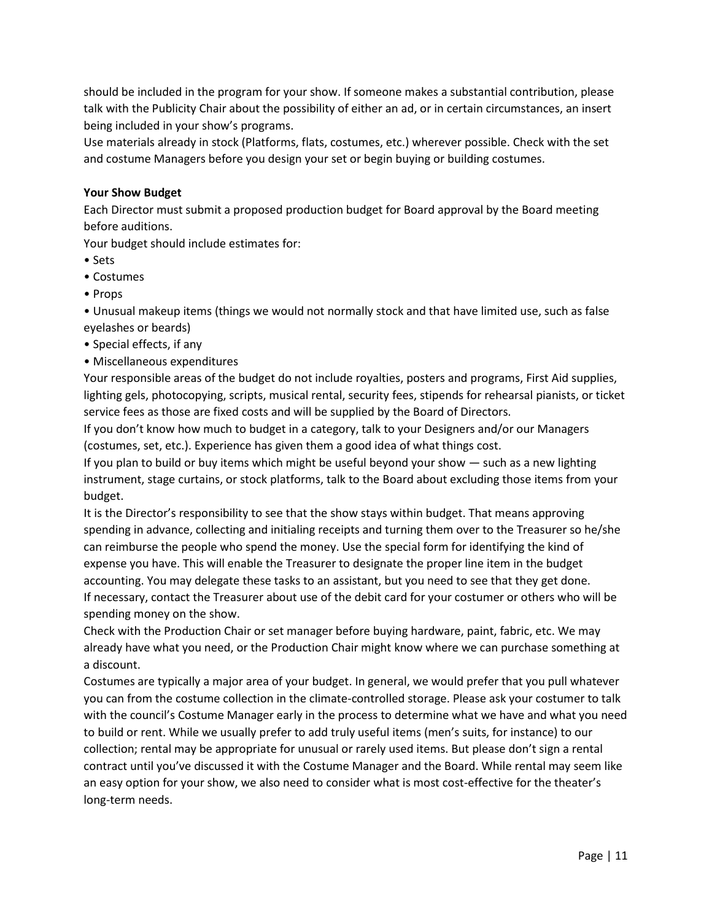should be included in the program for your show. If someone makes a substantial contribution, please talk with the Publicity Chair about the possibility of either an ad, or in certain circumstances, an insert being included in your show's programs.

Use materials already in stock (Platforms, flats, costumes, etc.) wherever possible. Check with the set and costume Managers before you design your set or begin buying or building costumes.

**Your Show Budget**

Each Director must submit a proposed production budget for Board approval by the Board meeting before auditions.

Your budget should include estimates for:

- Sets
- Costumes
- Props
- Unusual makeup items (things we would not normally stock and that have limited use, such as false eyelashes or beards)
- Special effects, if any
- Miscellaneous expenditures

Your responsible areas of the budget do not include royalties, posters and programs, First Aid supplies, lighting gels, photocopying, scripts, musical rental, security fees, stipends for rehearsal pianists, or ticket service fees as those are fixed costs and will be supplied by the Board of Directors.

If you don't know how much to budget in a category, talk to your Designers and/or our Managers (costumes, set, etc.). Experience has given them a good idea of what things cost.

If you plan to build or buy items which might be useful beyond your show — such as a new lighting instrument, stage curtains, or stock platforms, talk to the Board about excluding those items from your budget.

It is the Director's responsibility to see that the show stays within budget. That means approving spending in advance, collecting and initialing receipts and turning them over to the Treasurer so he/she can reimburse the people who spend the money. Use the special form for identifying the kind of expense you have. This will enable the Treasurer to designate the proper line item in the budget accounting. You may delegate these tasks to an assistant, but you need to see that they get done.

If necessary, contact the Treasurer about use of the debit card for your costumer or others who will be spending money on the show.

Check with the Production Chair or set manager before buying hardware, paint, fabric, etc. We may already have what you need, or the Production Chair might know where we can purchase something at a discount.

Costumes are typically a major area of your budget. In general, we would prefer that you pull whatever you can from the costume collection in the climate-controlled storage. Please ask your costumer to talk with the council's Costume Manager early in the process to determine what we have and what you need to build or rent. While we usually prefer to add truly useful items (men's suits, for instance) to our collection; rental may be appropriate for unusual or rarely used items. But please don't sign a rental contract until you've discussed it with the Costume Manager and the Board. While rental may seem like an easy option for your show, we also need to consider what is most cost-effective for the theater's long-term needs.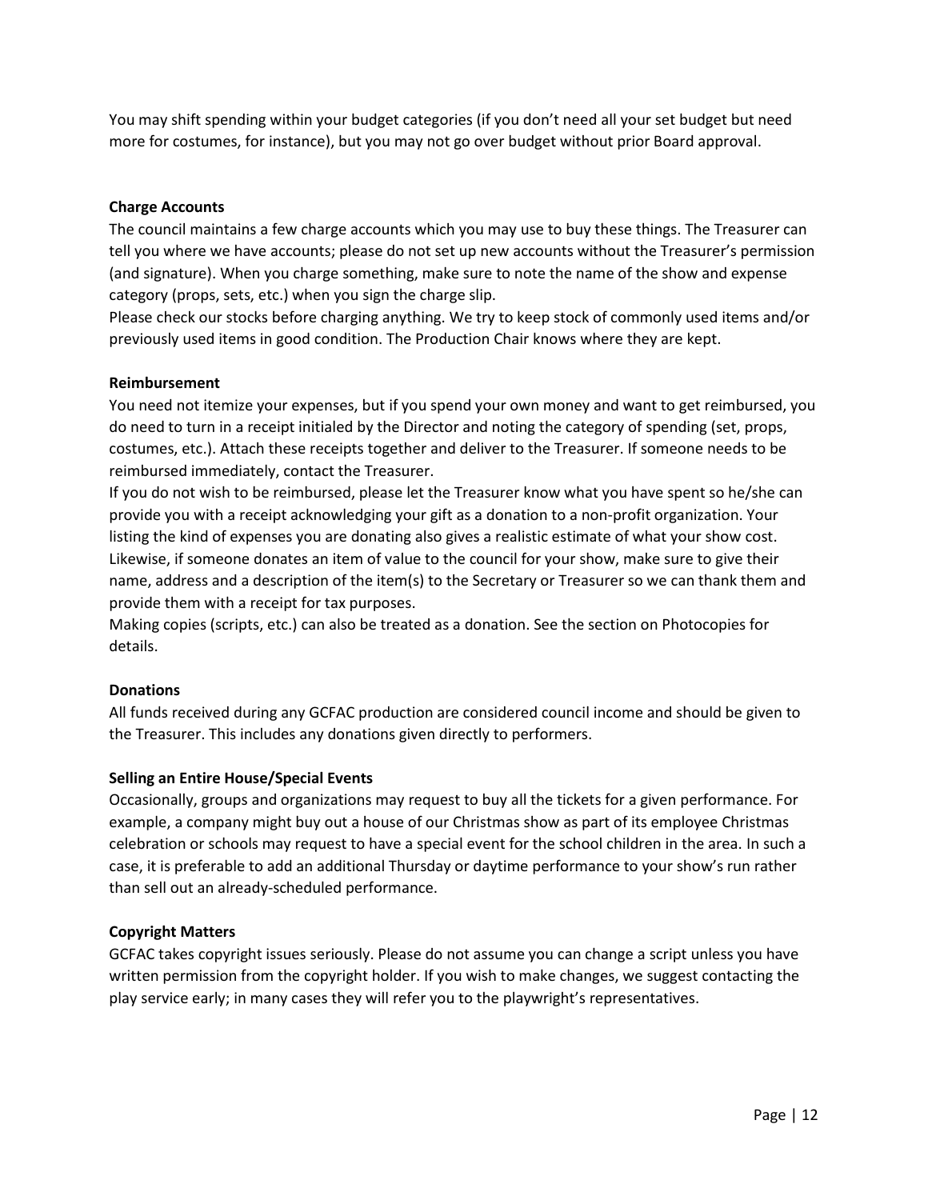You may shift spending within your budget categories (if you don't need all your set budget but need more for costumes, for instance), but you may not go over budget without prior Board approval.

**Charge Accounts**

The council maintains a few charge accounts which you may use to buy these things. The Treasurer can tell you where we have accounts; please do not set up new accounts without the Treasurer's permission (and signature). When you charge something, make sure to note the name of the show and expense category (props, sets, etc.) when you sign the charge slip.

Please check our stocks before charging anything. We try to keep stock of commonly used items and/or previously used items in good condition. The Production Chair knows where they are kept.

**Reimbursement**

You need not itemize your expenses, but if you spend your own money and want to get reimbursed, you do need to turn in a receipt initialed by the Director and noting the category of spending (set, props, costumes, etc.). Attach these receipts together and deliver to the Treasurer. If someone needs to be reimbursed immediately, contact the Treasurer.

If you do not wish to be reimbursed, please let the Treasurer know what you have spent so he/she can provide you with a receipt acknowledging your gift as a donation to a non-profit organization. Your listing the kind of expenses you are donating also gives a realistic estimate of what your show cost.

Likewise, if someone donates an item of value to the council for your show, make sure to give their name, address and a description of the item(s) to the Secretary or Treasurer so we can thank them and provide them with a receipt for tax purposes.

Making copies (scripts, etc.) can also be treated as a donation. See the section on Photocopies for details.

**Donations**

All funds received during any GCFAC production are considered council income and should be given to the Treasurer. This includes any donations given directly to performers.

**Selling an Entire House/Special Events**

Occasionally, groups and organizations may request to buy all the tickets for a given performance. For example, a company might buy out a house of our Christmas show as part of its employee Christmas celebration or schools may request to have a special event for the school children in the area. In such a case, it is preferable to add an additional Thursday or daytime performance to your show's run rather than sell out an already-scheduled performance.

**Copyright Matters**

GCFAC takes copyright issues seriously. Please do not assume you can change a script unless you have written permission from the copyright holder. If you wish to make changes, we suggest contacting the play service early; in many cases they will refer you to the playwright's representatives.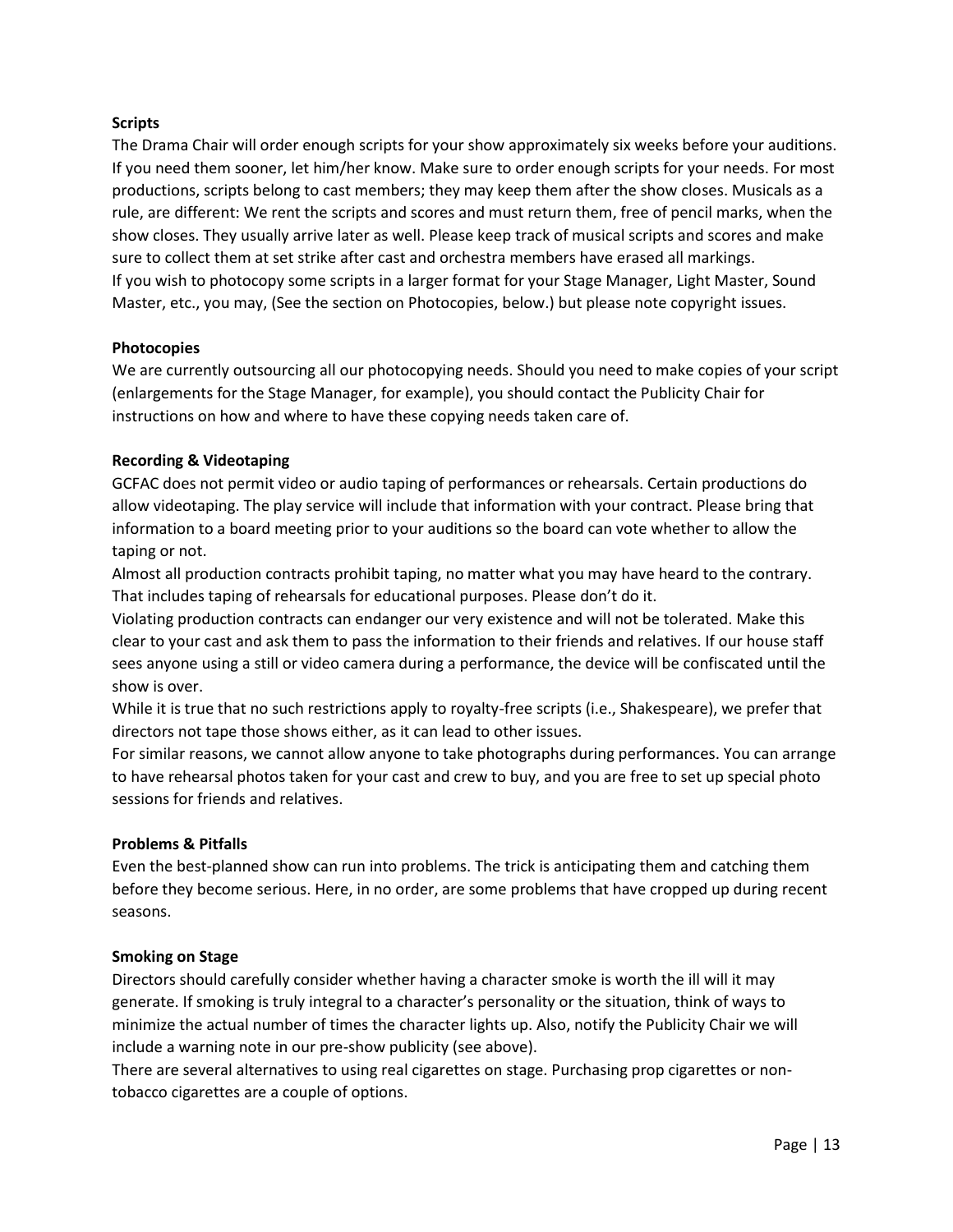**Scripts**

The Drama Chair will order enough scripts for your show approximately six weeks before your auditions. If you need them sooner, let him/her know. Make sure to order enough scripts for your needs. For most productions, scripts belong to cast members; they may keep them after the show closes. Musicals as a rule, are different: We rent the scripts and scores and must return them, free of pencil marks, when the show closes. They usually arrive later as well. Please keep track of musical scripts and scores and make sure to collect them at set strike after cast and orchestra members have erased all markings.
If you wish to photocopy some scripts in a larger format for your Stage Manager, Light Master, Sound Master, etc., you may, (See the section on Photocopies, below.) but please note copyright issues.

**Photocopies**

We are currently outsourcing all our photocopying needs. Should you need to make copies of your script (enlargements for the Stage Manager, for example), you should contact the Publicity Chair for instructions on how and where to have these copying needs taken care of.

**Recording & Videotaping**

GCFAC does not permit video or audio taping of performances or rehearsals. Certain productions do allow videotaping. The play service will include that information with your contract. Please bring that information to a board meeting prior to your auditions so the board can vote whether to allow the taping or not.
Almost all production contracts prohibit taping, no matter what you may have heard to the contrary. That includes taping of rehearsals for educational purposes. Please don't do it.
Violating production contracts can endanger our very existence and will not be tolerated. Make this clear to your cast and ask them to pass the information to their friends and relatives. If our house staff sees anyone using a still or video camera during a performance, the device will be confiscated until the show is over.
While it is true that no such restrictions apply to royalty-free scripts (i.e., Shakespeare), we prefer that directors not tape those shows either, as it can lead to other issues.
For similar reasons, we cannot allow anyone to take photographs during performances. You can arrange to have rehearsal photos taken for your cast and crew to buy, and you are free to set up special photo sessions for friends and relatives.

**Problems & Pitfalls**

Even the best-planned show can run into problems. The trick is anticipating them and catching them before they become serious. Here, in no order, are some problems that have cropped up during recent seasons.

**Smoking on Stage**

Directors should carefully consider whether having a character smoke is worth the ill will it may generate. If smoking is truly integral to a character's personality or the situation, think of ways to minimize the actual number of times the character lights up. Also, notify the Publicity Chair we will include a warning note in our pre-show publicity (see above).
There are several alternatives to using real cigarettes on stage. Purchasing prop cigarettes or non-tobacco cigarettes are a couple of options.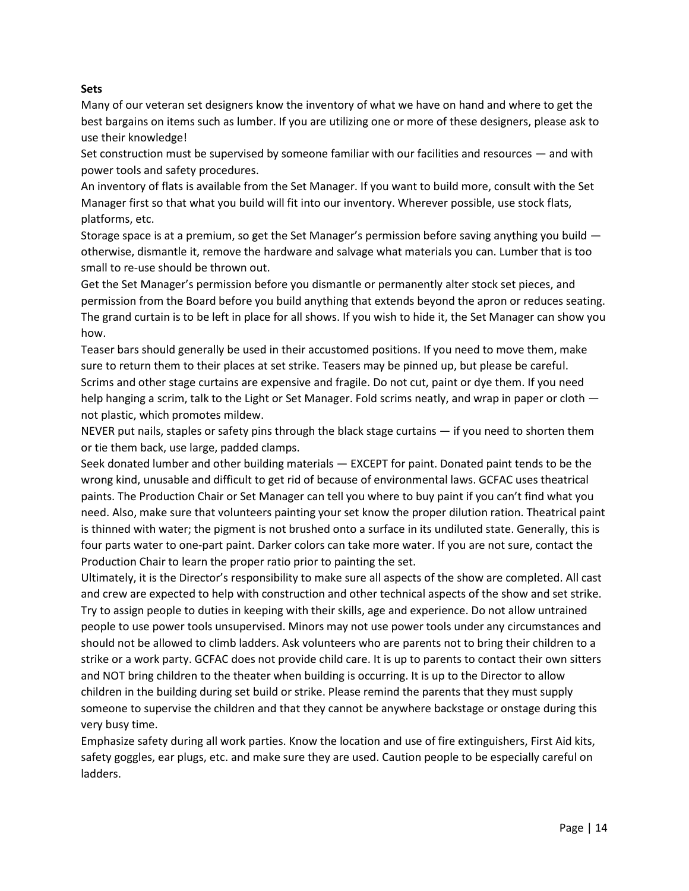**Sets**

Many of our veteran set designers know the inventory of what we have on hand and where to get the best bargains on items such as lumber. If you are utilizing one or more of these designers, please ask to use their knowledge!

Set construction must be supervised by someone familiar with our facilities and resources — and with power tools and safety procedures.

An inventory of flats is available from the Set Manager. If you want to build more, consult with the Set Manager first so that what you build will fit into our inventory. Wherever possible, use stock flats, platforms, etc.

Storage space is at a premium, so get the Set Manager's permission before saving anything you build — otherwise, dismantle it, remove the hardware and salvage what materials you can. Lumber that is too small to re-use should be thrown out.

Get the Set Manager's permission before you dismantle or permanently alter stock set pieces, and permission from the Board before you build anything that extends beyond the apron or reduces seating.

The grand curtain is to be left in place for all shows. If you wish to hide it, the Set Manager can show you how.

Teaser bars should generally be used in their accustomed positions. If you need to move them, make sure to return them to their places at set strike. Teasers may be pinned up, but please be careful.

Scrims and other stage curtains are expensive and fragile. Do not cut, paint or dye them. If you need help hanging a scrim, talk to the Light or Set Manager. Fold scrims neatly, and wrap in paper or cloth — not plastic, which promotes mildew.

NEVER put nails, staples or safety pins through the black stage curtains — if you need to shorten them or tie them back, use large, padded clamps.

Seek donated lumber and other building materials — EXCEPT for paint. Donated paint tends to be the wrong kind, unusable and difficult to get rid of because of environmental laws. GCFAC uses theatrical paints. The Production Chair or Set Manager can tell you where to buy paint if you can't find what you need. Also, make sure that volunteers painting your set know the proper dilution ration. Theatrical paint is thinned with water; the pigment is not brushed onto a surface in its undiluted state. Generally, this is four parts water to one-part paint. Darker colors can take more water. If you are not sure, contact the Production Chair to learn the proper ratio prior to painting the set.

Ultimately, it is the Director's responsibility to make sure all aspects of the show are completed. All cast and crew are expected to help with construction and other technical aspects of the show and set strike. Try to assign people to duties in keeping with their skills, age and experience. Do not allow untrained people to use power tools unsupervised. Minors may not use power tools under any circumstances and should not be allowed to climb ladders. Ask volunteers who are parents not to bring their children to a strike or a work party. GCFAC does not provide child care. It is up to parents to contact their own sitters and NOT bring children to the theater when building is occurring. It is up to the Director to allow children in the building during set build or strike. Please remind the parents that they must supply someone to supervise the children and that they cannot be anywhere backstage or onstage during this very busy time.

Emphasize safety during all work parties. Know the location and use of fire extinguishers, First Aid kits, safety goggles, ear plugs, etc. and make sure they are used. Caution people to be especially careful on ladders.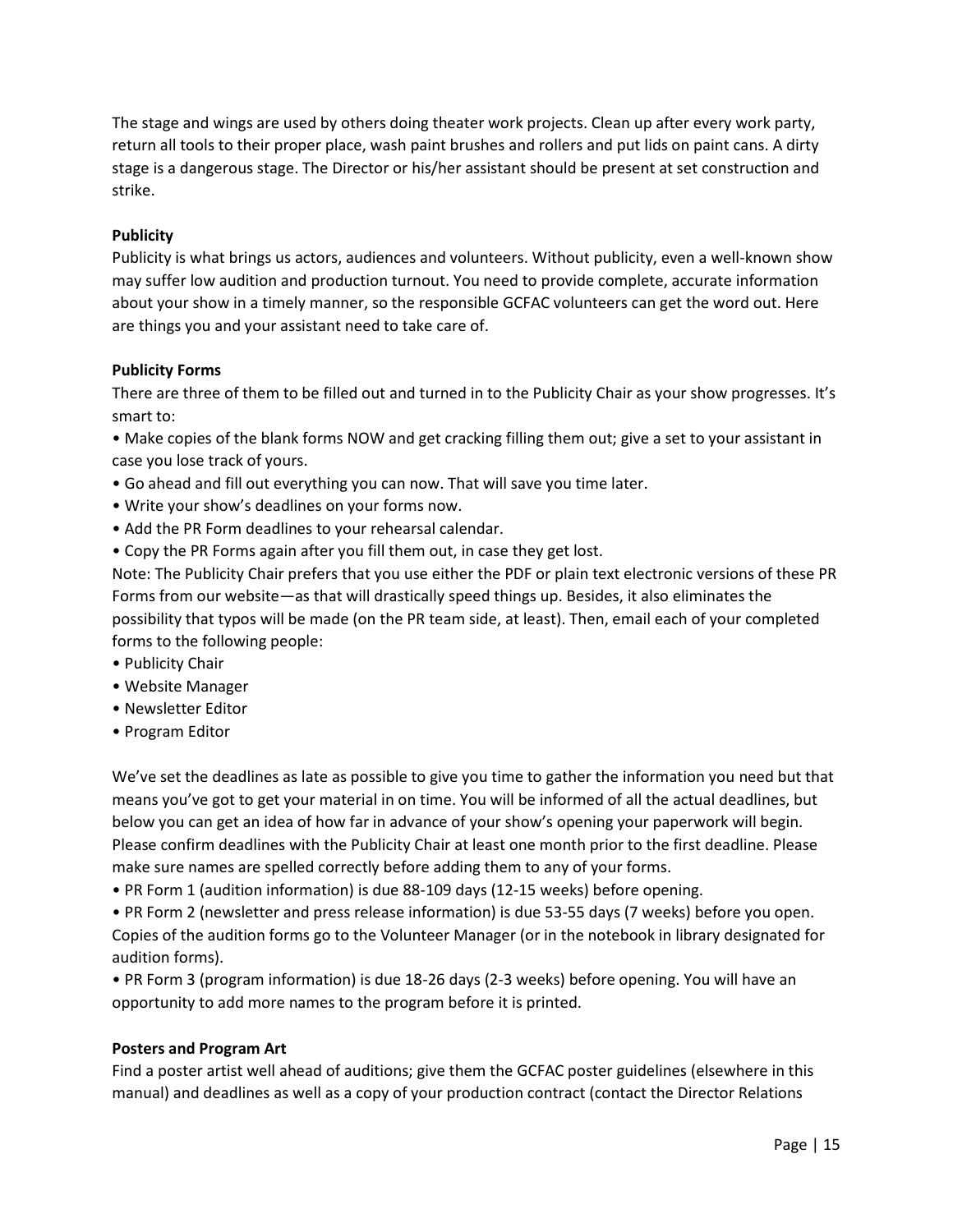The stage and wings are used by others doing theater work projects. Clean up after every work party, return all tools to their proper place, wash paint brushes and rollers and put lids on paint cans. A dirty stage is a dangerous stage. The Director or his/her assistant should be present at set construction and strike.

**Publicity**

Publicity is what brings us actors, audiences and volunteers. Without publicity, even a well-known show may suffer low audition and production turnout. You need to provide complete, accurate information about your show in a timely manner, so the responsible GCFAC volunteers can get the word out. Here are things you and your assistant need to take care of.

**Publicity Forms**

There are three of them to be filled out and turned in to the Publicity Chair as your show progresses. It's smart to:

- Make copies of the blank forms NOW and get cracking filling them out; give a set to your assistant in case you lose track of yours.
- Go ahead and fill out everything you can now. That will save you time later.
- Write your show's deadlines on your forms now.
- Add the PR Form deadlines to your rehearsal calendar.
- Copy the PR Forms again after you fill them out, in case they get lost.

Note: The Publicity Chair prefers that you use either the PDF or plain text electronic versions of these PR Forms from our website—as that will drastically speed things up. Besides, it also eliminates the possibility that typos will be made (on the PR team side, at least). Then, email each of your completed forms to the following people:

- Publicity Chair
- Website Manager
- Newsletter Editor
- Program Editor

We've set the deadlines as late as possible to give you time to gather the information you need but that means you've got to get your material in on time. You will be informed of all the actual deadlines, but below you can get an idea of how far in advance of your show's opening your paperwork will begin. Please confirm deadlines with the Publicity Chair at least one month prior to the first deadline. Please make sure names are spelled correctly before adding them to any of your forms.

- PR Form 1 (audition information) is due 88-109 days (12-15 weeks) before opening.
- PR Form 2 (newsletter and press release information) is due 53-55 days (7 weeks) before you open. Copies of the audition forms go to the Volunteer Manager (or in the notebook in library designated for audition forms).
- PR Form 3 (program information) is due 18-26 days (2-3 weeks) before opening. You will have an opportunity to add more names to the program before it is printed.

**Posters and Program Art**

Find a poster artist well ahead of auditions; give them the GCFAC poster guidelines (elsewhere in this manual) and deadlines as well as a copy of your production contract (contact the Director Relations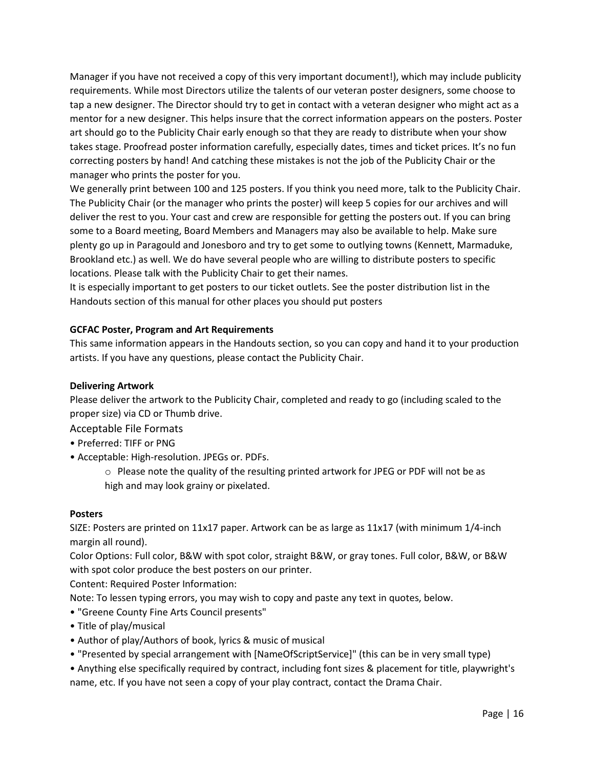Manager if you have not received a copy of this very important document!), which may include publicity requirements. While most Directors utilize the talents of our veteran poster designers, some choose to tap a new designer. The Director should try to get in contact with a veteran designer who might act as a mentor for a new designer. This helps insure that the correct information appears on the posters. Poster art should go to the Publicity Chair early enough so that they are ready to distribute when your show takes stage. Proofread poster information carefully, especially dates, times and ticket prices. It's no fun correcting posters by hand! And catching these mistakes is not the job of the Publicity Chair or the manager who prints the poster for you.

We generally print between 100 and 125 posters. If you think you need more, talk to the Publicity Chair. The Publicity Chair (or the manager who prints the poster) will keep 5 copies for our archives and will deliver the rest to you. Your cast and crew are responsible for getting the posters out. If you can bring some to a Board meeting, Board Members and Managers may also be available to help. Make sure plenty go up in Paragould and Jonesboro and try to get some to outlying towns (Kennett, Marmaduke, Brookland etc.) as well. We do have several people who are willing to distribute posters to specific locations. Please talk with the Publicity Chair to get their names.

It is especially important to get posters to our ticket outlets. See the poster distribution list in the Handouts section of this manual for other places you should put posters

**GCFAC Poster, Program and Art Requirements**

This same information appears in the Handouts section, so you can copy and hand it to your production artists. If you have any questions, please contact the Publicity Chair.

**Delivering Artwork**

Please deliver the artwork to the Publicity Chair, completed and ready to go (including scaled to the proper size) via CD or Thumb drive.

Acceptable File Formats

- Preferred: TIFF or PNG
- Acceptable: High-resolution. JPEGs or. PDFs.
    - Please note the quality of the resulting printed artwork for JPEG or PDF will not be as high and may look grainy or pixelated.

**Posters**

SIZE: Posters are printed on 11x17 paper. Artwork can be as large as 11x17 (with minimum 1/4-inch margin all round).

Color Options: Full color, B&W with spot color, straight B&W, or gray tones. Full color, B&W, or B&W with spot color produce the best posters on our printer.

Content: Required Poster Information:

Note: To lessen typing errors, you may wish to copy and paste any text in quotes, below.

- "Greene County Fine Arts Council presents"
- Title of play/musical
- Author of play/Authors of book, lyrics & music of musical
- "Presented by special arrangement with [NameOfScriptService]" (this can be in very small type)
- Anything else specifically required by contract, including font sizes & placement for title, playwright's name, etc. If you have not seen a copy of your play contract, contact the Drama Chair.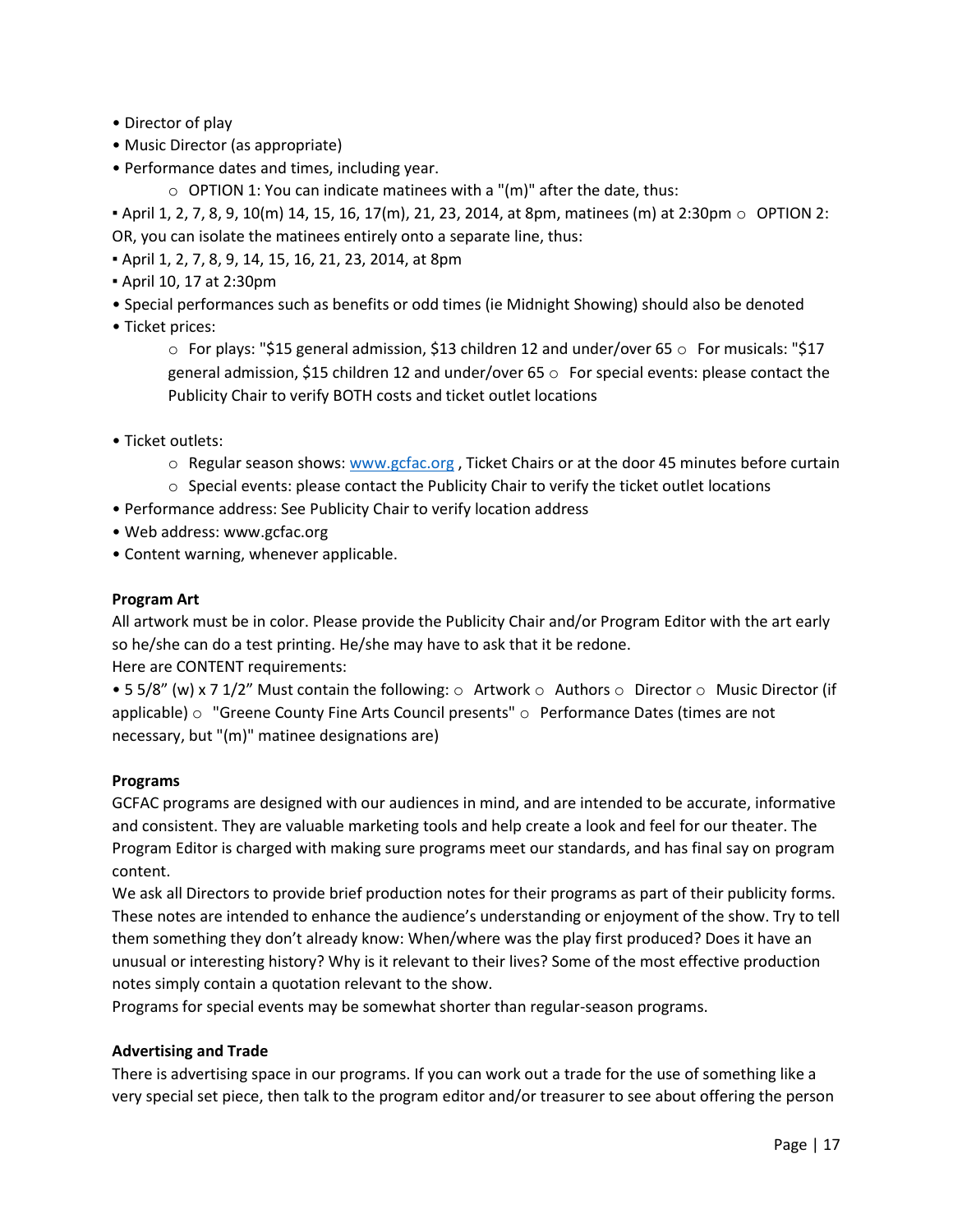- Director of play
- Music Director (as appropriate)
- Performance dates and times, including year.
  - OPTION 1: You can indicate matinees with a "(m)" after the date, thus:
    - April 1, 2, 7, 8, 9, 10(m) 14, 15, 16, 17(m), 21, 23, 2014, at 8pm, matinees (m) at 2:30pm
  - OPTION 2: OR, you can isolate the matinees entirely onto a separate line, thus:
    - April 1, 2, 7, 8, 9, 14, 15, 16, 21, 23, 2014, at 8pm
    - April 10, 17 at 2:30pm
- Special performances such as benefits or odd times (ie Midnight Showing) should also be denoted
- Ticket prices:
  - For plays: "$15 general admission, $13 children 12 and under/over 65
  - For musicals: "$17 general admission, $15 children 12 and under/over 65
  - For special events: please contact the Publicity Chair to verify BOTH costs and ticket outlet locations
- Ticket outlets:
  - Regular season shows: [www.gcfac.org](http://www.gcfac.org) , Ticket Chairs or at the door 45 minutes before curtain
  - Special events: please contact the Publicity Chair to verify the ticket outlet locations
- Performance address: See Publicity Chair to verify location address
- Web address: www.gcfac.org
- Content warning, whenever applicable.

**Program Art**

All artwork must be in color. Please provide the Publicity Chair and/or Program Editor with the art early so he/she can do a test printing. He/she may have to ask that it be redone.

Here are CONTENT requirements:

- 5 5/8" (w) x 7 1/2" Must contain the following:
  - Artwork
  - Authors
  - Director
  - Music Director (if applicable)
  - "Greene County Fine Arts Council presents"
  - Performance Dates (times are not necessary, but "(m)" matinee designations are)

**Programs**

GCFAC programs are designed with our audiences in mind, and are intended to be accurate, informative and consistent. They are valuable marketing tools and help create a look and feel for our theater. The Program Editor is charged with making sure programs meet our standards, and has final say on program content.

We ask all Directors to provide brief production notes for their programs as part of their publicity forms. These notes are intended to enhance the audience's understanding or enjoyment of the show. Try to tell them something they don't already know: When/where was the play first produced? Does it have an unusual or interesting history? Why is it relevant to their lives? Some of the most effective production notes simply contain a quotation relevant to the show.

Programs for special events may be somewhat shorter than regular-season programs.

**Advertising and Trade**

There is advertising space in our programs. If you can work out a trade for the use of something like a very special set piece, then talk to the program editor and/or treasurer to see about offering the person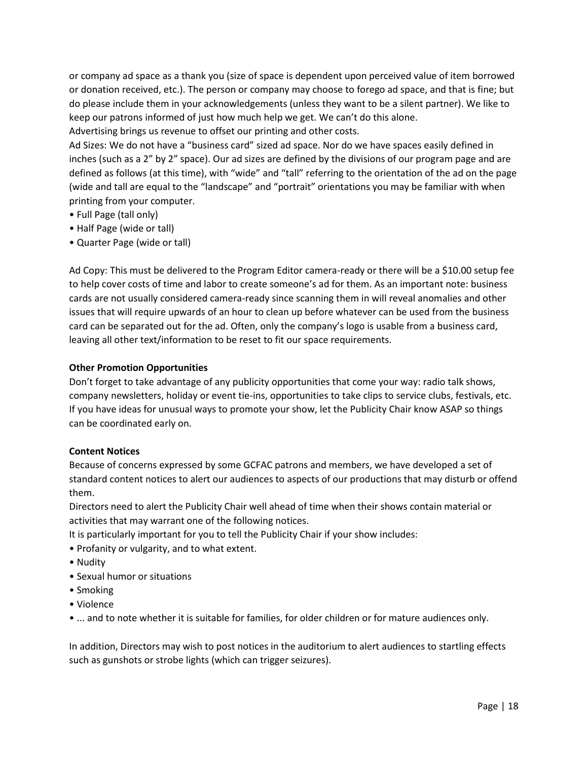or company ad space as a thank you (size of space is dependent upon perceived value of item borrowed or donation received, etc.). The person or company may choose to forego ad space, and that is fine; but do please include them in your acknowledgements (unless they want to be a silent partner). We like to keep our patrons informed of just how much help we get. We can't do this alone.

Advertising brings us revenue to offset our printing and other costs.

Ad Sizes: We do not have a "business card" sized ad space. Nor do we have spaces easily defined in inches (such as a 2" by 2" space). Our ad sizes are defined by the divisions of our program page and are defined as follows (at this time), with "wide" and "tall" referring to the orientation of the ad on the page (wide and tall are equal to the "landscape" and "portrait" orientations you may be familiar with when printing from your computer.

- Full Page (tall only)
- Half Page (wide or tall)
- Quarter Page (wide or tall)

Ad Copy: This must be delivered to the Program Editor camera-ready or there will be a $10.00 setup fee to help cover costs of time and labor to create someone's ad for them. As an important note: business cards are not usually considered camera-ready since scanning them in will reveal anomalies and other issues that will require upwards of an hour to clean up before whatever can be used from the business card can be separated out for the ad. Often, only the company's logo is usable from a business card, leaving all other text/information to be reset to fit our space requirements.

**Other Promotion Opportunities**

Don't forget to take advantage of any publicity opportunities that come your way: radio talk shows, company newsletters, holiday or event tie-ins, opportunities to take clips to service clubs, festivals, etc. If you have ideas for unusual ways to promote your show, let the Publicity Chair know ASAP so things can be coordinated early on.

**Content Notices**

Because of concerns expressed by some GCFAC patrons and members, we have developed a set of standard content notices to alert our audiences to aspects of our productions that may disturb or offend them.

Directors need to alert the Publicity Chair well ahead of time when their shows contain material or activities that may warrant one of the following notices.

It is particularly important for you to tell the Publicity Chair if your show includes:

- Profanity or vulgarity, and to what extent.
- Nudity
- Sexual humor or situations
- Smoking
- Violence
- ... and to note whether it is suitable for families, for older children or for mature audiences only.

In addition, Directors may wish to post notices in the auditorium to alert audiences to startling effects such as gunshots or strobe lights (which can trigger seizures).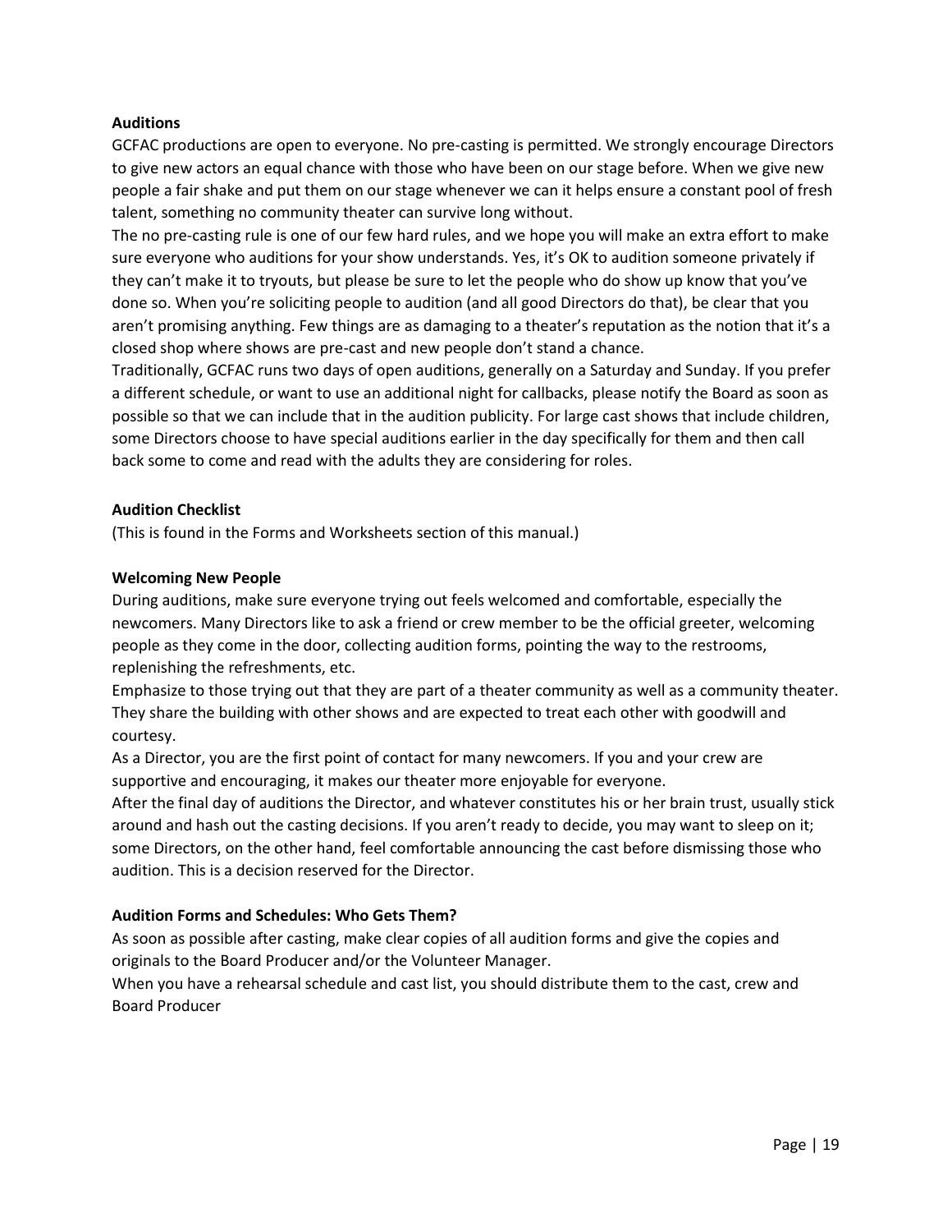**Auditions**

GCFAC productions are open to everyone. No pre-casting is permitted. We strongly encourage Directors to give new actors an equal chance with those who have been on our stage before. When we give new people a fair shake and put them on our stage whenever we can it helps ensure a constant pool of fresh talent, something no community theater can survive long without.

The no pre-casting rule is one of our few hard rules, and we hope you will make an extra effort to make sure everyone who auditions for your show understands. Yes, it's OK to audition someone privately if they can't make it to tryouts, but please be sure to let the people who do show up know that you've done so. When you're soliciting people to audition (and all good Directors do that), be clear that you aren't promising anything. Few things are as damaging to a theater's reputation as the notion that it's a closed shop where shows are pre-cast and new people don't stand a chance.

Traditionally, GCFAC runs two days of open auditions, generally on a Saturday and Sunday. If you prefer a different schedule, or want to use an additional night for callbacks, please notify the Board as soon as possible so that we can include that in the audition publicity. For large cast shows that include children, some Directors choose to have special auditions earlier in the day specifically for them and then call back some to come and read with the adults they are considering for roles.

**Audition Checklist**

(This is found in the Forms and Worksheets section of this manual.)

**Welcoming New People**

During auditions, make sure everyone trying out feels welcomed and comfortable, especially the newcomers. Many Directors like to ask a friend or crew member to be the official greeter, welcoming people as they come in the door, collecting audition forms, pointing the way to the restrooms, replenishing the refreshments, etc.

Emphasize to those trying out that they are part of a theater community as well as a community theater. They share the building with other shows and are expected to treat each other with goodwill and courtesy.

As a Director, you are the first point of contact for many newcomers. If you and your crew are supportive and encouraging, it makes our theater more enjoyable for everyone.

After the final day of auditions the Director, and whatever constitutes his or her brain trust, usually stick around and hash out the casting decisions. If you aren't ready to decide, you may want to sleep on it; some Directors, on the other hand, feel comfortable announcing the cast before dismissing those who audition. This is a decision reserved for the Director.

**Audition Forms and Schedules: Who Gets Them?**

As soon as possible after casting, make clear copies of all audition forms and give the copies and originals to the Board Producer and/or the Volunteer Manager.

When you have a rehearsal schedule and cast list, you should distribute them to the cast, crew and Board Producer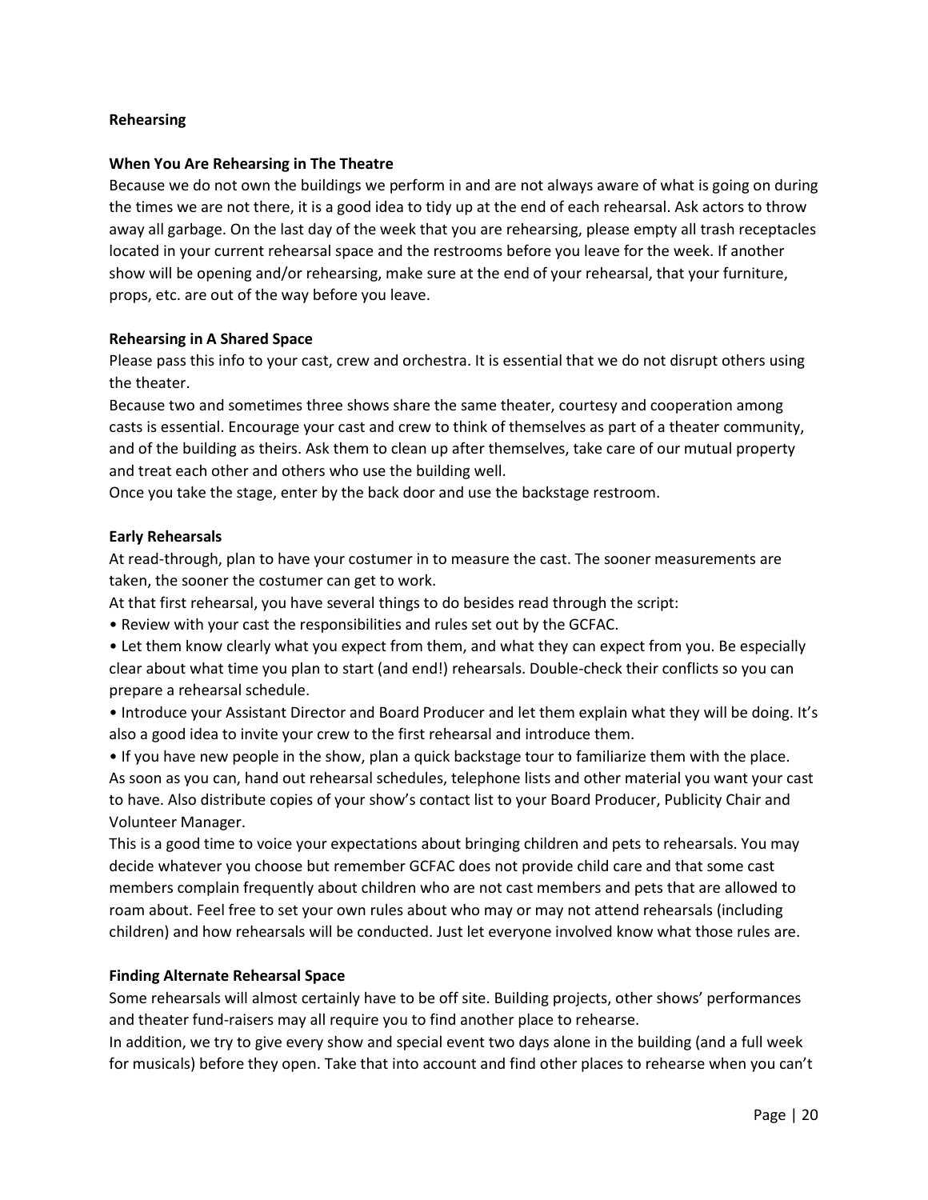**Rehearsing**

**When You Are Rehearsing in The Theatre**

Because we do not own the buildings we perform in and are not always aware of what is going on during the times we are not there, it is a good idea to tidy up at the end of each rehearsal. Ask actors to throw away all garbage. On the last day of the week that you are rehearsing, please empty all trash receptacles located in your current rehearsal space and the restrooms before you leave for the week. If another show will be opening and/or rehearsing, make sure at the end of your rehearsal, that your furniture, props, etc. are out of the way before you leave.

**Rehearsing in A Shared Space**

Please pass this info to your cast, crew and orchestra. It is essential that we do not disrupt others using the theater.

Because two and sometimes three shows share the same theater, courtesy and cooperation among casts is essential. Encourage your cast and crew to think of themselves as part of a theater community, and of the building as theirs. Ask them to clean up after themselves, take care of our mutual property and treat each other and others who use the building well.

Once you take the stage, enter by the back door and use the backstage restroom.

**Early Rehearsals**

At read-through, plan to have your costumer in to measure the cast. The sooner measurements are taken, the sooner the costumer can get to work.

At that first rehearsal, you have several things to do besides read through the script:

- Review with your cast the responsibilities and rules set out by the GCFAC.
- Let them know clearly what you expect from them, and what they can expect from you. Be especially clear about what time you plan to start (and end!) rehearsals. Double-check their conflicts so you can prepare a rehearsal schedule.
- Introduce your Assistant Director and Board Producer and let them explain what they will be doing. It's also a good idea to invite your crew to the first rehearsal and introduce them.
- If you have new people in the show, plan a quick backstage tour to familiarize them with the place.

As soon as you can, hand out rehearsal schedules, telephone lists and other material you want your cast to have. Also distribute copies of your show's contact list to your Board Producer, Publicity Chair and Volunteer Manager.

This is a good time to voice your expectations about bringing children and pets to rehearsals. You may decide whatever you choose but remember GCFAC does not provide child care and that some cast members complain frequently about children who are not cast members and pets that are allowed to roam about. Feel free to set your own rules about who may or may not attend rehearsals (including children) and how rehearsals will be conducted. Just let everyone involved know what those rules are.

**Finding Alternate Rehearsal Space**

Some rehearsals will almost certainly have to be off site. Building projects, other shows' performances and theater fund-raisers may all require you to find another place to rehearse.

In addition, we try to give every show and special event two days alone in the building (and a full week for musicals) before they open. Take that into account and find other places to rehearse when you can't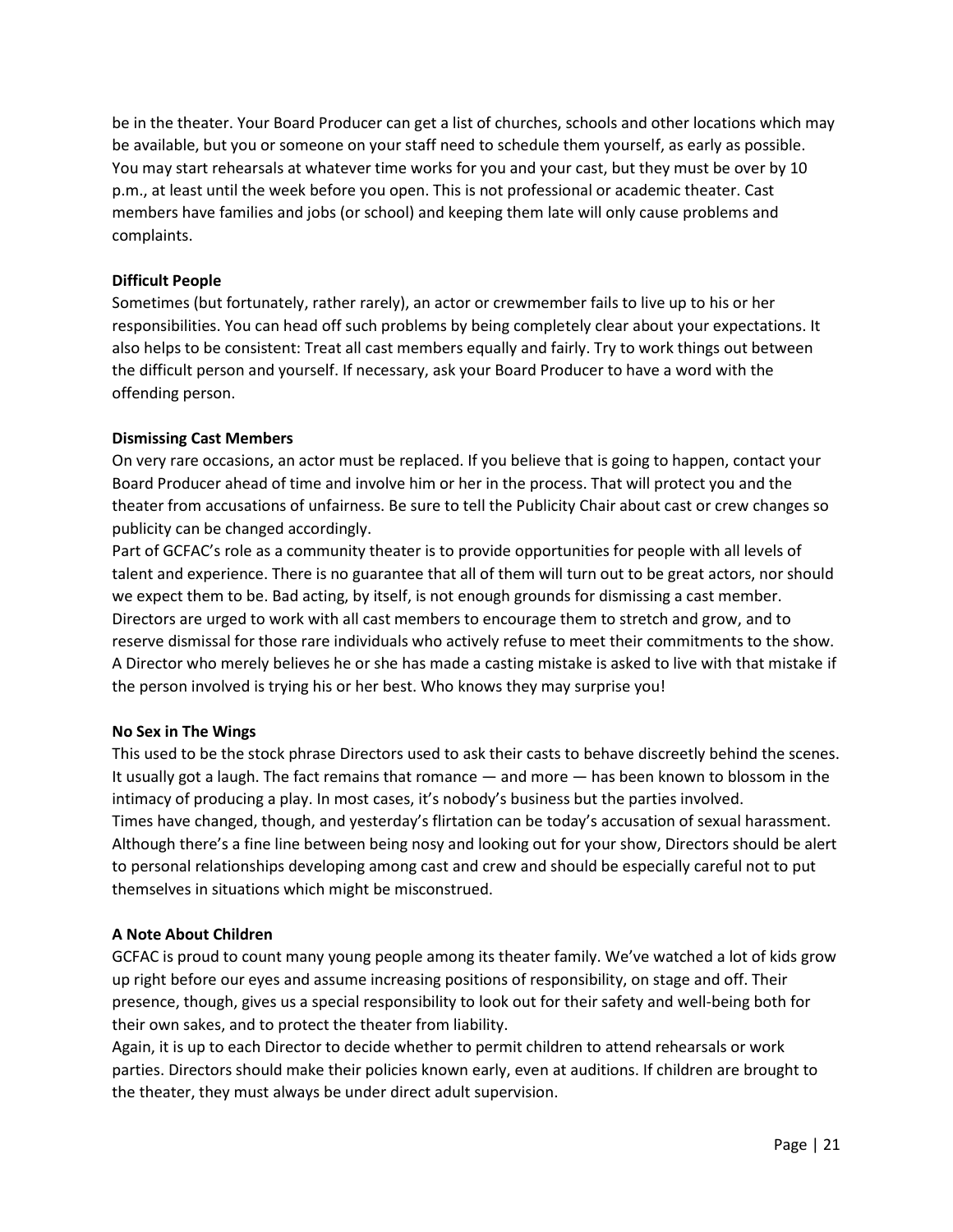be in the theater. Your Board Producer can get a list of churches, schools and other locations which may be available, but you or someone on your staff need to schedule them yourself, as early as possible. You may start rehearsals at whatever time works for you and your cast, but they must be over by 10 p.m., at least until the week before you open. This is not professional or academic theater. Cast members have families and jobs (or school) and keeping them late will only cause problems and complaints.

**Difficult People**

Sometimes (but fortunately, rather rarely), an actor or crewmember fails to live up to his or her responsibilities. You can head off such problems by being completely clear about your expectations. It also helps to be consistent: Treat all cast members equally and fairly. Try to work things out between the difficult person and yourself. If necessary, ask your Board Producer to have a word with the offending person.

**Dismissing Cast Members**

On very rare occasions, an actor must be replaced. If you believe that is going to happen, contact your Board Producer ahead of time and involve him or her in the process. That will protect you and the theater from accusations of unfairness. Be sure to tell the Publicity Chair about cast or crew changes so publicity can be changed accordingly.

Part of GCFAC's role as a community theater is to provide opportunities for people with all levels of talent and experience. There is no guarantee that all of them will turn out to be great actors, nor should we expect them to be. Bad acting, by itself, is not enough grounds for dismissing a cast member. Directors are urged to work with all cast members to encourage them to stretch and grow, and to reserve dismissal for those rare individuals who actively refuse to meet their commitments to the show. A Director who merely believes he or she has made a casting mistake is asked to live with that mistake if the person involved is trying his or her best. Who knows they may surprise you!

**No Sex in The Wings**

This used to be the stock phrase Directors used to ask their casts to behave discreetly behind the scenes. It usually got a laugh. The fact remains that romance — and more — has been known to blossom in the intimacy of producing a play. In most cases, it's nobody's business but the parties involved.

Times have changed, though, and yesterday's flirtation can be today's accusation of sexual harassment. Although there's a fine line between being nosy and looking out for your show, Directors should be alert to personal relationships developing among cast and crew and should be especially careful not to put themselves in situations which might be misconstrued.

**A Note About Children**

GCFAC is proud to count many young people among its theater family. We've watched a lot of kids grow up right before our eyes and assume increasing positions of responsibility, on stage and off. Their presence, though, gives us a special responsibility to look out for their safety and well-being both for their own sakes, and to protect the theater from liability.

Again, it is up to each Director to decide whether to permit children to attend rehearsals or work parties. Directors should make their policies known early, even at auditions. If children are brought to the theater, they must always be under direct adult supervision.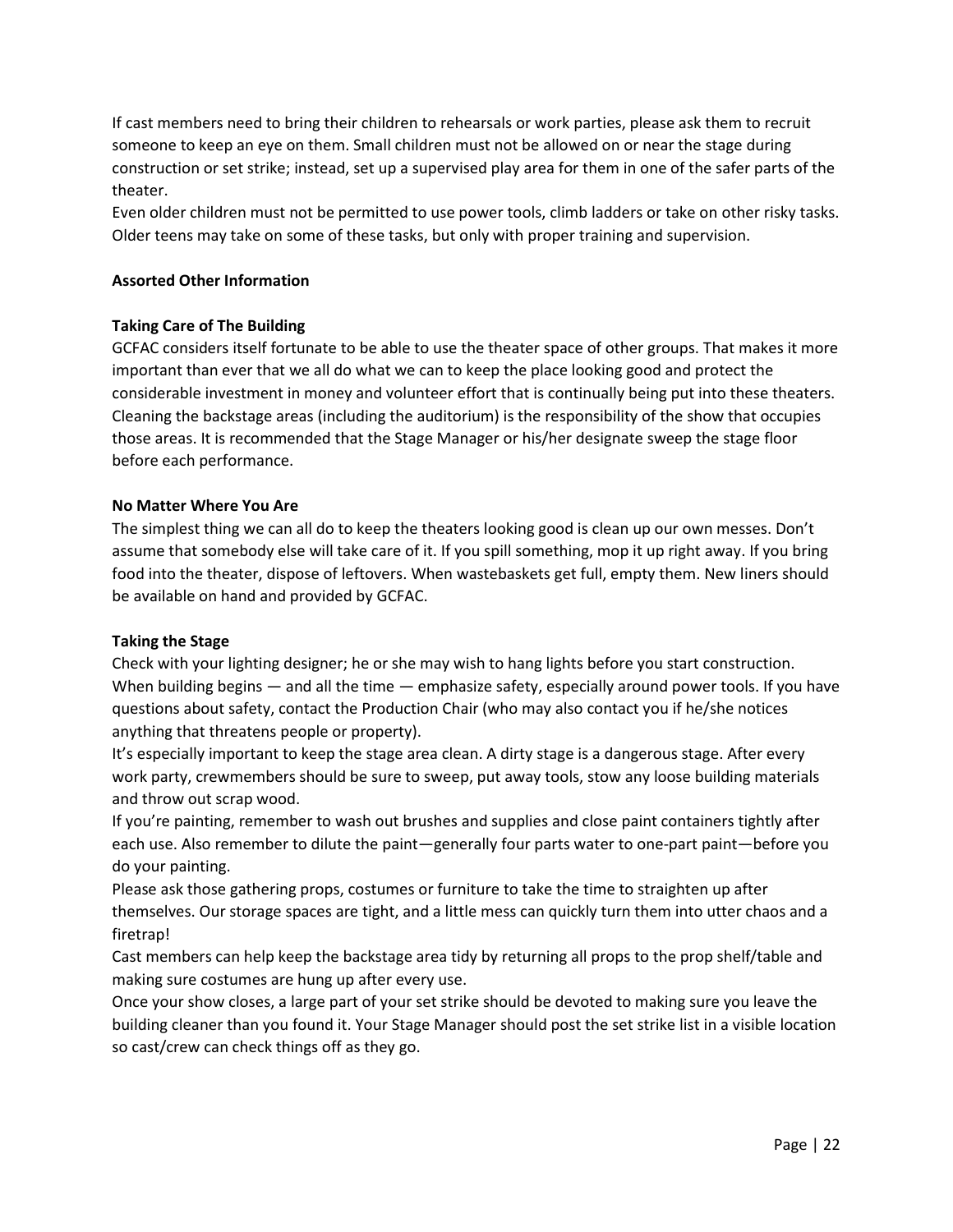If cast members need to bring their children to rehearsals or work parties, please ask them to recruit someone to keep an eye on them. Small children must not be allowed on or near the stage during construction or set strike; instead, set up a supervised play area for them in one of the safer parts of the theater.

Even older children must not be permitted to use power tools, climb ladders or take on other risky tasks. Older teens may take on some of these tasks, but only with proper training and supervision.

**Assorted Other Information**

**Taking Care of The Building**

GCFAC considers itself fortunate to be able to use the theater space of other groups. That makes it more important than ever that we all do what we can to keep the place looking good and protect the considerable investment in money and volunteer effort that is continually being put into these theaters. Cleaning the backstage areas (including the auditorium) is the responsibility of the show that occupies those areas. It is recommended that the Stage Manager or his/her designate sweep the stage floor before each performance.

**No Matter Where You Are**

The simplest thing we can all do to keep the theaters looking good is clean up our own messes. Don't assume that somebody else will take care of it. If you spill something, mop it up right away. If you bring food into the theater, dispose of leftovers. When wastebaskets get full, empty them. New liners should be available on hand and provided by GCFAC.

**Taking the Stage**

Check with your lighting designer; he or she may wish to hang lights before you start construction. When building begins — and all the time — emphasize safety, especially around power tools. If you have questions about safety, contact the Production Chair (who may also contact you if he/she notices anything that threatens people or property).

It's especially important to keep the stage area clean. A dirty stage is a dangerous stage. After every work party, crewmembers should be sure to sweep, put away tools, stow any loose building materials and throw out scrap wood.

If you're painting, remember to wash out brushes and supplies and close paint containers tightly after each use. Also remember to dilute the paint—generally four parts water to one-part paint—before you do your painting.

Please ask those gathering props, costumes or furniture to take the time to straighten up after themselves. Our storage spaces are tight, and a little mess can quickly turn them into utter chaos and a firetrap!

Cast members can help keep the backstage area tidy by returning all props to the prop shelf/table and making sure costumes are hung up after every use.

Once your show closes, a large part of your set strike should be devoted to making sure you leave the building cleaner than you found it. Your Stage Manager should post the set strike list in a visible location so cast/crew can check things off as they go.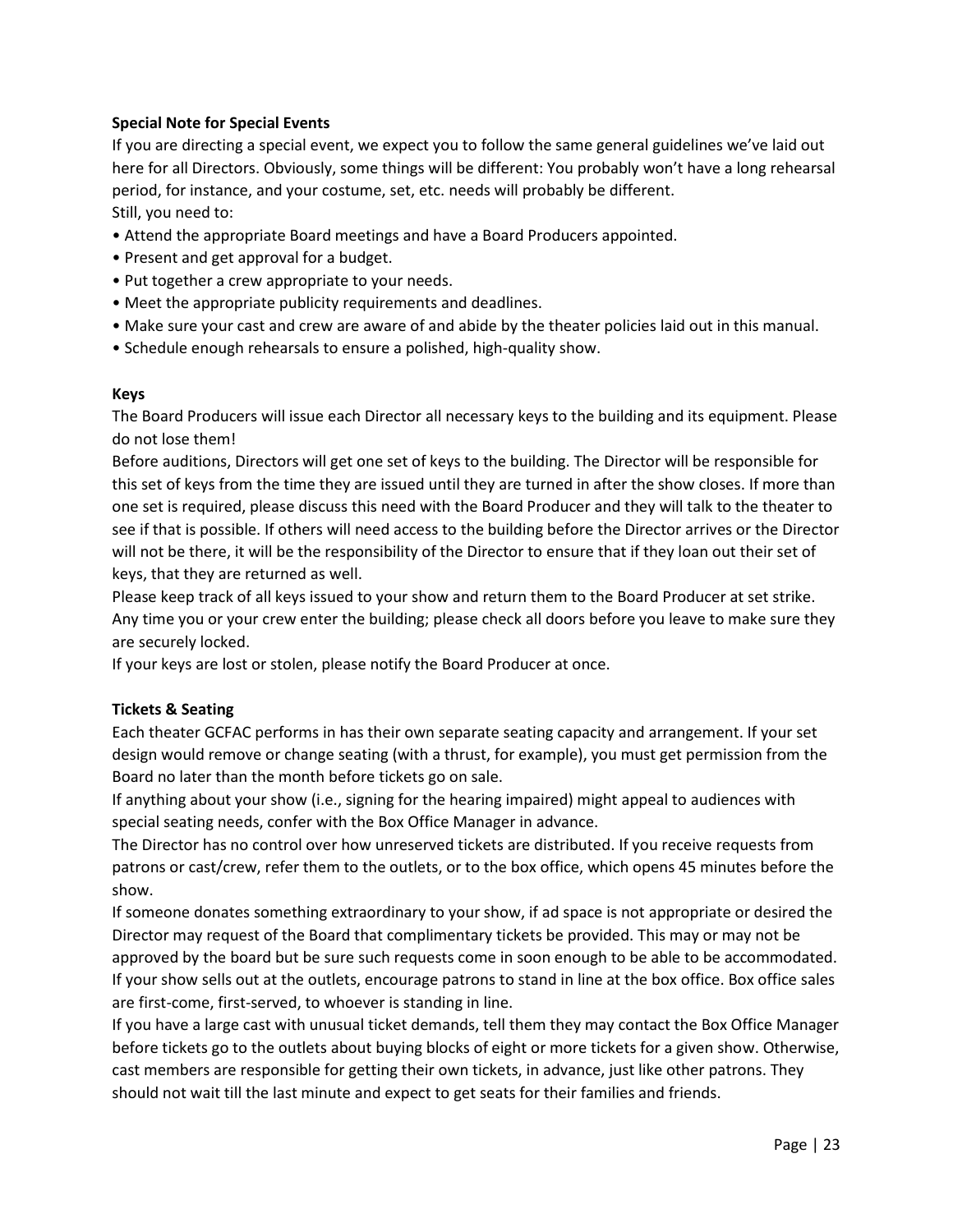**Special Note for Special Events**

If you are directing a special event, we expect you to follow the same general guidelines we've laid out here for all Directors. Obviously, some things will be different: You probably won't have a long rehearsal period, for instance, and your costume, set, etc. needs will probably be different.

Still, you need to:

- Attend the appropriate Board meetings and have a Board Producers appointed.
- Present and get approval for a budget.
- Put together a crew appropriate to your needs.
- Meet the appropriate publicity requirements and deadlines.
- Make sure your cast and crew are aware of and abide by the theater policies laid out in this manual.
- Schedule enough rehearsals to ensure a polished, high-quality show.

**Keys**

The Board Producers will issue each Director all necessary keys to the building and its equipment. Please do not lose them!

Before auditions, Directors will get one set of keys to the building. The Director will be responsible for this set of keys from the time they are issued until they are turned in after the show closes. If more than one set is required, please discuss this need with the Board Producer and they will talk to the theater to see if that is possible. If others will need access to the building before the Director arrives or the Director will not be there, it will be the responsibility of the Director to ensure that if they loan out their set of keys, that they are returned as well.

Please keep track of all keys issued to your show and return them to the Board Producer at set strike. Any time you or your crew enter the building; please check all doors before you leave to make sure they are securely locked.

If your keys are lost or stolen, please notify the Board Producer at once.

**Tickets & Seating**

Each theater GCFAC performs in has their own separate seating capacity and arrangement. If your set design would remove or change seating (with a thrust, for example), you must get permission from the Board no later than the month before tickets go on sale.

If anything about your show (i.e., signing for the hearing impaired) might appeal to audiences with special seating needs, confer with the Box Office Manager in advance.

The Director has no control over how unreserved tickets are distributed. If you receive requests from patrons or cast/crew, refer them to the outlets, or to the box office, which opens 45 minutes before the show.

If someone donates something extraordinary to your show, if ad space is not appropriate or desired the Director may request of the Board that complimentary tickets be provided. This may or may not be approved by the board but be sure such requests come in soon enough to be able to be accommodated.

If your show sells out at the outlets, encourage patrons to stand in line at the box office. Box office sales are first-come, first-served, to whoever is standing in line.

If you have a large cast with unusual ticket demands, tell them they may contact the Box Office Manager before tickets go to the outlets about buying blocks of eight or more tickets for a given show. Otherwise, cast members are responsible for getting their own tickets, in advance, just like other patrons. They should not wait till the last minute and expect to get seats for their families and friends.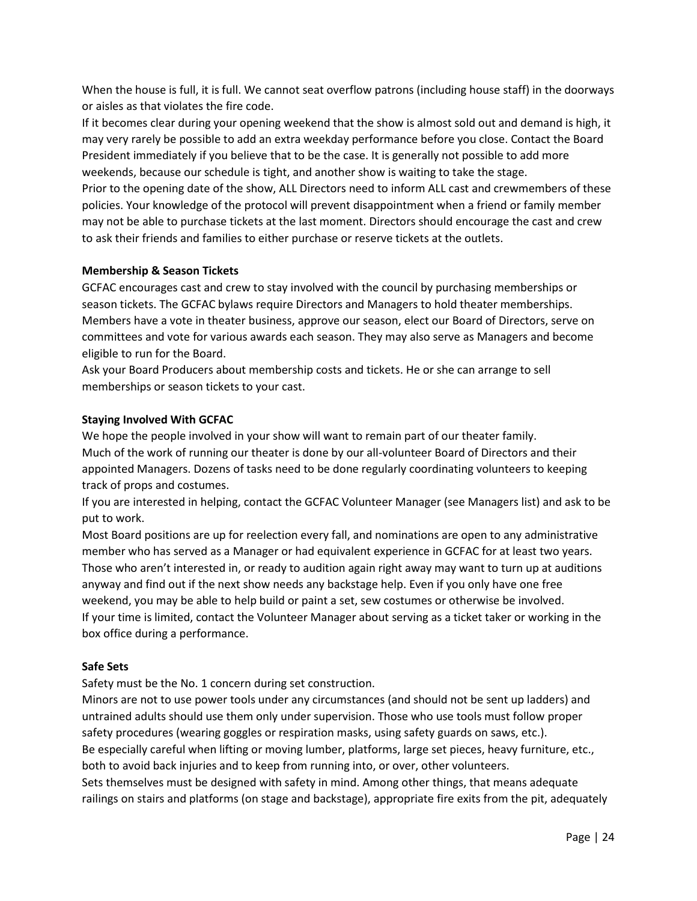When the house is full, it is full. We cannot seat overflow patrons (including house staff) in the doorways or aisles as that violates the fire code.

If it becomes clear during your opening weekend that the show is almost sold out and demand is high, it may very rarely be possible to add an extra weekday performance before you close. Contact the Board President immediately if you believe that to be the case. It is generally not possible to add more weekends, because our schedule is tight, and another show is waiting to take the stage.

Prior to the opening date of the show, ALL Directors need to inform ALL cast and crewmembers of these policies. Your knowledge of the protocol will prevent disappointment when a friend or family member may not be able to purchase tickets at the last moment. Directors should encourage the cast and crew to ask their friends and families to either purchase or reserve tickets at the outlets.

**Membership & Season Tickets**

GCFAC encourages cast and crew to stay involved with the council by purchasing memberships or season tickets. The GCFAC bylaws require Directors and Managers to hold theater memberships. Members have a vote in theater business, approve our season, elect our Board of Directors, serve on committees and vote for various awards each season. They may also serve as Managers and become eligible to run for the Board.

Ask your Board Producers about membership costs and tickets. He or she can arrange to sell memberships or season tickets to your cast.

**Staying Involved With GCFAC**

We hope the people involved in your show will want to remain part of our theater family.

Much of the work of running our theater is done by our all-volunteer Board of Directors and their appointed Managers. Dozens of tasks need to be done regularly coordinating volunteers to keeping track of props and costumes.

If you are interested in helping, contact the GCFAC Volunteer Manager (see Managers list) and ask to be put to work.

Most Board positions are up for reelection every fall, and nominations are open to any administrative member who has served as a Manager or had equivalent experience in GCFAC for at least two years.

Those who aren't interested in, or ready to audition again right away may want to turn up at auditions anyway and find out if the next show needs any backstage help. Even if you only have one free weekend, you may be able to help build or paint a set, sew costumes or otherwise be involved.

If your time is limited, contact the Volunteer Manager about serving as a ticket taker or working in the box office during a performance.

**Safe Sets**

Safety must be the No. 1 concern during set construction.

Minors are not to use power tools under any circumstances (and should not be sent up ladders) and untrained adults should use them only under supervision. Those who use tools must follow proper safety procedures (wearing goggles or respiration masks, using safety guards on saws, etc.).

Be especially careful when lifting or moving lumber, platforms, large set pieces, heavy furniture, etc., both to avoid back injuries and to keep from running into, or over, other volunteers.

Sets themselves must be designed with safety in mind. Among other things, that means adequate railings on stairs and platforms (on stage and backstage), appropriate fire exits from the pit, adequately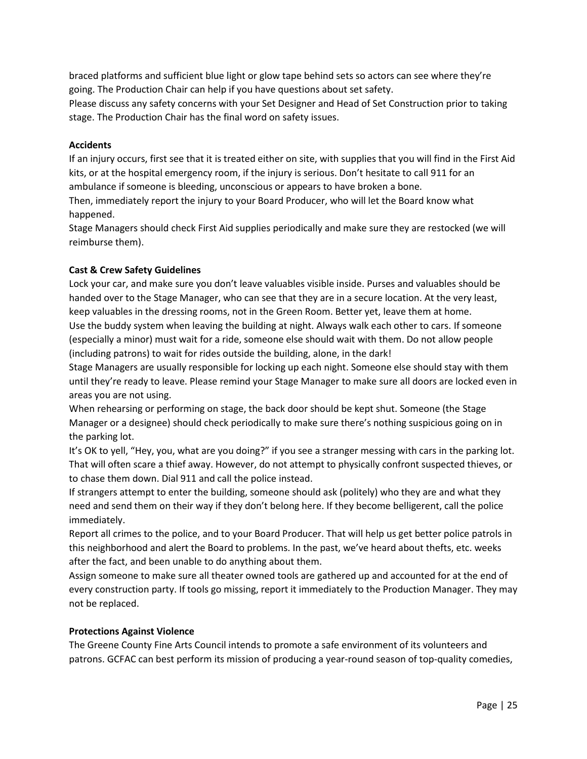braced platforms and sufficient blue light or glow tape behind sets so actors can see where they're going. The Production Chair can help if you have questions about set safety.

Please discuss any safety concerns with your Set Designer and Head of Set Construction prior to taking stage. The Production Chair has the final word on safety issues.

**Accidents**

If an injury occurs, first see that it is treated either on site, with supplies that you will find in the First Aid kits, or at the hospital emergency room, if the injury is serious. Don't hesitate to call 911 for an ambulance if someone is bleeding, unconscious or appears to have broken a bone.

Then, immediately report the injury to your Board Producer, who will let the Board know what happened.

Stage Managers should check First Aid supplies periodically and make sure they are restocked (we will reimburse them).

**Cast & Crew Safety Guidelines**

Lock your car, and make sure you don't leave valuables visible inside. Purses and valuables should be handed over to the Stage Manager, who can see that they are in a secure location. At the very least, keep valuables in the dressing rooms, not in the Green Room. Better yet, leave them at home.

Use the buddy system when leaving the building at night. Always walk each other to cars. If someone (especially a minor) must wait for a ride, someone else should wait with them. Do not allow people (including patrons) to wait for rides outside the building, alone, in the dark!

Stage Managers are usually responsible for locking up each night. Someone else should stay with them until they're ready to leave. Please remind your Stage Manager to make sure all doors are locked even in areas you are not using.

When rehearsing or performing on stage, the back door should be kept shut. Someone (the Stage Manager or a designee) should check periodically to make sure there's nothing suspicious going on in the parking lot.

It's OK to yell, "Hey, you, what are you doing?" if you see a stranger messing with cars in the parking lot. That will often scare a thief away. However, do not attempt to physically confront suspected thieves, or to chase them down. Dial 911 and call the police instead.

If strangers attempt to enter the building, someone should ask (politely) who they are and what they need and send them on their way if they don't belong here. If they become belligerent, call the police immediately.

Report all crimes to the police, and to your Board Producer. That will help us get better police patrols in this neighborhood and alert the Board to problems. In the past, we've heard about thefts, etc. weeks after the fact, and been unable to do anything about them.

Assign someone to make sure all theater owned tools are gathered up and accounted for at the end of every construction party. If tools go missing, report it immediately to the Production Manager. They may not be replaced.

**Protections Against Violence**

The Greene County Fine Arts Council intends to promote a safe environment of its volunteers and patrons. GCFAC can best perform its mission of producing a year-round season of top-quality comedies,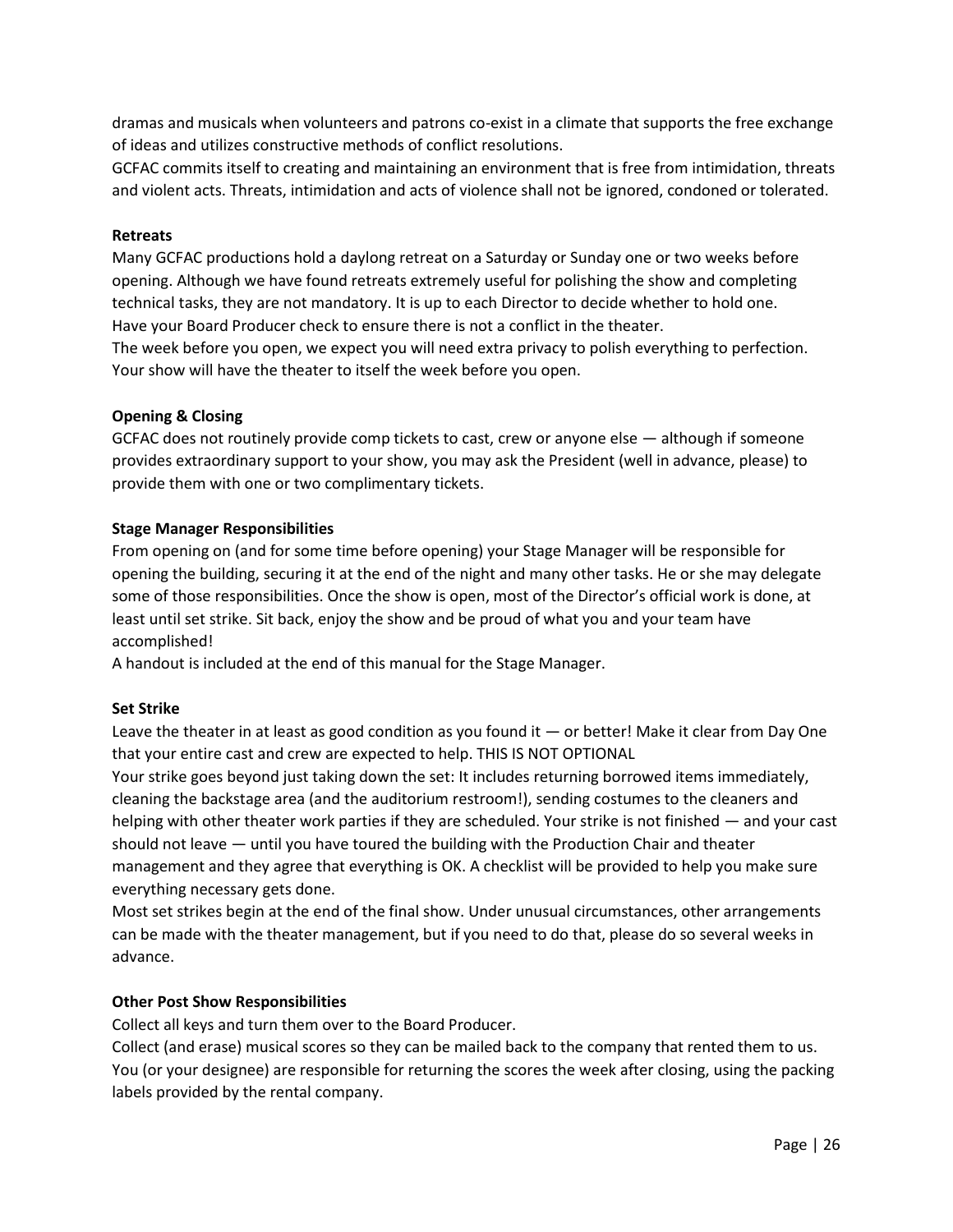dramas and musicals when volunteers and patrons co-exist in a climate that supports the free exchange of ideas and utilizes constructive methods of conflict resolutions.

GCFAC commits itself to creating and maintaining an environment that is free from intimidation, threats and violent acts. Threats, intimidation and acts of violence shall not be ignored, condoned or tolerated.

**Retreats**

Many GCFAC productions hold a daylong retreat on a Saturday or Sunday one or two weeks before opening. Although we have found retreats extremely useful for polishing the show and completing technical tasks, they are not mandatory. It is up to each Director to decide whether to hold one.

Have your Board Producer check to ensure there is not a conflict in the theater.

The week before you open, we expect you will need extra privacy to polish everything to perfection. Your show will have the theater to itself the week before you open.

**Opening & Closing**

GCFAC does not routinely provide comp tickets to cast, crew or anyone else — although if someone provides extraordinary support to your show, you may ask the President (well in advance, please) to provide them with one or two complimentary tickets.

**Stage Manager Responsibilities**

From opening on (and for some time before opening) your Stage Manager will be responsible for opening the building, securing it at the end of the night and many other tasks. He or she may delegate some of those responsibilities. Once the show is open, most of the Director's official work is done, at least until set strike. Sit back, enjoy the show and be proud of what you and your team have accomplished!

A handout is included at the end of this manual for the Stage Manager.

**Set Strike**

Leave the theater in at least as good condition as you found it — or better! Make it clear from Day One that your entire cast and crew are expected to help. THIS IS NOT OPTIONAL

Your strike goes beyond just taking down the set: It includes returning borrowed items immediately, cleaning the backstage area (and the auditorium restroom!), sending costumes to the cleaners and helping with other theater work parties if they are scheduled. Your strike is not finished — and your cast should not leave — until you have toured the building with the Production Chair and theater management and they agree that everything is OK. A checklist will be provided to help you make sure everything necessary gets done.

Most set strikes begin at the end of the final show. Under unusual circumstances, other arrangements can be made with the theater management, but if you need to do that, please do so several weeks in advance.

**Other Post Show Responsibilities**

Collect all keys and turn them over to the Board Producer.

Collect (and erase) musical scores so they can be mailed back to the company that rented them to us. You (or your designee) are responsible for returning the scores the week after closing, using the packing labels provided by the rental company.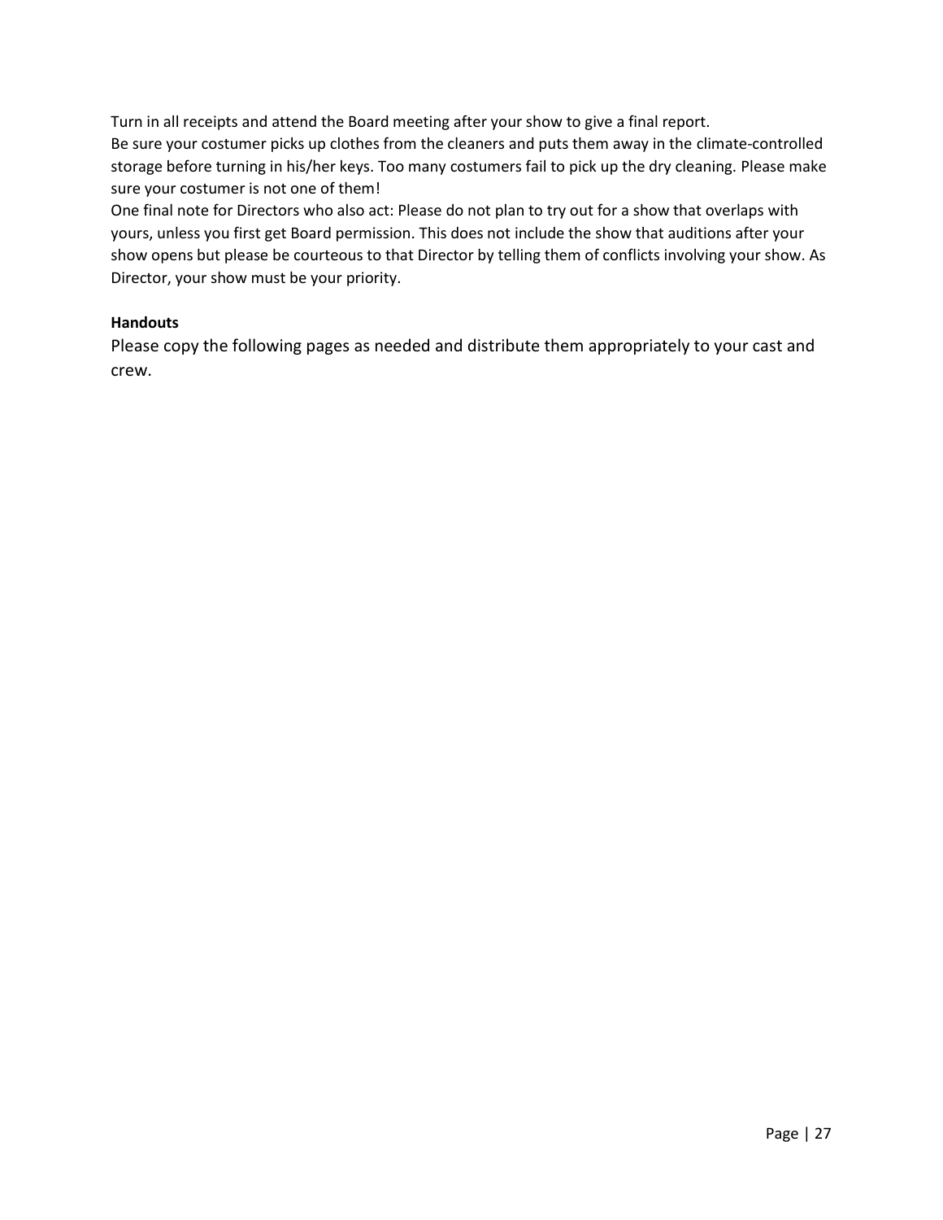Turn in all receipts and attend the Board meeting after your show to give a final report.

Be sure your costumer picks up clothes from the cleaners and puts them away in the climate-controlled storage before turning in his/her keys. Too many costumers fail to pick up the dry cleaning. Please make sure your costumer is not one of them!

One final note for Directors who also act: Please do not plan to try out for a show that overlaps with yours, unless you first get Board permission. This does not include the show that auditions after your show opens but please be courteous to that Director by telling them of conflicts involving your show. As Director, your show must be your priority.

**Handouts**

Please copy the following pages as needed and distribute them appropriately to your cast and crew.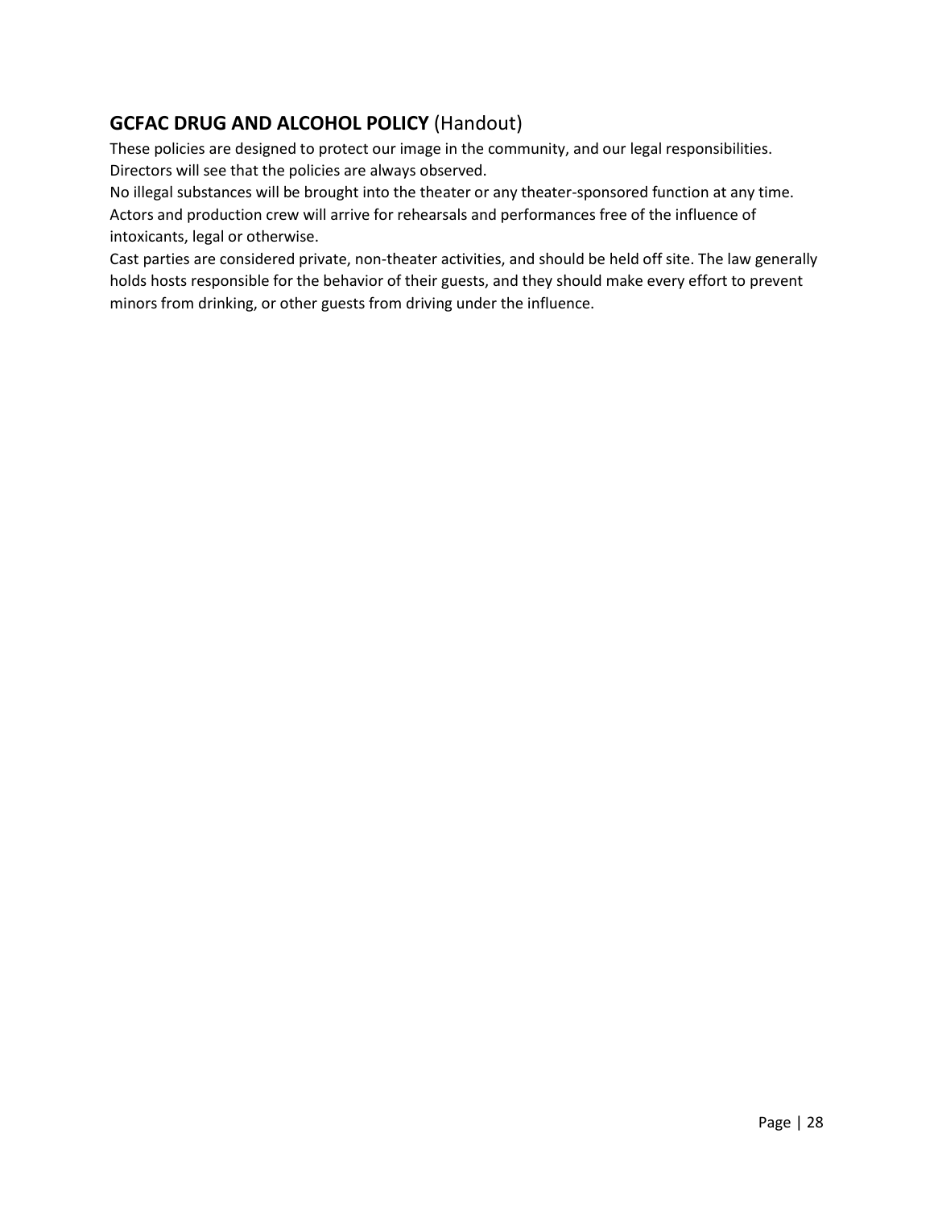## **GCFAC DRUG AND ALCOHOL POLICY** (Handout)

These policies are designed to protect our image in the community, and our legal responsibilities. Directors will see that the policies are always observed.

No illegal substances will be brought into the theater or any theater-sponsored function at any time.

Actors and production crew will arrive for rehearsals and performances free of the influence of intoxicants, legal or otherwise.

Cast parties are considered private, non-theater activities, and should be held off site. The law generally holds hosts responsible for the behavior of their guests, and they should make every effort to prevent minors from drinking, or other guests from driving under the influence.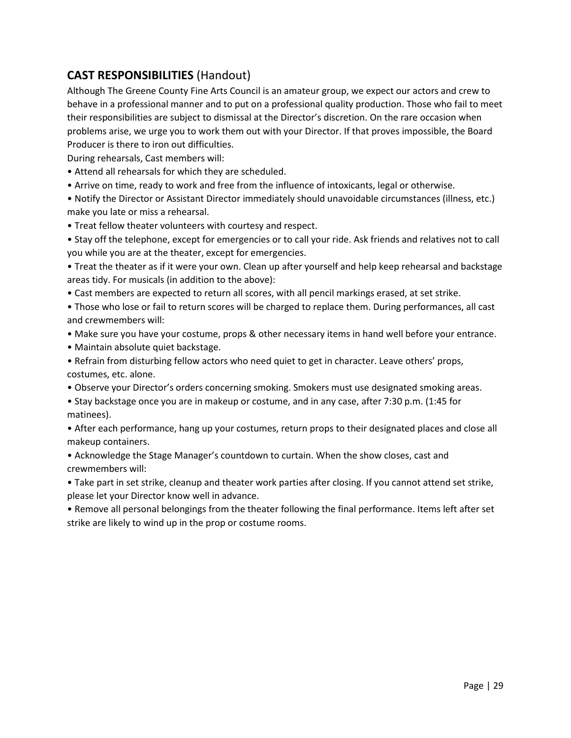## **CAST RESPONSIBILITIES** (Handout)

Although The Greene County Fine Arts Council is an amateur group, we expect our actors and crew to behave in a professional manner and to put on a professional quality production. Those who fail to meet their responsibilities are subject to dismissal at the Director's discretion. On the rare occasion when problems arise, we urge you to work them out with your Director. If that proves impossible, the Board Producer is there to iron out difficulties.

During rehearsals, Cast members will:

- Attend all rehearsals for which they are scheduled.
- Arrive on time, ready to work and free from the influence of intoxicants, legal or otherwise.
- Notify the Director or Assistant Director immediately should unavoidable circumstances (illness, etc.) make you late or miss a rehearsal.
- Treat fellow theater volunteers with courtesy and respect.
- Stay off the telephone, except for emergencies or to call your ride. Ask friends and relatives not to call you while you are at the theater, except for emergencies.
- Treat the theater as if it were your own. Clean up after yourself and help keep rehearsal and backstage areas tidy. For musicals (in addition to the above):
- Cast members are expected to return all scores, with all pencil markings erased, at set strike.
- Those who lose or fail to return scores will be charged to replace them. During performances, all cast and crewmembers will:
- Make sure you have your costume, props & other necessary items in hand well before your entrance.
- Maintain absolute quiet backstage.
- Refrain from disturbing fellow actors who need quiet to get in character. Leave others' props, costumes, etc. alone.
- Observe your Director's orders concerning smoking. Smokers must use designated smoking areas.
- Stay backstage once you are in makeup or costume, and in any case, after 7:30 p.m. (1:45 for matinees).
- After each performance, hang up your costumes, return props to their designated places and close all makeup containers.
- Acknowledge the Stage Manager's countdown to curtain. When the show closes, cast and crewmembers will:
- Take part in set strike, cleanup and theater work parties after closing. If you cannot attend set strike, please let your Director know well in advance.
- Remove all personal belongings from the theater following the final performance. Items left after set strike are likely to wind up in the prop or costume rooms.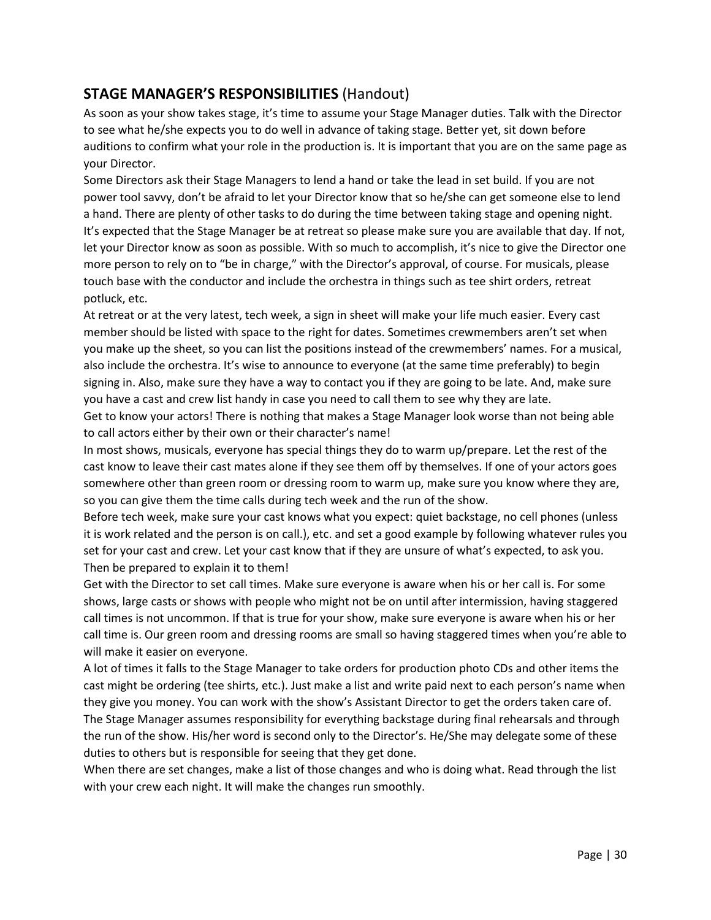## **STAGE MANAGER'S RESPONSIBILITIES** (Handout)

As soon as your show takes stage, it's time to assume your Stage Manager duties. Talk with the Director to see what he/she expects you to do well in advance of taking stage. Better yet, sit down before auditions to confirm what your role in the production is. It is important that you are on the same page as your Director.

Some Directors ask their Stage Managers to lend a hand or take the lead in set build. If you are not power tool savvy, don't be afraid to let your Director know that so he/she can get someone else to lend a hand. There are plenty of other tasks to do during the time between taking stage and opening night.

It's expected that the Stage Manager be at retreat so please make sure you are available that day. If not, let your Director know as soon as possible. With so much to accomplish, it's nice to give the Director one more person to rely on to "be in charge," with the Director's approval, of course. For musicals, please touch base with the conductor and include the orchestra in things such as tee shirt orders, retreat potluck, etc.

At retreat or at the very latest, tech week, a sign in sheet will make your life much easier. Every cast member should be listed with space to the right for dates. Sometimes crewmembers aren't set when you make up the sheet, so you can list the positions instead of the crewmembers' names. For a musical, also include the orchestra. It's wise to announce to everyone (at the same time preferably) to begin signing in. Also, make sure they have a way to contact you if they are going to be late. And, make sure you have a cast and crew list handy in case you need to call them to see why they are late.

Get to know your actors! There is nothing that makes a Stage Manager look worse than not being able to call actors either by their own or their character's name!

In most shows, musicals, everyone has special things they do to warm up/prepare. Let the rest of the cast know to leave their cast mates alone if they see them off by themselves. If one of your actors goes somewhere other than green room or dressing room to warm up, make sure you know where they are, so you can give them the time calls during tech week and the run of the show.

Before tech week, make sure your cast knows what you expect: quiet backstage, no cell phones (unless it is work related and the person is on call.), etc. and set a good example by following whatever rules you set for your cast and crew. Let your cast know that if they are unsure of what's expected, to ask you. Then be prepared to explain it to them!

Get with the Director to set call times. Make sure everyone is aware when his or her call is. For some shows, large casts or shows with people who might not be on until after intermission, having staggered call times is not uncommon. If that is true for your show, make sure everyone is aware when his or her call time is. Our green room and dressing rooms are small so having staggered times when you're able to will make it easier on everyone.

A lot of times it falls to the Stage Manager to take orders for production photo CDs and other items the cast might be ordering (tee shirts, etc.). Just make a list and write paid next to each person's name when they give you money. You can work with the show's Assistant Director to get the orders taken care of.

The Stage Manager assumes responsibility for everything backstage during final rehearsals and through the run of the show. His/her word is second only to the Director's. He/She may delegate some of these duties to others but is responsible for seeing that they get done.

When there are set changes, make a list of those changes and who is doing what. Read through the list with your crew each night. It will make the changes run smoothly.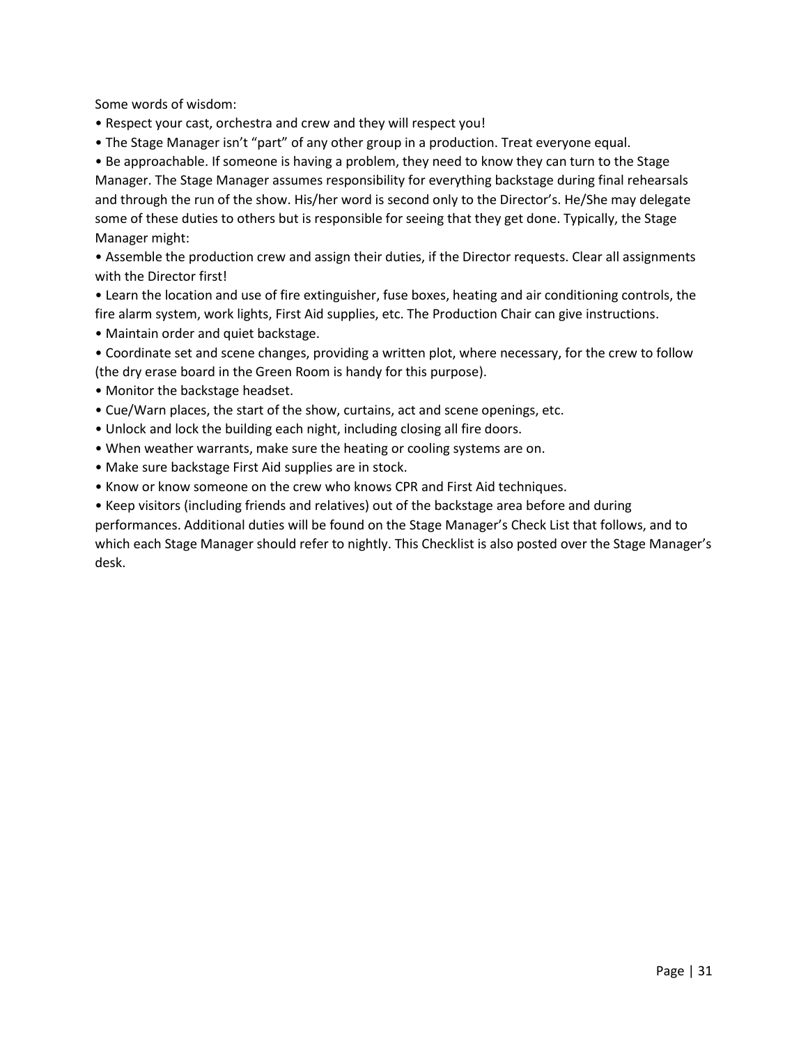Some words of wisdom:

- Respect your cast, orchestra and crew and they will respect you!
- The Stage Manager isn't "part" of any other group in a production. Treat everyone equal.
- Be approachable. If someone is having a problem, they need to know they can turn to the Stage Manager. The Stage Manager assumes responsibility for everything backstage during final rehearsals and through the run of the show. His/her word is second only to the Director's. He/She may delegate some of these duties to others but is responsible for seeing that they get done. Typically, the Stage Manager might:
- Assemble the production crew and assign their duties, if the Director requests. Clear all assignments with the Director first!
- Learn the location and use of fire extinguisher, fuse boxes, heating and air conditioning controls, the fire alarm system, work lights, First Aid supplies, etc. The Production Chair can give instructions.
- Maintain order and quiet backstage.
- Coordinate set and scene changes, providing a written plot, where necessary, for the crew to follow (the dry erase board in the Green Room is handy for this purpose).
- Monitor the backstage headset.
- Cue/Warn places, the start of the show, curtains, act and scene openings, etc.
- Unlock and lock the building each night, including closing all fire doors.
- When weather warrants, make sure the heating or cooling systems are on.
- Make sure backstage First Aid supplies are in stock.
- Know or know someone on the crew who knows CPR and First Aid techniques.
- Keep visitors (including friends and relatives) out of the backstage area before and during performances. Additional duties will be found on the Stage Manager's Check List that follows, and to which each Stage Manager should refer to nightly. This Checklist is also posted over the Stage Manager's desk.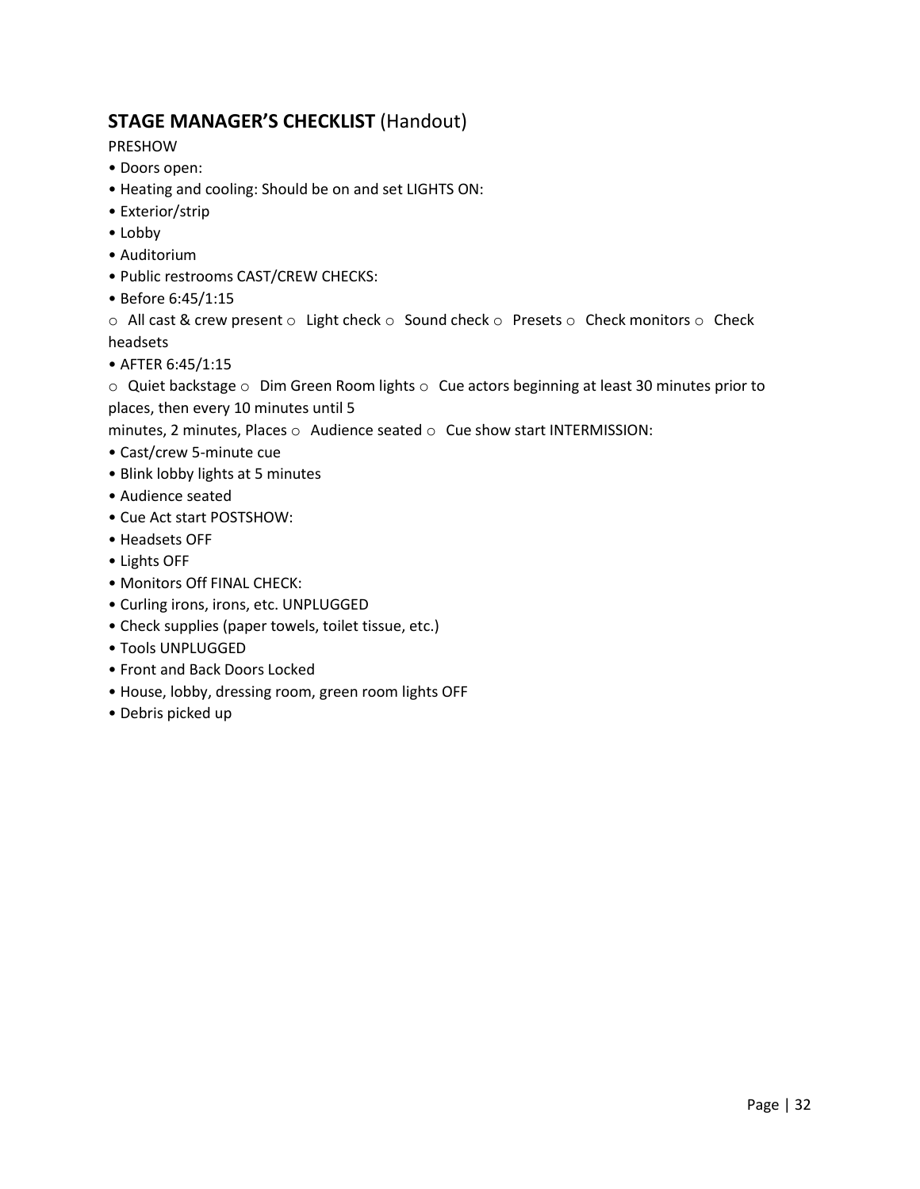## **STAGE MANAGER'S CHECKLIST** (Handout)

PRESHOW

- Doors open:
- Heating and cooling: Should be on and set LIGHTS ON:
- Exterior/strip
- Lobby
- Auditorium
- Public restrooms CAST/CREW CHECKS:
- Before 6:45/1:15

○ All cast & crew present ○ Light check ○ Sound check ○ Presets ○ Check monitors ○ Check headsets

- AFTER 6:45/1:15

○ Quiet backstage ○ Dim Green Room lights ○ Cue actors beginning at least 30 minutes prior to places, then every 10 minutes until 5 minutes, 2 minutes, Places ○ Audience seated ○ Cue show start INTERMISSION:

- Cast/crew 5-minute cue
- Blink lobby lights at 5 minutes
- Audience seated
- Cue Act start POSTSHOW:
- Headsets OFF
- Lights OFF
- Monitors Off FINAL CHECK:
- Curling irons, irons, etc. UNPLUGGED
- Check supplies (paper towels, toilet tissue, etc.)
- Tools UNPLUGGED
- Front and Back Doors Locked
- House, lobby, dressing room, green room lights OFF
- Debris picked up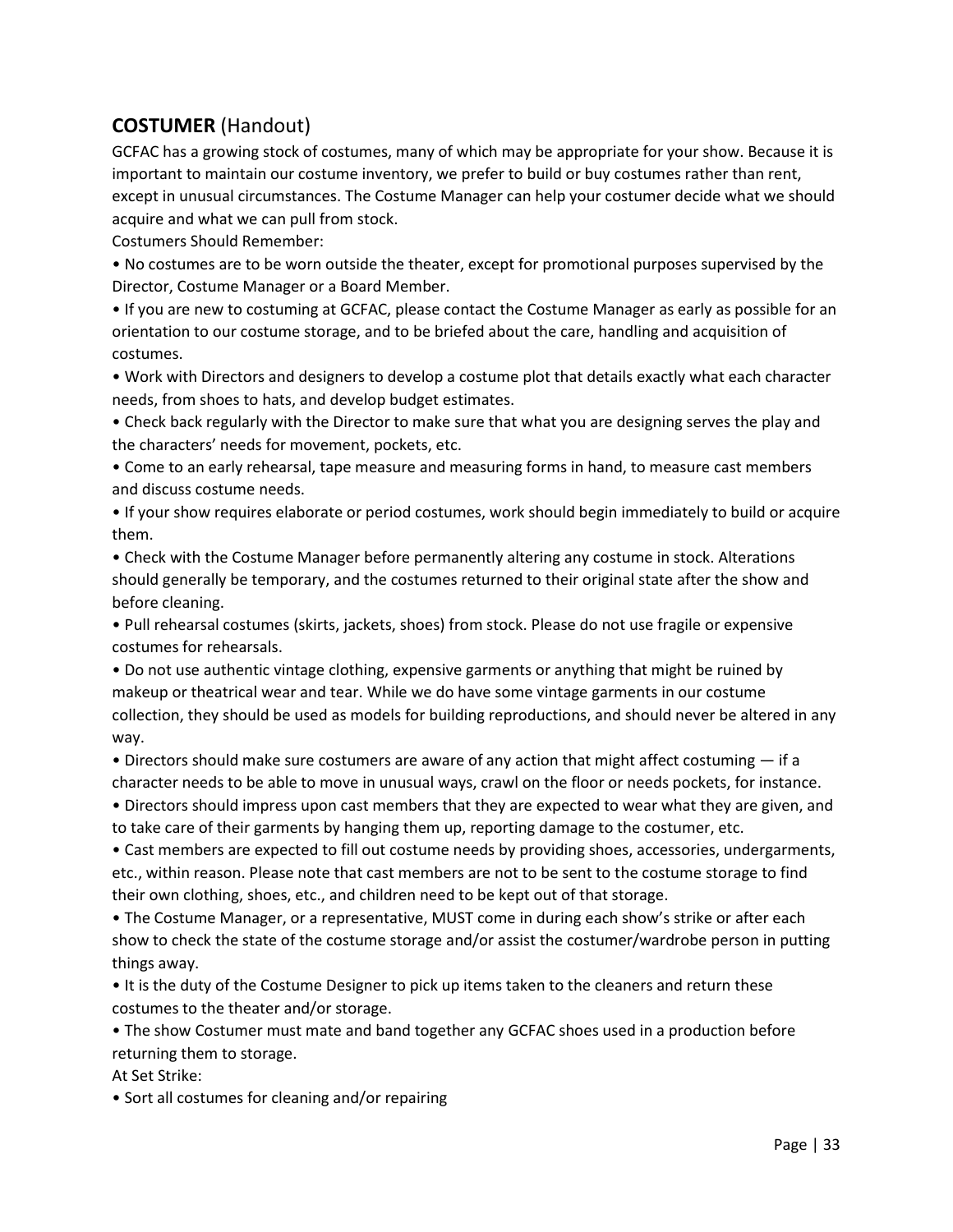## **COSTUMER** (Handout)

GCFAC has a growing stock of costumes, many of which may be appropriate for your show. Because it is important to maintain our costume inventory, we prefer to build or buy costumes rather than rent, except in unusual circumstances. The Costume Manager can help your costumer decide what we should acquire and what we can pull from stock.

Costumers Should Remember:

- No costumes are to be worn outside the theater, except for promotional purposes supervised by the Director, Costume Manager or a Board Member.
- If you are new to costuming at GCFAC, please contact the Costume Manager as early as possible for an orientation to our costume storage, and to be briefed about the care, handling and acquisition of costumes.
- Work with Directors and designers to develop a costume plot that details exactly what each character needs, from shoes to hats, and develop budget estimates.
- Check back regularly with the Director to make sure that what you are designing serves the play and the characters' needs for movement, pockets, etc.
- Come to an early rehearsal, tape measure and measuring forms in hand, to measure cast members and discuss costume needs.
- If your show requires elaborate or period costumes, work should begin immediately to build or acquire them.
- Check with the Costume Manager before permanently altering any costume in stock. Alterations should generally be temporary, and the costumes returned to their original state after the show and before cleaning.
- Pull rehearsal costumes (skirts, jackets, shoes) from stock. Please do not use fragile or expensive costumes for rehearsals.
- Do not use authentic vintage clothing, expensive garments or anything that might be ruined by makeup or theatrical wear and tear. While we do have some vintage garments in our costume collection, they should be used as models for building reproductions, and should never be altered in any way.
- Directors should make sure costumers are aware of any action that might affect costuming — if a character needs to be able to move in unusual ways, crawl on the floor or needs pockets, for instance.
- Directors should impress upon cast members that they are expected to wear what they are given, and to take care of their garments by hanging them up, reporting damage to the costumer, etc.
- Cast members are expected to fill out costume needs by providing shoes, accessories, undergarments, etc., within reason. Please note that cast members are not to be sent to the costume storage to find their own clothing, shoes, etc., and children need to be kept out of that storage.
- The Costume Manager, or a representative, MUST come in during each show's strike or after each show to check the state of the costume storage and/or assist the costumer/wardrobe person in putting things away.
- It is the duty of the Costume Designer to pick up items taken to the cleaners and return these costumes to the theater and/or storage.
- The show Costumer must mate and band together any GCFAC shoes used in a production before returning them to storage.

At Set Strike:

- Sort all costumes for cleaning and/or repairing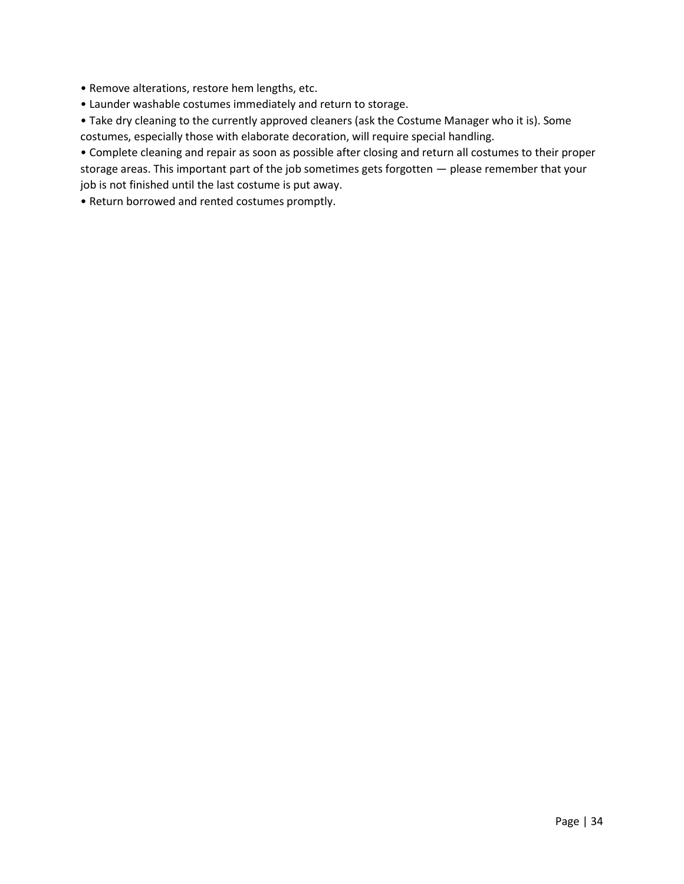- Remove alterations, restore hem lengths, etc.
- Launder washable costumes immediately and return to storage.
- Take dry cleaning to the currently approved cleaners (ask the Costume Manager who it is). Some costumes, especially those with elaborate decoration, will require special handling.
- Complete cleaning and repair as soon as possible after closing and return all costumes to their proper storage areas. This important part of the job sometimes gets forgotten — please remember that your job is not finished until the last costume is put away.
- Return borrowed and rented costumes promptly.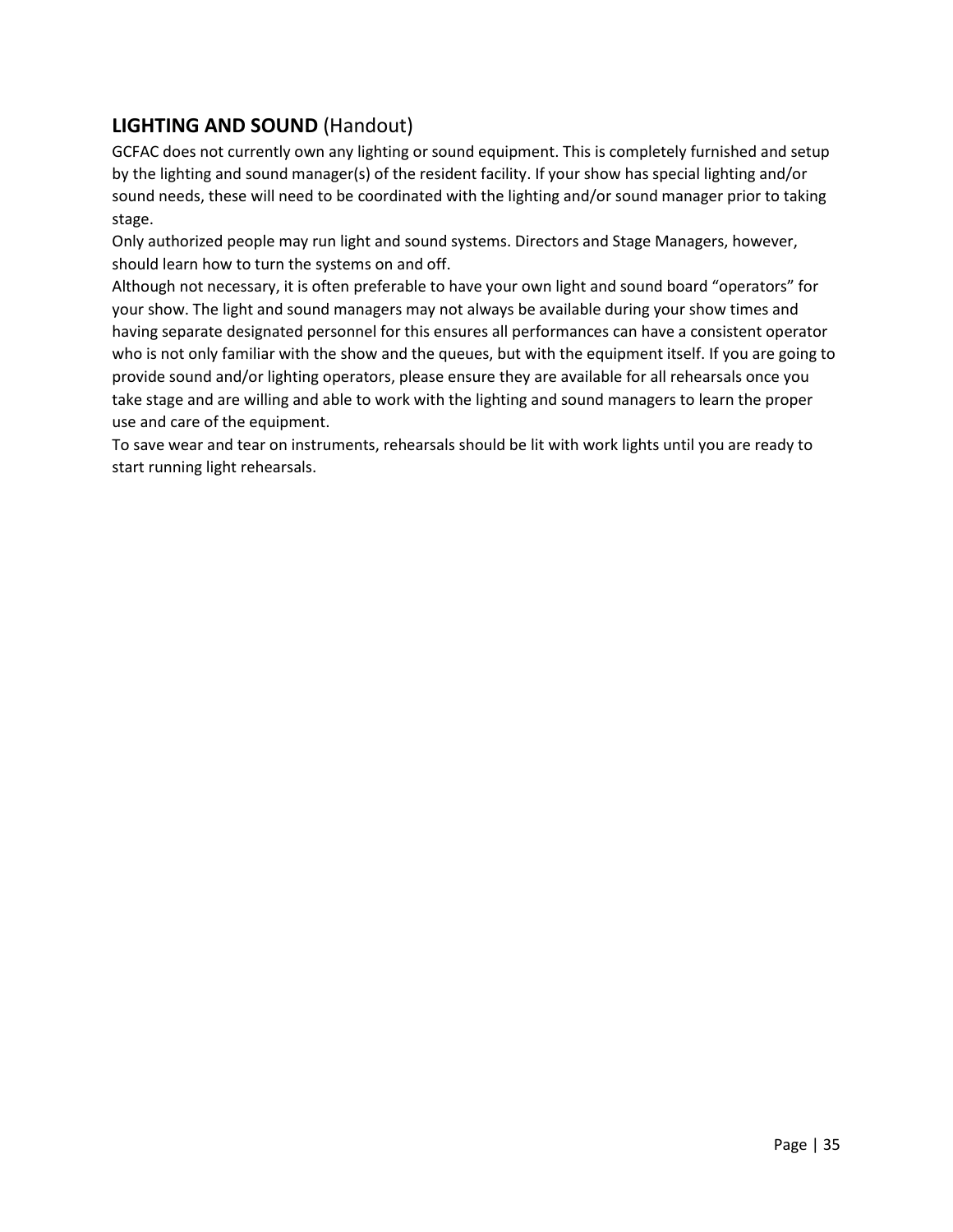## **LIGHTING AND SOUND** (Handout)

GCFAC does not currently own any lighting or sound equipment. This is completely furnished and setup by the lighting and sound manager(s) of the resident facility. If your show has special lighting and/or sound needs, these will need to be coordinated with the lighting and/or sound manager prior to taking stage.

Only authorized people may run light and sound systems. Directors and Stage Managers, however, should learn how to turn the systems on and off.

Although not necessary, it is often preferable to have your own light and sound board "operators" for your show. The light and sound managers may not always be available during your show times and having separate designated personnel for this ensures all performances can have a consistent operator who is not only familiar with the show and the queues, but with the equipment itself. If you are going to provide sound and/or lighting operators, please ensure they are available for all rehearsals once you take stage and are willing and able to work with the lighting and sound managers to learn the proper use and care of the equipment.

To save wear and tear on instruments, rehearsals should be lit with work lights until you are ready to start running light rehearsals.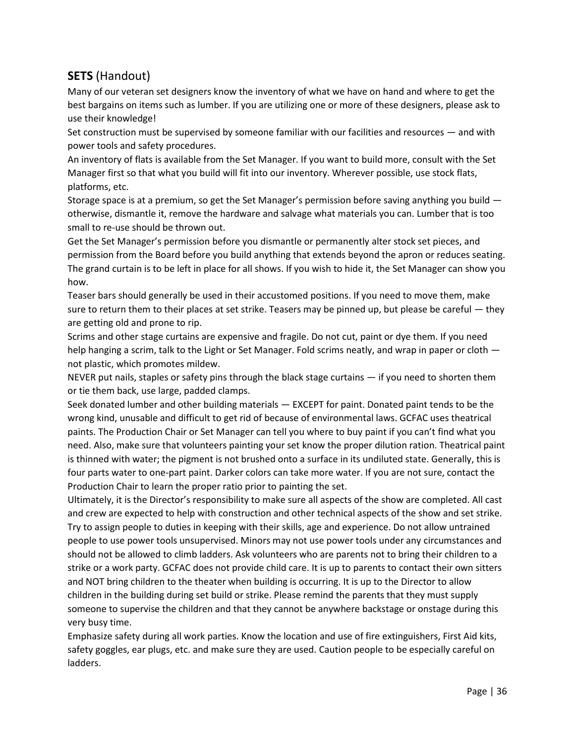## **SETS** (Handout)

Many of our veteran set designers know the inventory of what we have on hand and where to get the best bargains on items such as lumber. If you are utilizing one or more of these designers, please ask to use their knowledge!

Set construction must be supervised by someone familiar with our facilities and resources — and with power tools and safety procedures.

An inventory of flats is available from the Set Manager. If you want to build more, consult with the Set Manager first so that what you build will fit into our inventory. Wherever possible, use stock flats, platforms, etc.

Storage space is at a premium, so get the Set Manager's permission before saving anything you build — otherwise, dismantle it, remove the hardware and salvage what materials you can. Lumber that is too small to re-use should be thrown out.

Get the Set Manager's permission before you dismantle or permanently alter stock set pieces, and permission from the Board before you build anything that extends beyond the apron or reduces seating.

The grand curtain is to be left in place for all shows. If you wish to hide it, the Set Manager can show you how.

Teaser bars should generally be used in their accustomed positions. If you need to move them, make sure to return them to their places at set strike. Teasers may be pinned up, but please be careful — they are getting old and prone to rip.

Scrims and other stage curtains are expensive and fragile. Do not cut, paint or dye them. If you need help hanging a scrim, talk to the Light or Set Manager. Fold scrims neatly, and wrap in paper or cloth — not plastic, which promotes mildew.

NEVER put nails, staples or safety pins through the black stage curtains — if you need to shorten them or tie them back, use large, padded clamps.

Seek donated lumber and other building materials — EXCEPT for paint. Donated paint tends to be the wrong kind, unusable and difficult to get rid of because of environmental laws. GCFAC uses theatrical paints. The Production Chair or Set Manager can tell you where to buy paint if you can't find what you need. Also, make sure that volunteers painting your set know the proper dilution ration. Theatrical paint is thinned with water; the pigment is not brushed onto a surface in its undiluted state. Generally, this is four parts water to one-part paint. Darker colors can take more water. If you are not sure, contact the Production Chair to learn the proper ratio prior to painting the set.

Ultimately, it is the Director's responsibility to make sure all aspects of the show are completed. All cast and crew are expected to help with construction and other technical aspects of the show and set strike. Try to assign people to duties in keeping with their skills, age and experience. Do not allow untrained people to use power tools unsupervised. Minors may not use power tools under any circumstances and should not be allowed to climb ladders. Ask volunteers who are parents not to bring their children to a strike or a work party. GCFAC does not provide child care. It is up to parents to contact their own sitters and NOT bring children to the theater when building is occurring. It is up to the Director to allow children in the building during set build or strike. Please remind the parents that they must supply someone to supervise the children and that they cannot be anywhere backstage or onstage during this very busy time.

Emphasize safety during all work parties. Know the location and use of fire extinguishers, First Aid kits, safety goggles, ear plugs, etc. and make sure they are used. Caution people to be especially careful on ladders.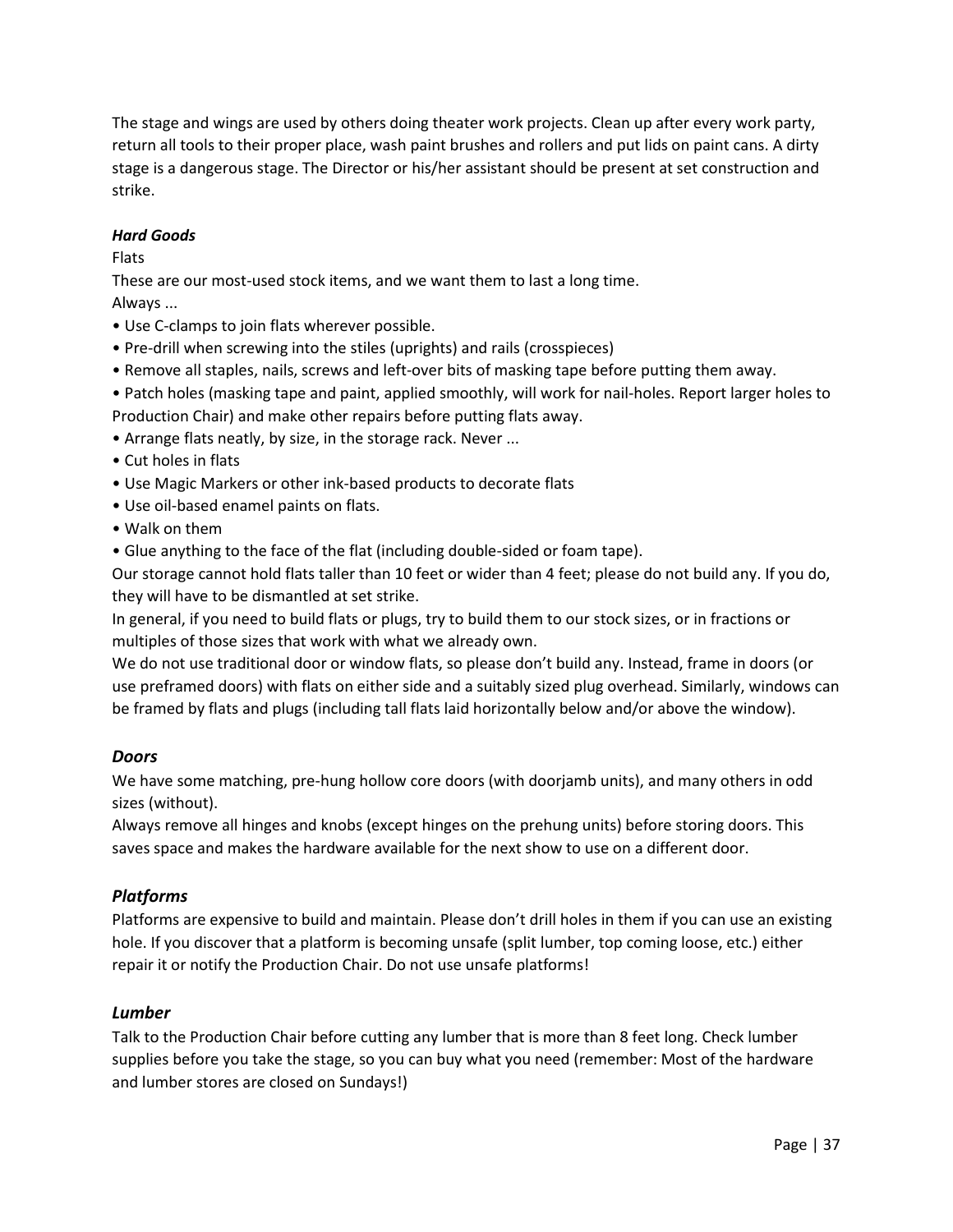The stage and wings are used by others doing theater work projects. Clean up after every work party, return all tools to their proper place, wash paint brushes and rollers and put lids on paint cans. A dirty stage is a dangerous stage. The Director or his/her assistant should be present at set construction and strike.

***Hard Goods***

Flats

These are our most-used stock items, and we want them to last a long time.

Always ...

- Use C-clamps to join flats wherever possible.
- Pre-drill when screwing into the stiles (uprights) and rails (crosspieces)
- Remove all staples, nails, screws and left-over bits of masking tape before putting them away.
- Patch holes (masking tape and paint, applied smoothly, will work for nail-holes. Report larger holes to Production Chair) and make other repairs before putting flats away.
- Arrange flats neatly, by size, in the storage rack. Never ...
- Cut holes in flats
- Use Magic Markers or other ink-based products to decorate flats
- Use oil-based enamel paints on flats.
- Walk on them
- Glue anything to the face of the flat (including double-sided or foam tape).

Our storage cannot hold flats taller than 10 feet or wider than 4 feet; please do not build any. If you do, they will have to be dismantled at set strike.

In general, if you need to build flats or plugs, try to build them to our stock sizes, or in fractions or multiples of those sizes that work with what we already own.

We do not use traditional door or window flats, so please don't build any. Instead, frame in doors (or use preframed doors) with flats on either side and a suitably sized plug overhead. Similarly, windows can be framed by flats and plugs (including tall flats laid horizontally below and/or above the window).

## *Doors*

We have some matching, pre-hung hollow core doors (with doorjamb units), and many others in odd sizes (without).

Always remove all hinges and knobs (except hinges on the prehung units) before storing doors. This saves space and makes the hardware available for the next show to use on a different door.

## *Platforms*

Platforms are expensive to build and maintain. Please don't drill holes in them if you can use an existing hole. If you discover that a platform is becoming unsafe (split lumber, top coming loose, etc.) either repair it or notify the Production Chair. Do not use unsafe platforms!

## *Lumber*

Talk to the Production Chair before cutting any lumber that is more than 8 feet long. Check lumber supplies before you take the stage, so you can buy what you need (remember: Most of the hardware and lumber stores are closed on Sundays!)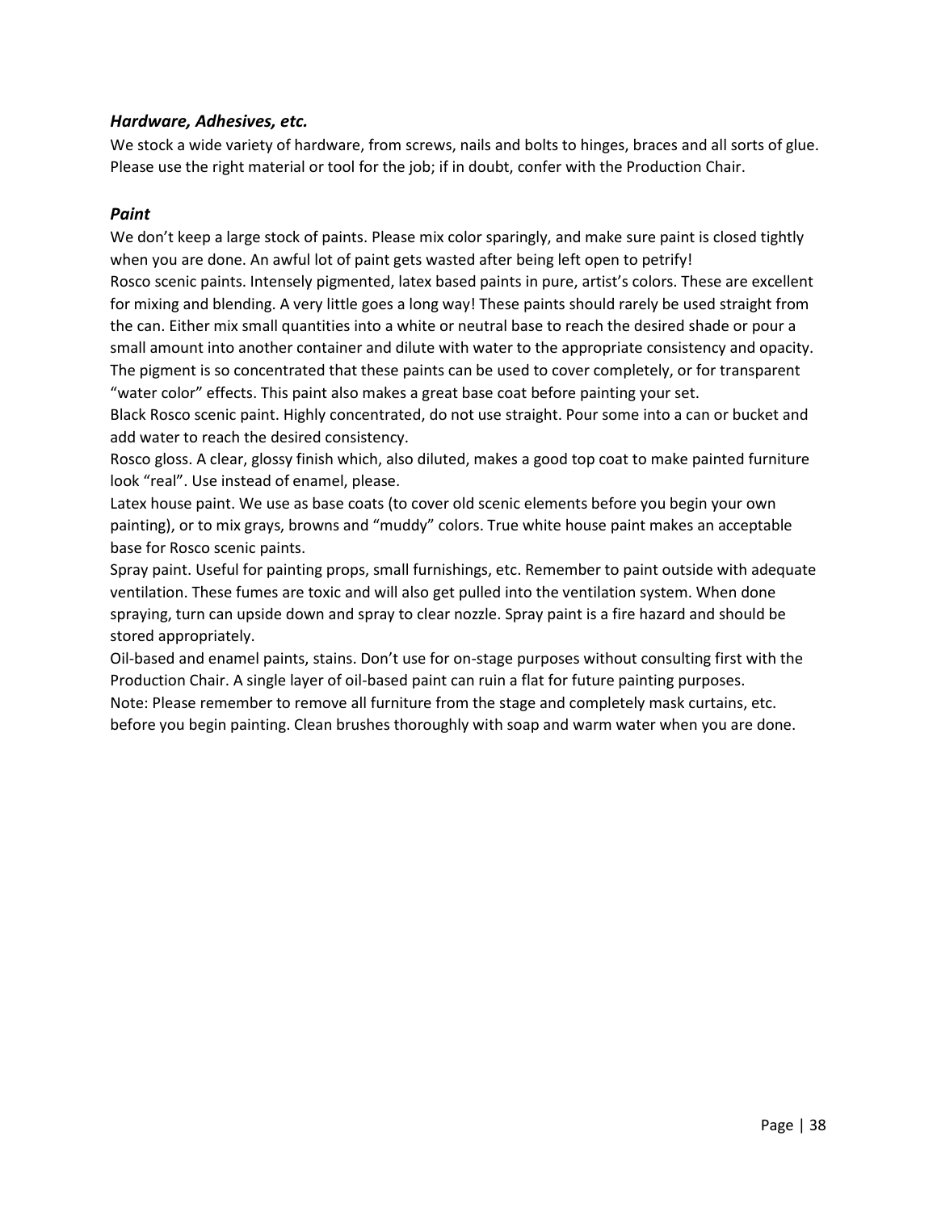### *Hardware, Adhesives, etc.*

We stock a wide variety of hardware, from screws, nails and bolts to hinges, braces and all sorts of glue. Please use the right material or tool for the job; if in doubt, confer with the Production Chair.

### *Paint*

We don't keep a large stock of paints. Please mix color sparingly, and make sure paint is closed tightly when you are done. An awful lot of paint gets wasted after being left open to petrify!

Rosco scenic paints. Intensely pigmented, latex based paints in pure, artist's colors. These are excellent for mixing and blending. A very little goes a long way! These paints should rarely be used straight from the can. Either mix small quantities into a white or neutral base to reach the desired shade or pour a small amount into another container and dilute with water to the appropriate consistency and opacity. The pigment is so concentrated that these paints can be used to cover completely, or for transparent "water color" effects. This paint also makes a great base coat before painting your set.

Black Rosco scenic paint. Highly concentrated, do not use straight. Pour some into a can or bucket and add water to reach the desired consistency.

Rosco gloss. A clear, glossy finish which, also diluted, makes a good top coat to make painted furniture look "real". Use instead of enamel, please.

Latex house paint. We use as base coats (to cover old scenic elements before you begin your own painting), or to mix grays, browns and "muddy" colors. True white house paint makes an acceptable base for Rosco scenic paints.

Spray paint. Useful for painting props, small furnishings, etc. Remember to paint outside with adequate ventilation. These fumes are toxic and will also get pulled into the ventilation system. When done spraying, turn can upside down and spray to clear nozzle. Spray paint is a fire hazard and should be stored appropriately.

Oil-based and enamel paints, stains. Don't use for on-stage purposes without consulting first with the Production Chair. A single layer of oil-based paint can ruin a flat for future painting purposes.

Note: Please remember to remove all furniture from the stage and completely mask curtains, etc. before you begin painting. Clean brushes thoroughly with soap and warm water when you are done.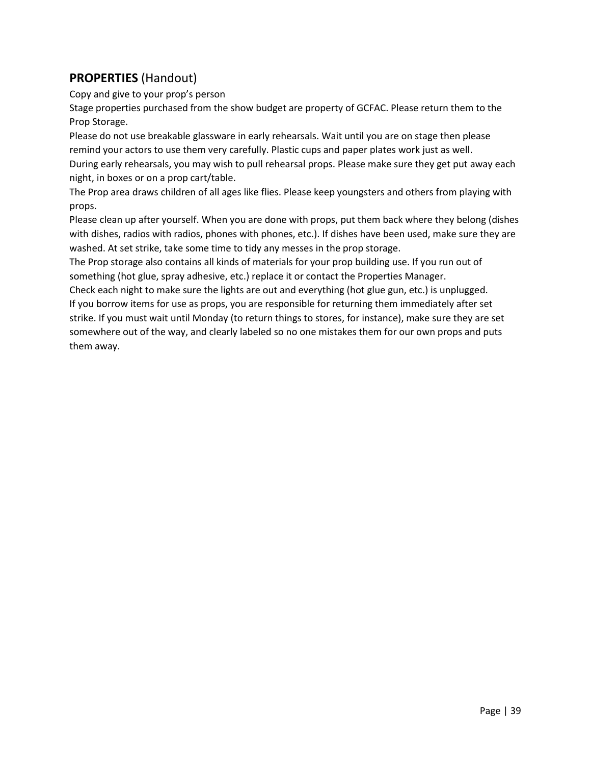## **PROPERTIES** (Handout)

Copy and give to your prop's person

Stage properties purchased from the show budget are property of GCFAC. Please return them to the Prop Storage.

Please do not use breakable glassware in early rehearsals. Wait until you are on stage then please remind your actors to use them very carefully. Plastic cups and paper plates work just as well.

During early rehearsals, you may wish to pull rehearsal props. Please make sure they get put away each night, in boxes or on a prop cart/table.

The Prop area draws children of all ages like flies. Please keep youngsters and others from playing with props.

Please clean up after yourself. When you are done with props, put them back where they belong (dishes with dishes, radios with radios, phones with phones, etc.). If dishes have been used, make sure they are washed. At set strike, take some time to tidy any messes in the prop storage.

The Prop storage also contains all kinds of materials for your prop building use. If you run out of something (hot glue, spray adhesive, etc.) replace it or contact the Properties Manager.

Check each night to make sure the lights are out and everything (hot glue gun, etc.) is unplugged.

If you borrow items for use as props, you are responsible for returning them immediately after set strike. If you must wait until Monday (to return things to stores, for instance), make sure they are set somewhere out of the way, and clearly labeled so no one mistakes them for our own props and puts them away.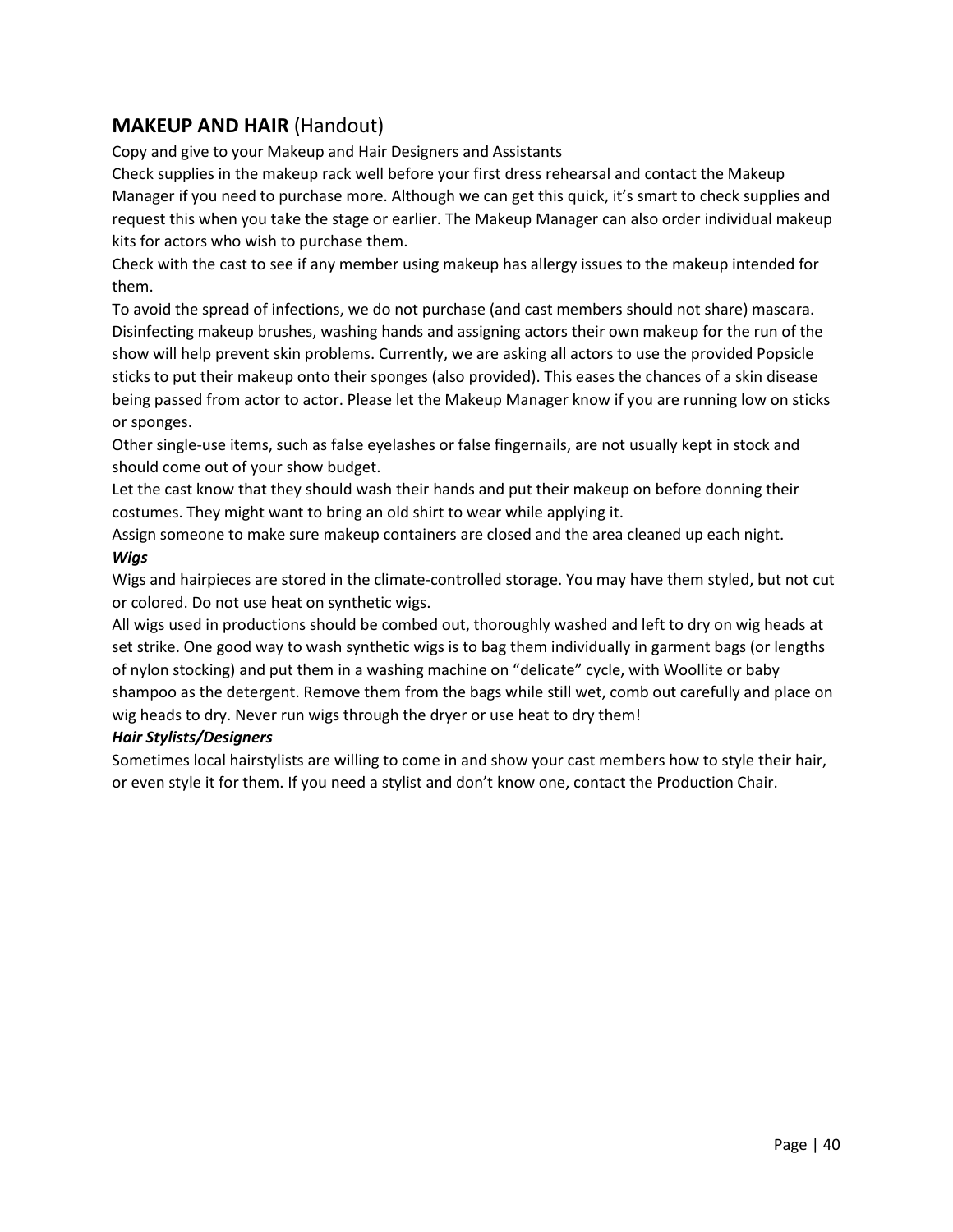## **MAKEUP AND HAIR** (Handout)

Copy and give to your Makeup and Hair Designers and Assistants

Check supplies in the makeup rack well before your first dress rehearsal and contact the Makeup Manager if you need to purchase more. Although we can get this quick, it's smart to check supplies and request this when you take the stage or earlier. The Makeup Manager can also order individual makeup kits for actors who wish to purchase them.

Check with the cast to see if any member using makeup has allergy issues to the makeup intended for them.

To avoid the spread of infections, we do not purchase (and cast members should not share) mascara. Disinfecting makeup brushes, washing hands and assigning actors their own makeup for the run of the show will help prevent skin problems. Currently, we are asking all actors to use the provided Popsicle sticks to put their makeup onto their sponges (also provided). This eases the chances of a skin disease being passed from actor to actor. Please let the Makeup Manager know if you are running low on sticks or sponges.

Other single-use items, such as false eyelashes or false fingernails, are not usually kept in stock and should come out of your show budget.

Let the cast know that they should wash their hands and put their makeup on before donning their costumes. They might want to bring an old shirt to wear while applying it.

Assign someone to make sure makeup containers are closed and the area cleaned up each night.

***Wigs***

Wigs and hairpieces are stored in the climate-controlled storage. You may have them styled, but not cut or colored. Do not use heat on synthetic wigs.

All wigs used in productions should be combed out, thoroughly washed and left to dry on wig heads at set strike. One good way to wash synthetic wigs is to bag them individually in garment bags (or lengths of nylon stocking) and put them in a washing machine on "delicate" cycle, with Woollite or baby shampoo as the detergent. Remove them from the bags while still wet, comb out carefully and place on wig heads to dry. Never run wigs through the dryer or use heat to dry them!

***Hair Stylists/Designers***

Sometimes local hairstylists are willing to come in and show your cast members how to style their hair, or even style it for them. If you need a stylist and don't know one, contact the Production Chair.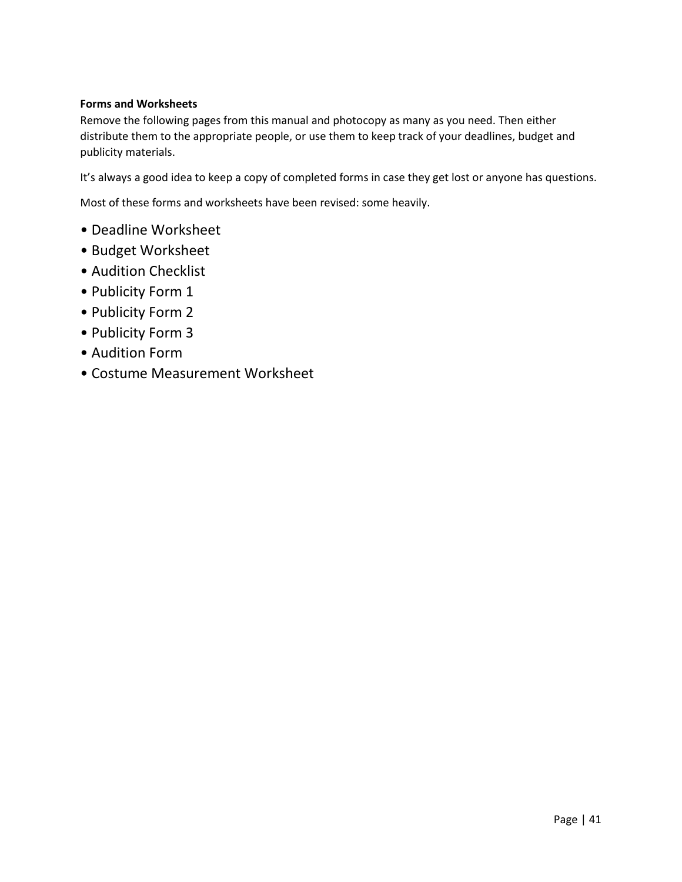**Forms and Worksheets**

Remove the following pages from this manual and photocopy as many as you need. Then either distribute them to the appropriate people, or use them to keep track of your deadlines, budget and publicity materials.

It's always a good idea to keep a copy of completed forms in case they get lost or anyone has questions.

Most of these forms and worksheets have been revised: some heavily.

- Deadline Worksheet
- Budget Worksheet
- Audition Checklist
- Publicity Form 1
- Publicity Form 2
- Publicity Form 3
- Audition Form
- Costume Measurement Worksheet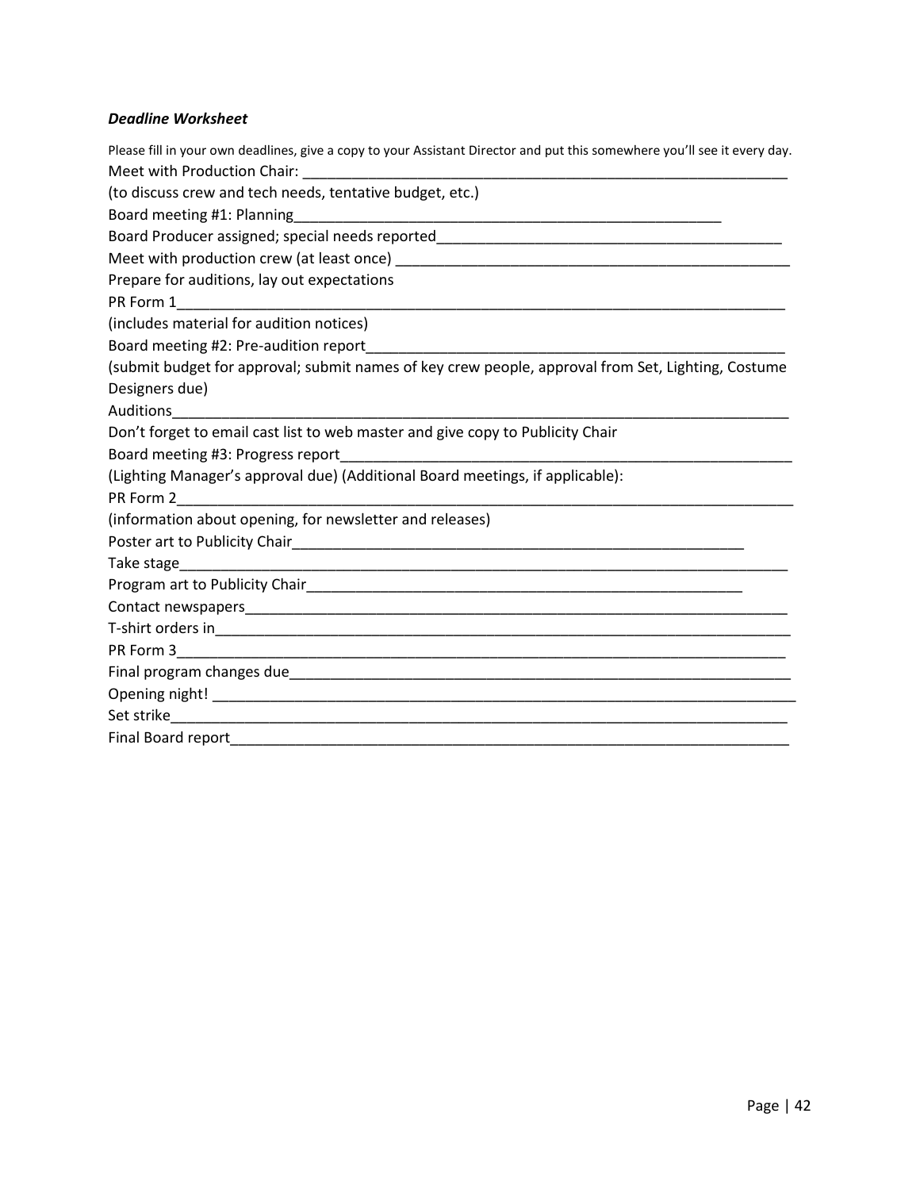***Deadline Worksheet***

Please fill in your own deadlines, give a copy to your Assistant Director and put this somewhere you'll see it every day.

Meet with Production Chair: ______________________________________________________________

(to discuss crew and tech needs, tentative budget, etc.)

Board meeting #1: Planning______________________________________________________

Board Producer assigned; special needs reported___________________________________________

Meet with production crew (at least once) _________________________________________________

Prepare for auditions, lay out expectations

PR Form 1________________________________________________________________________

(includes material for audition notices)

Board meeting #2: Pre-audition report____________________________________________________

(submit budget for approval; submit names of key crew people, approval from Set, Lighting, Costume Designers due)

Auditions_________________________________________________________________________

Don't forget to email cast list to web master and give copy to Publicity Chair

Board meeting #3: Progress report________________________________________________________

(Lighting Manager's approval due) (Additional Board meetings, if applicable):

PR Form 2_________________________________________________________________________

(information about opening, for newsletter and releases)

Poster art to Publicity Chair__________________________________________________________

Take stage_________________________________________________________________________

Program art to Publicity Chair_______________________________________________________

Contact newspapers__________________________________________________________________

T-shirt orders in____________________________________________________________________

PR Form 3_________________________________________________________________________

Final program changes due_____________________________________________________________

Opening night! ______________________________________________________________________

Set strike__________________________________________________________________________

Final Board report___________________________________________________________________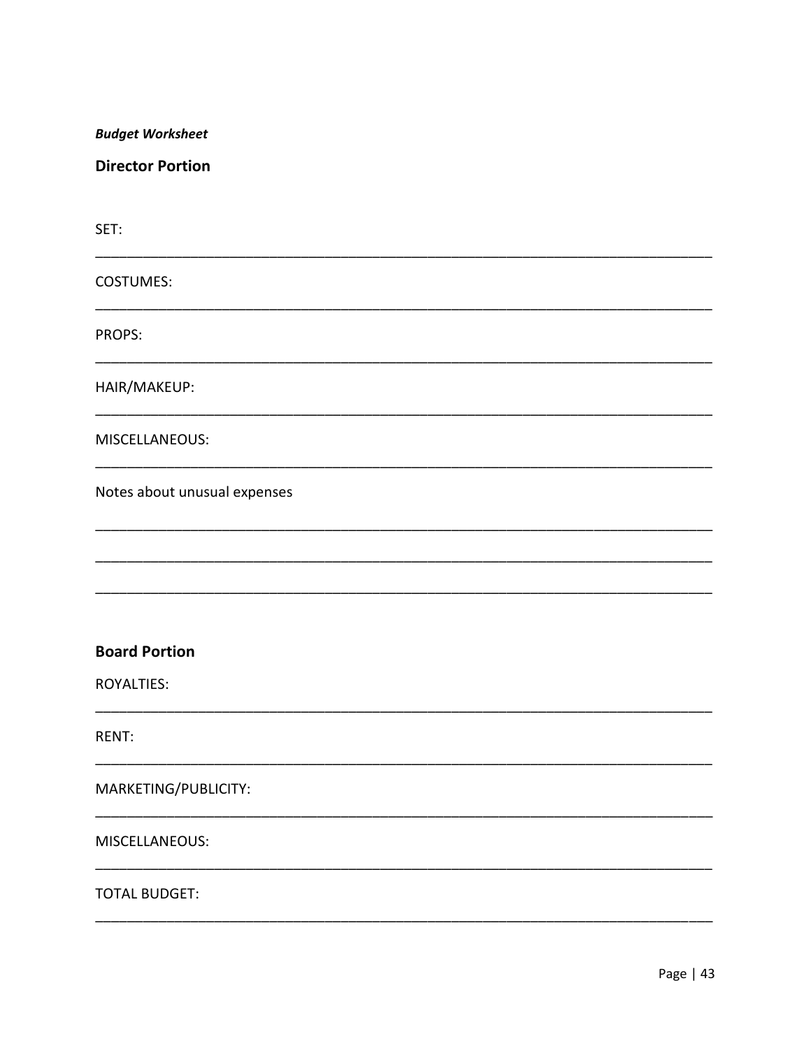***Budget Worksheet***

## Director Portion

SET:

_______________________________________________________________________________

COSTUMES:

_______________________________________________________________________________

PROPS:

_______________________________________________________________________________

HAIR/MAKEUP:

_______________________________________________________________________________

MISCELLANEOUS:

_______________________________________________________________________________

Notes about unusual expenses

_______________________________________________________________________________

_______________________________________________________________________________

_______________________________________________________________________________

## Board Portion

ROYALTIES:

_______________________________________________________________________________

RENT:

_______________________________________________________________________________

MARKETING/PUBLICITY:

_______________________________________________________________________________

MISCELLANEOUS:

_______________________________________________________________________________

TOTAL BUDGET:

_______________________________________________________________________________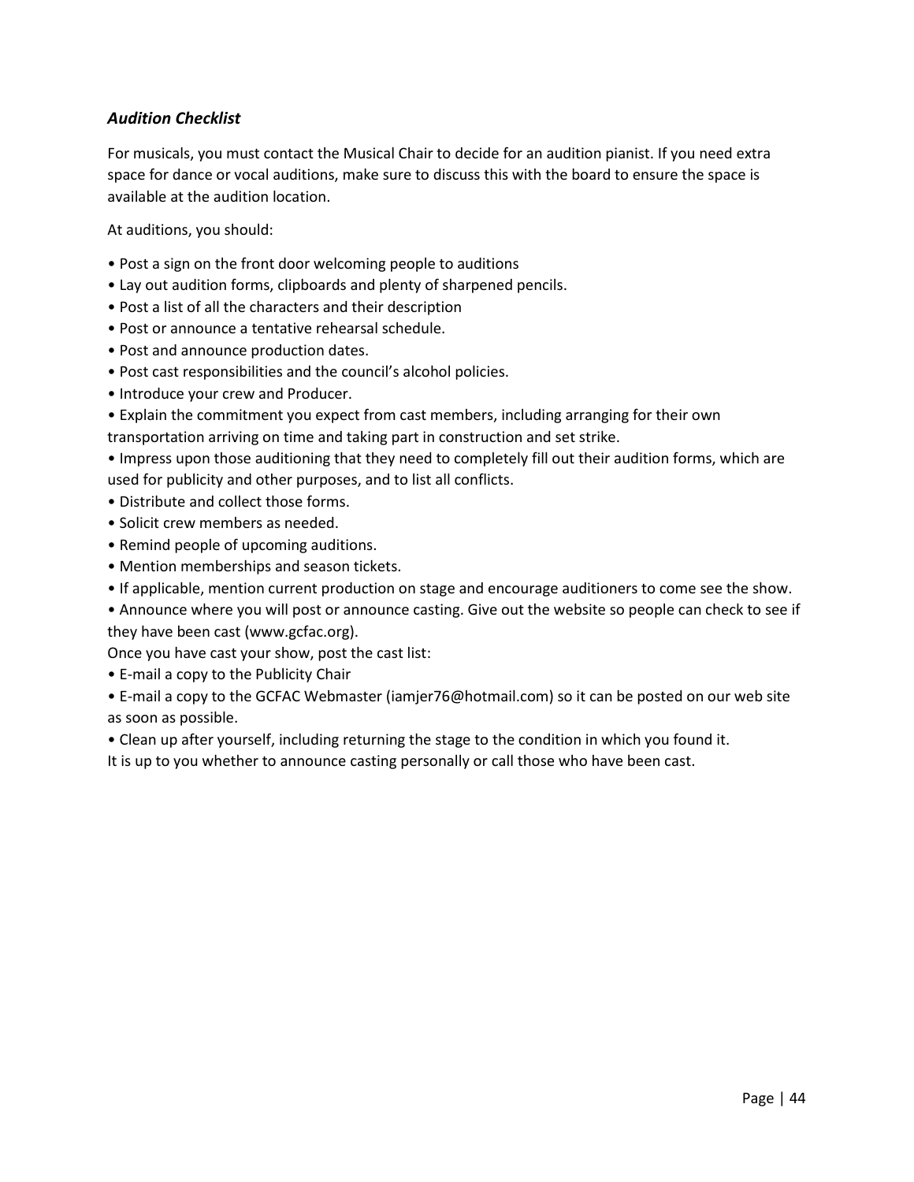### *Audition Checklist*

For musicals, you must contact the Musical Chair to decide for an audition pianist. If you need extra space for dance or vocal auditions, make sure to discuss this with the board to ensure the space is available at the audition location.

At auditions, you should:

- Post a sign on the front door welcoming people to auditions
- Lay out audition forms, clipboards and plenty of sharpened pencils.
- Post a list of all the characters and their description
- Post or announce a tentative rehearsal schedule.
- Post and announce production dates.
- Post cast responsibilities and the council's alcohol policies.
- Introduce your crew and Producer.
- Explain the commitment you expect from cast members, including arranging for their own transportation arriving on time and taking part in construction and set strike.
- Impress upon those auditioning that they need to completely fill out their audition forms, which are used for publicity and other purposes, and to list all conflicts.
- Distribute and collect those forms.
- Solicit crew members as needed.
- Remind people of upcoming auditions.
- Mention memberships and season tickets.
- If applicable, mention current production on stage and encourage auditioners to come see the show.
- Announce where you will post or announce casting. Give out the website so people can check to see if they have been cast (www.gcfac.org).

Once you have cast your show, post the cast list:

- E-mail a copy to the Publicity Chair
- E-mail a copy to the GCFAC Webmaster (iamjer76@hotmail.com) so it can be posted on our web site as soon as possible.
- Clean up after yourself, including returning the stage to the condition in which you found it.

It is up to you whether to announce casting personally or call those who have been cast.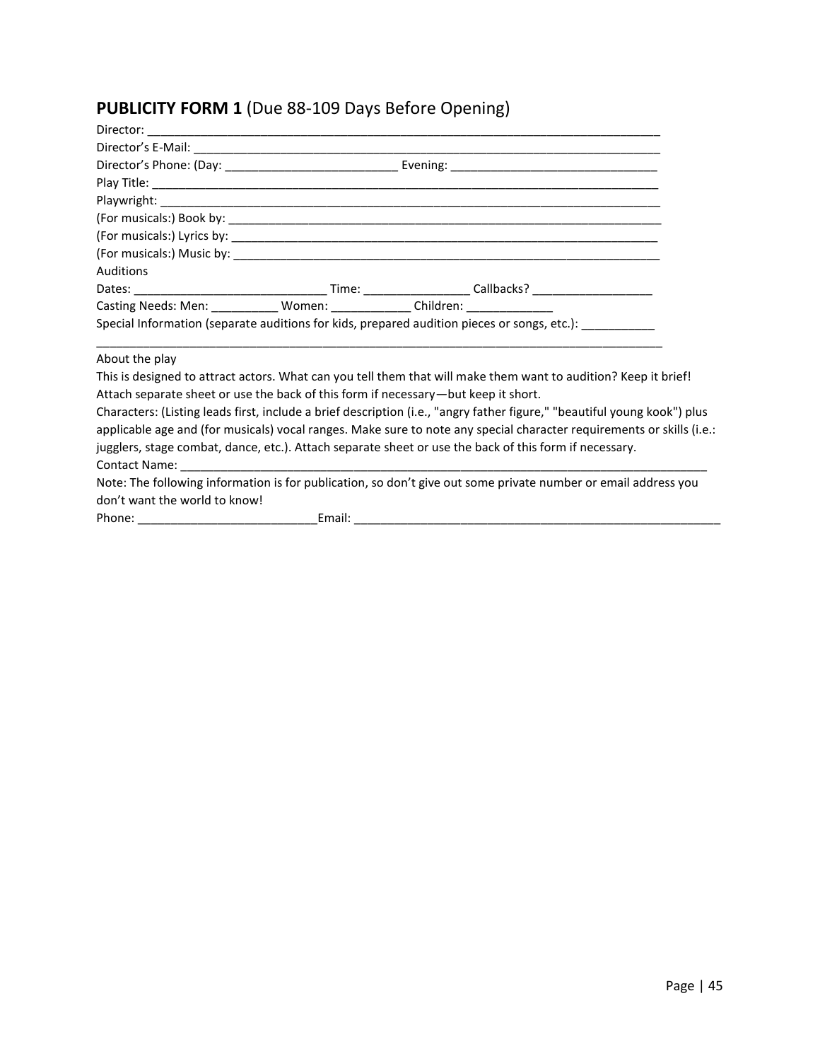## **PUBLICITY FORM 1** (Due 88-109 Days Before Opening)

Director: ___________________________________________________________________________

Director's E-Mail: _____________________________________________________________________

Director's Phone: (Day: __________________________ Evening: _______________________________

Play Title: ___________________________________________________________________________

Playwright: ___________________________________________________________________________

(For musicals:) Book by: _________________________________________________________________

(For musicals:) Lyrics by: ________________________________________________________________

(For musicals:) Music by: ________________________________________________________________

Auditions

Dates: _____________________________ Time: ________________ Callbacks? __________________

Casting Needs: Men: __________ Women: ____________ Children: _____________

Special Information (separate auditions for kids, prepared audition pieces or songs, etc.): ___________

_____________________________________________________________________________________

About the play

This is designed to attract actors. What can you tell them that will make them want to audition? Keep it brief! Attach separate sheet or use the back of this form if necessary—but keep it short.

Characters: (Listing leads first, include a brief description (i.e., "angry father figure," "beautiful young kook") plus applicable age and (for musicals) vocal ranges. Make sure to note any special character requirements or skills (i.e.: jugglers, stage combat, dance, etc.). Attach separate sheet or use the back of this form if necessary.

Contact Name: _________________________________________________________________________

Note: The following information is for publication, so don't give out some private number or email address you don't want the world to know!

Phone: ___________________________Email: __________________________________________________________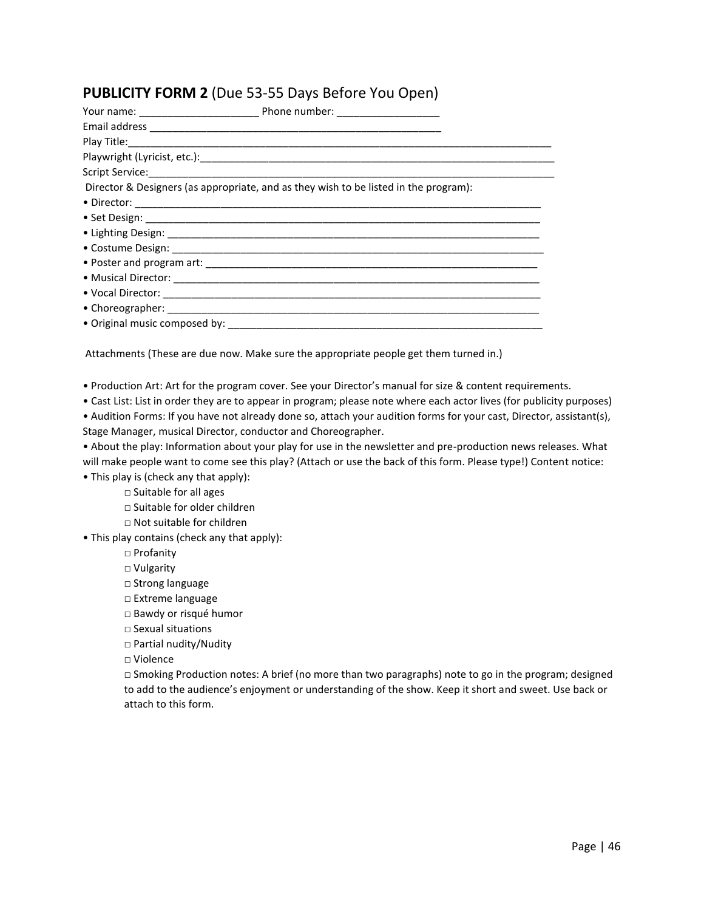## **PUBLICITY FORM 2** (Due 53-55 Days Before You Open)

Your name: ____________________ Phone number: _________________

Email address ___________________________________________________

Play Title:______________________________________________________________________________

Playwright (Lyricist, etc.):_________________________________________________________________

Script Service:___________________________________________________________________________

Director & Designers (as appropriate, and as they wish to be listed in the program):

- Director: _________________________________________________________________________
- Set Design: _______________________________________________________________________
- Lighting Design: ___________________________________________________________________
- Costume Design: ___________________________________________________________________
- Poster and program art: _____________________________________________________________
- Musical Director: ___________________________________________________________________
- Vocal Director: _____________________________________________________________________
- Choreographer: _____________________________________________________________________
- Original music composed by: _________________________________________________________

Attachments (These are due now. Make sure the appropriate people get them turned in.)

- Production Art: Art for the program cover. See your Director's manual for size & content requirements.
- Cast List: List in order they are to appear in program; please note where each actor lives (for publicity purposes)
- Audition Forms: If you have not already done so, attach your audition forms for your cast, Director, assistant(s), Stage Manager, musical Director, conductor and Choreographer.
- About the play: Information about your play for use in the newsletter and pre-production news releases. What will make people want to come see this play? (Attach or use the back of this form. Please type!) Content notice:
- This play is (check any that apply):
  - □ Suitable for all ages
  - □ Suitable for older children
  - □ Not suitable for children
- This play contains (check any that apply):
  - □ Profanity
  - □ Vulgarity
  - □ Strong language
  - □ Extreme language
  - □ Bawdy or risqué humor
  - □ Sexual situations
  - □ Partial nudity/Nudity
  - □ Violence
  - □ Smoking Production notes: A brief (no more than two paragraphs) note to go in the program; designed to add to the audience's enjoyment or understanding of the show. Keep it short and sweet. Use back or attach to this form.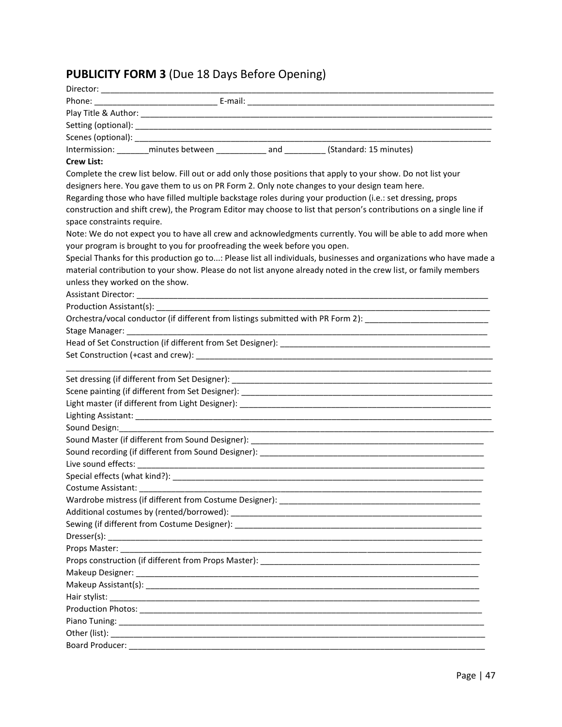## **PUBLICITY FORM 3** (Due 18 Days Before Opening)

Director: ___________________________________________________________________________________

Phone: __________________________ E-mail: _______________________________________________________

Play Title & Author: ______________________________________________________________________

Setting (optional): _______________________________________________________________________

Scenes (optional): ________________________________________________________________________

Intermission: _______minutes between ___________ and _________ (Standard: 15 minutes)

**Crew List:**

Complete the crew list below. Fill out or add only those positions that apply to your show. Do not list your designers here. You gave them to us on PR Form 2. Only note changes to your design team here.

Regarding those who have filled multiple backstage roles during your production (i.e.: set dressing, props construction and shift crew), the Program Editor may choose to list that person's contributions on a single line if space constraints require.

Note: We do not expect you to have all crew and acknowledgments currently. You will be able to add more when your program is brought to you for proofreading the week before you open.

Special Thanks for this production go to...: Please list all individuals, businesses and organizations who have made a material contribution to your show. Please do not list anyone already noted in the crew list, or family members unless they worked on the show.

Assistant Director: _______________________________________________________________________

Production Assistant(s): ___________________________________________________________________

Orchestra/vocal conductor (if different from listings submitted with PR Form 2): ___________________________

Stage Manager: __________________________________________________________________________

Head of Set Construction (if different from Set Designer): _______________________________________________

Set Construction (+cast and crew): ____________________________________________________________

___________________________________________________________________________________________

Set dressing (if different from Set Designer): ________________________________________________________

Scene painting (if different from Set Designer): ______________________________________________________

Light master (if different from Light Designer): _______________________________________________________

Lighting Assistant: ___________________________________________________________________________

Sound Design:________________________________________________________________________________

Sound Master (if different from Sound Designer): ____________________________________________________

Sound recording (if different from Sound Designer): __________________________________________________

Live sound effects: ___________________________________________________________________________

Special effects (what kind?): ____________________________________________________________________

Costume Assistant: ___________________________________________________________________________

Wardrobe mistress (if different from Costume Designer): ______________________________________________

Additional costumes by (rented/borrowed): _________________________________________________________

Sewing (if different from Costume Designer): ________________________________________________________

Dresser(s): __________________________________________________________________________________

Props Master: ________________________________________________________________________________

Props construction (if different from Props Master): __________________________________________________

Makeup Designer: ____________________________________________________________________________

Makeup Assistant(s): __________________________________________________________________________

Hair stylist: __________________________________________________________________________________

Production Photos: ____________________________________________________________________________

Piano Tuning: ________________________________________________________________________________

Other (list): __________________________________________________________________________________

Board Producer: ______________________________________________________________________________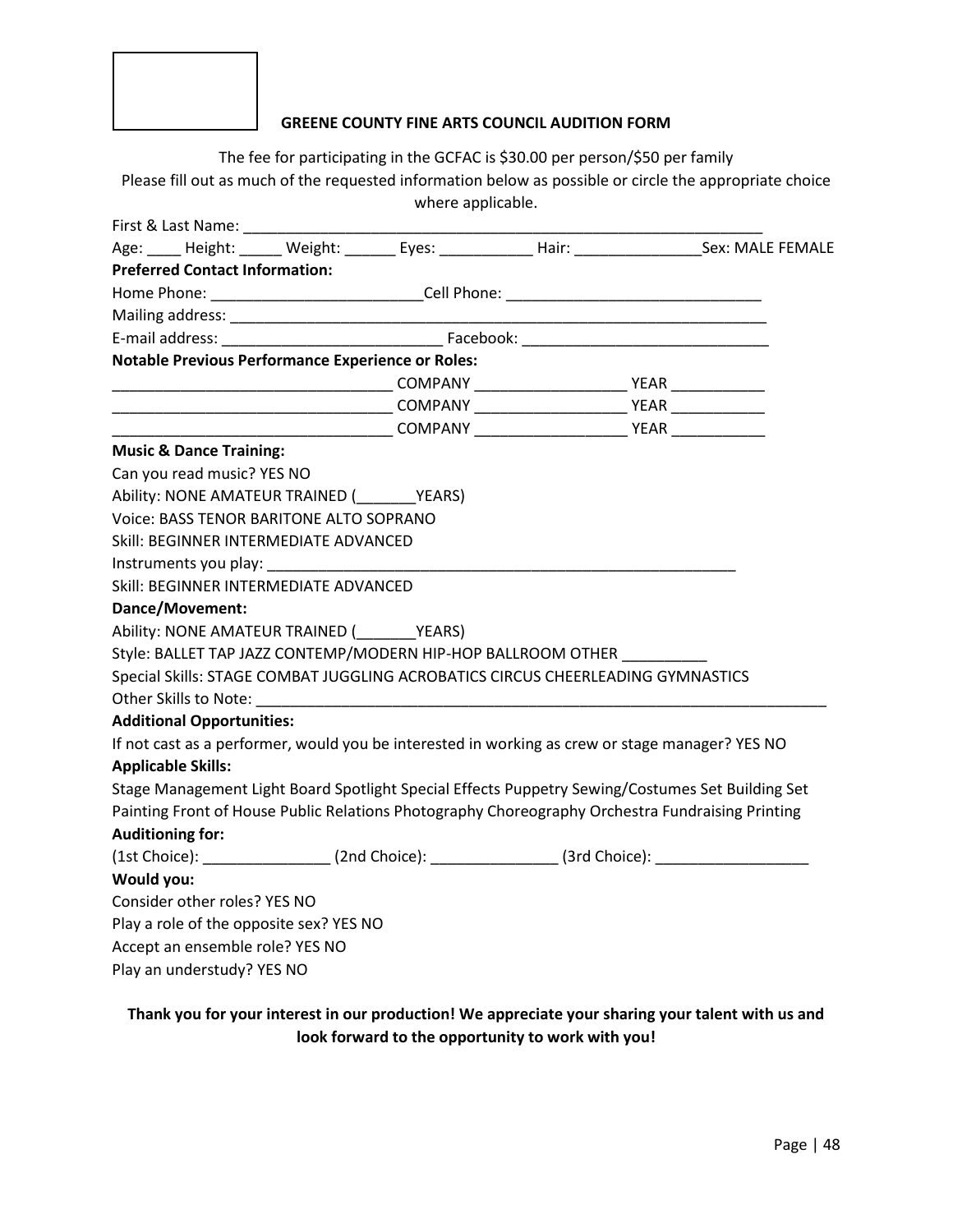**GREENE COUNTY FINE ARTS COUNCIL AUDITION FORM**

The fee for participating in the GCFAC is $30.00 per person/$50 per family

Please fill out as much of the requested information below as possible or circle the appropriate choice where applicable.

First & Last Name: ______________________________________________________________

Age: ____ Height: _____ Weight: ______ Eyes: ___________ Hair: _______________Sex: MALE FEMALE

**Preferred Contact Information:**

Home Phone: _________________________Cell Phone: ______________________________

Mailing address: _________________________________________________________________

E-mail address: _________________________ Facebook: _____________________________

**Notable Previous Performance Experience or Roles:**

_________________________________ COMPANY __________________ YEAR ___________

_________________________________ COMPANY __________________ YEAR ___________

_________________________________ COMPANY __________________ YEAR ___________

**Music & Dance Training:**

Can you read music? YES NO

Ability: NONE AMATEUR TRAINED (_______YEARS)

Voice: BASS TENOR BARITONE ALTO SOPRANO

Skill: BEGINNER INTERMEDIATE ADVANCED

Instruments you play: _________________________________________________________

Skill: BEGINNER INTERMEDIATE ADVANCED

**Dance/Movement:**

Ability: NONE AMATEUR TRAINED (_______YEARS)

Style: BALLET TAP JAZZ CONTEMP/MODERN HIP-HOP BALLROOM OTHER __________

Special Skills: STAGE COMBAT JUGGLING ACROBATICS CIRCUS CHEERLEADING GYMNASTICS

Other Skills to Note: ____________________________________________________________________

**Additional Opportunities:**

If not cast as a performer, would you be interested in working as crew or stage manager? YES NO

**Applicable Skills:**

Stage Management Light Board Spotlight Special Effects Puppetry Sewing/Costumes Set Building Set Painting Front of House Public Relations Photography Choreography Orchestra Fundraising Printing

**Auditioning for:**

(1st Choice): _______________ (2nd Choice): _______________ (3rd Choice): __________________

**Would you:**

Consider other roles? YES NO

Play a role of the opposite sex? YES NO

Accept an ensemble role? YES NO

Play an understudy? YES NO

**Thank you for your interest in our production! We appreciate your sharing your talent with us and look forward to the opportunity to work with you!**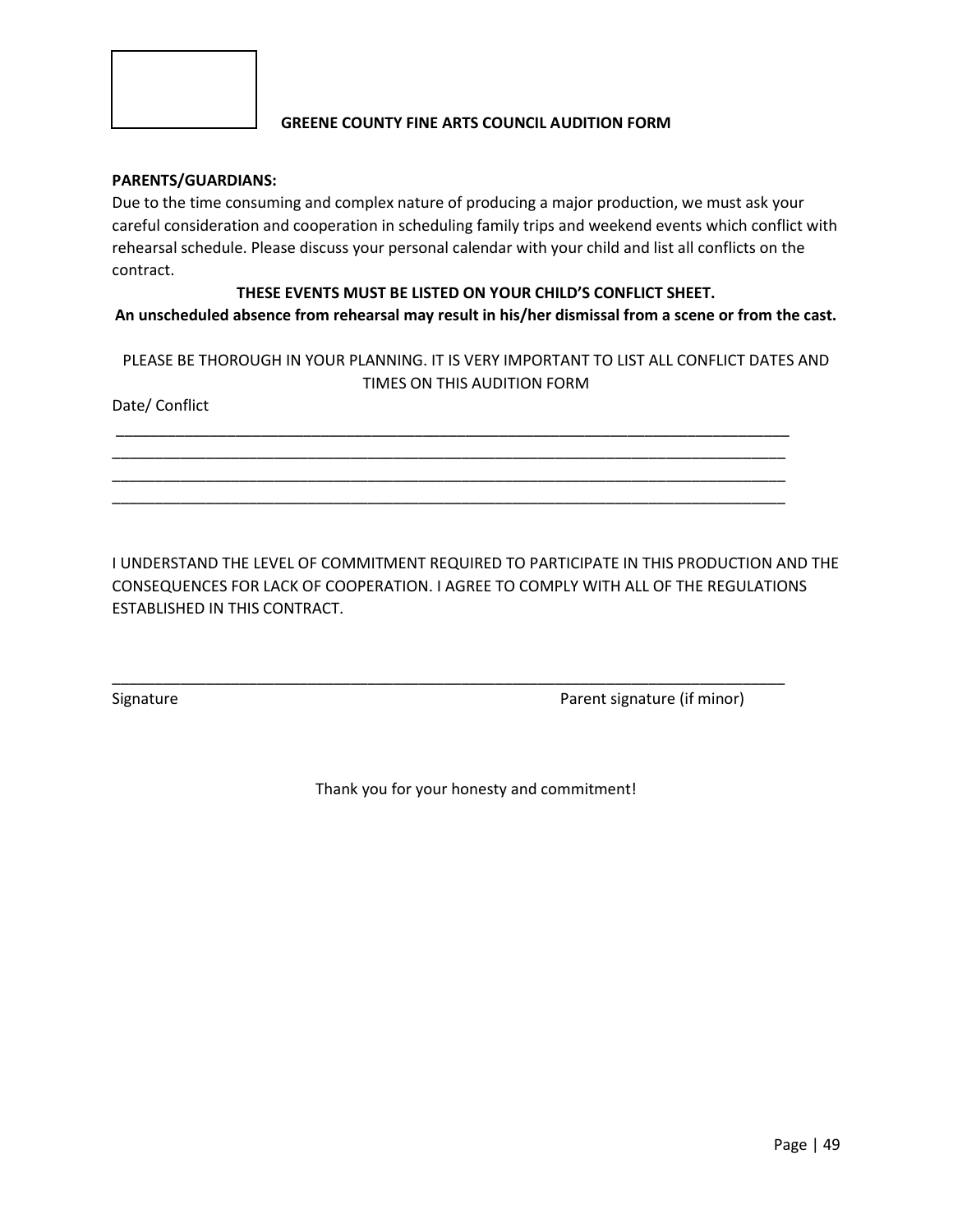## GREENE COUNTY FINE ARTS COUNCIL AUDITION FORM

**PARENTS/GUARDIANS:**

Due to the time consuming and complex nature of producing a major production, we must ask your careful consideration and cooperation in scheduling family trips and weekend events which conflict with rehearsal schedule. Please discuss your personal calendar with your child and list all conflicts on the contract.

**THESE EVENTS MUST BE LISTED ON YOUR CHILD'S CONFLICT SHEET.**

**An unscheduled absence from rehearsal may result in his/her dismissal from a scene or from the cast.**

PLEASE BE THOROUGH IN YOUR PLANNING. IT IS VERY IMPORTANT TO LIST ALL CONFLICT DATES AND TIMES ON THIS AUDITION FORM

Date/ Conflict

______________________________________________________________________________

______________________________________________________________________________

______________________________________________________________________________

______________________________________________________________________________

I UNDERSTAND THE LEVEL OF COMMITMENT REQUIRED TO PARTICIPATE IN THIS PRODUCTION AND THE CONSEQUENCES FOR LACK OF COOPERATION. I AGREE TO COMPLY WITH ALL OF THE REGULATIONS ESTABLISHED IN THIS CONTRACT.

______________________________________________________________________________

Signature                                                                                    Parent signature (if minor)

Thank you for your honesty and commitment!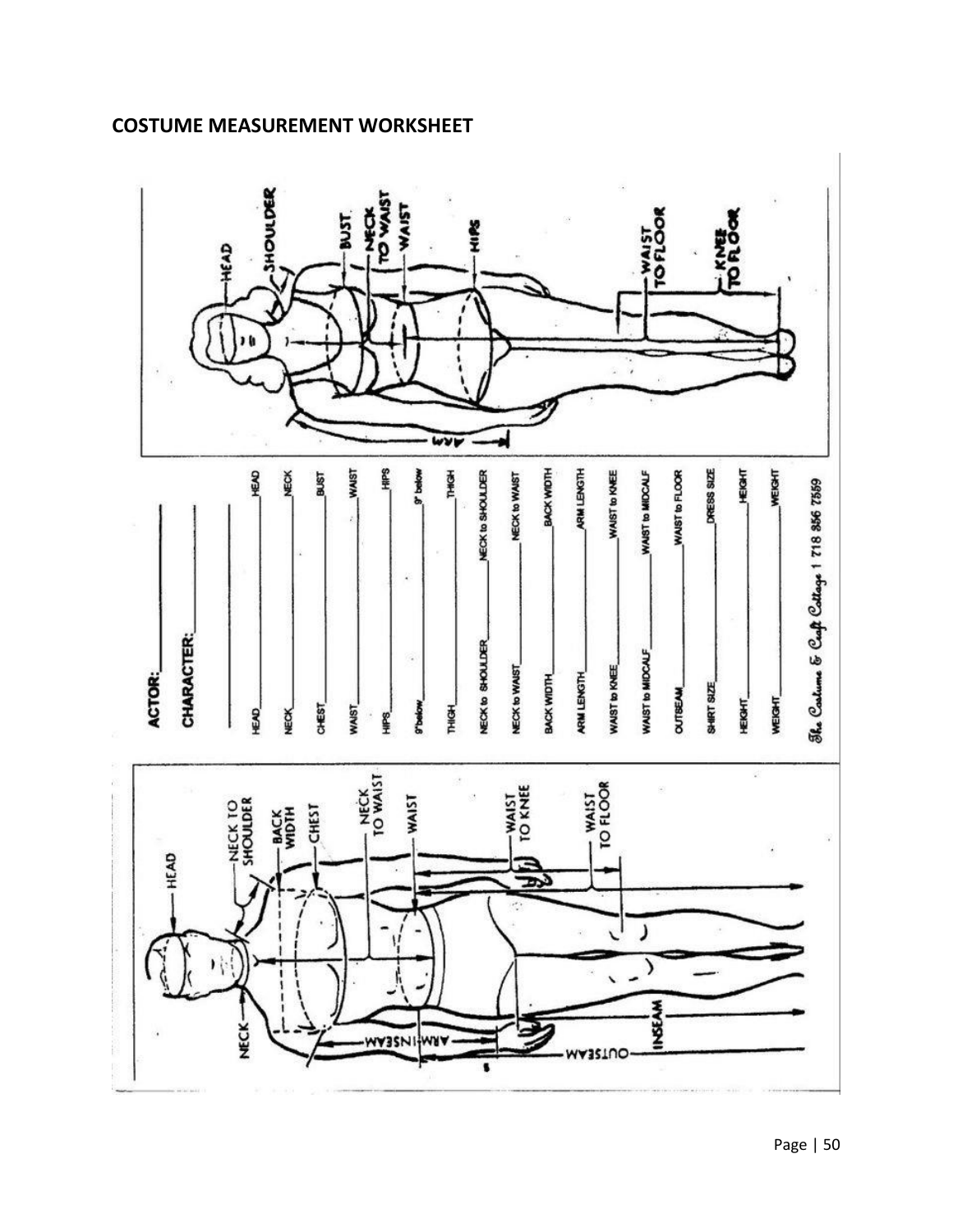## COSTUME MEASUREMENT WORKSHEET

ACTOR: ____________________

CHARACTER: ____________________

| | | | |
|---|---|---|---|
| HEAD | ______ | ______ | HEAD |
| NECK | ______ | ______ | NECK |
| CHEST | ______ | ______ | BUST |
| WAIST | ______ | ______ | WAIST |
| HIPS | ______ | ______ | HIPS |
| 9" below | ______ | ______ | 9" below |
| THIGH | ______ | ______ | THIGH |
| NECK to SHOULDER | ______ | ______ | NECK to SHOULDER |
| NECK to WAIST | ______ | ______ | NECK to WAIST |
| BACK WIDTH | ______ | ______ | BACK WIDTH |
| ARM LENGTH | ______ | ______ | ARM LENGTH |
| WAIST to KNEE | ______ | ______ | WAIST to KNEE |
| WAIST to MIDCALF | ______ | ______ | WAIST to MIDCALF |
| OUTSEAM | ______ | ______ | WAIST to FLOOR |
| SHIRT SIZE | ______ | ______ | DRESS SIZE |
| HEIGHT | ______ | ______ | HEIGHT |
| WEIGHT | ______ | ______ | WEIGHT |

*The Costume & Craft Cottage 1 718 356 7559*

HEAD
NECK TO SHOULDER
BACK WIDTH
CHEST
NECK TO WAIST
WAIST
WAIST TO KNEE
WAIST TO FLOOR
NECK
ARM-INSEAM
OUTSEAM
INSEAM

HEAD
SHOULDER
BUST
NECK TO WAIST
WAIST
HIPS
WAIST TO FLOOR
KNEE TO FLOOR
ARM